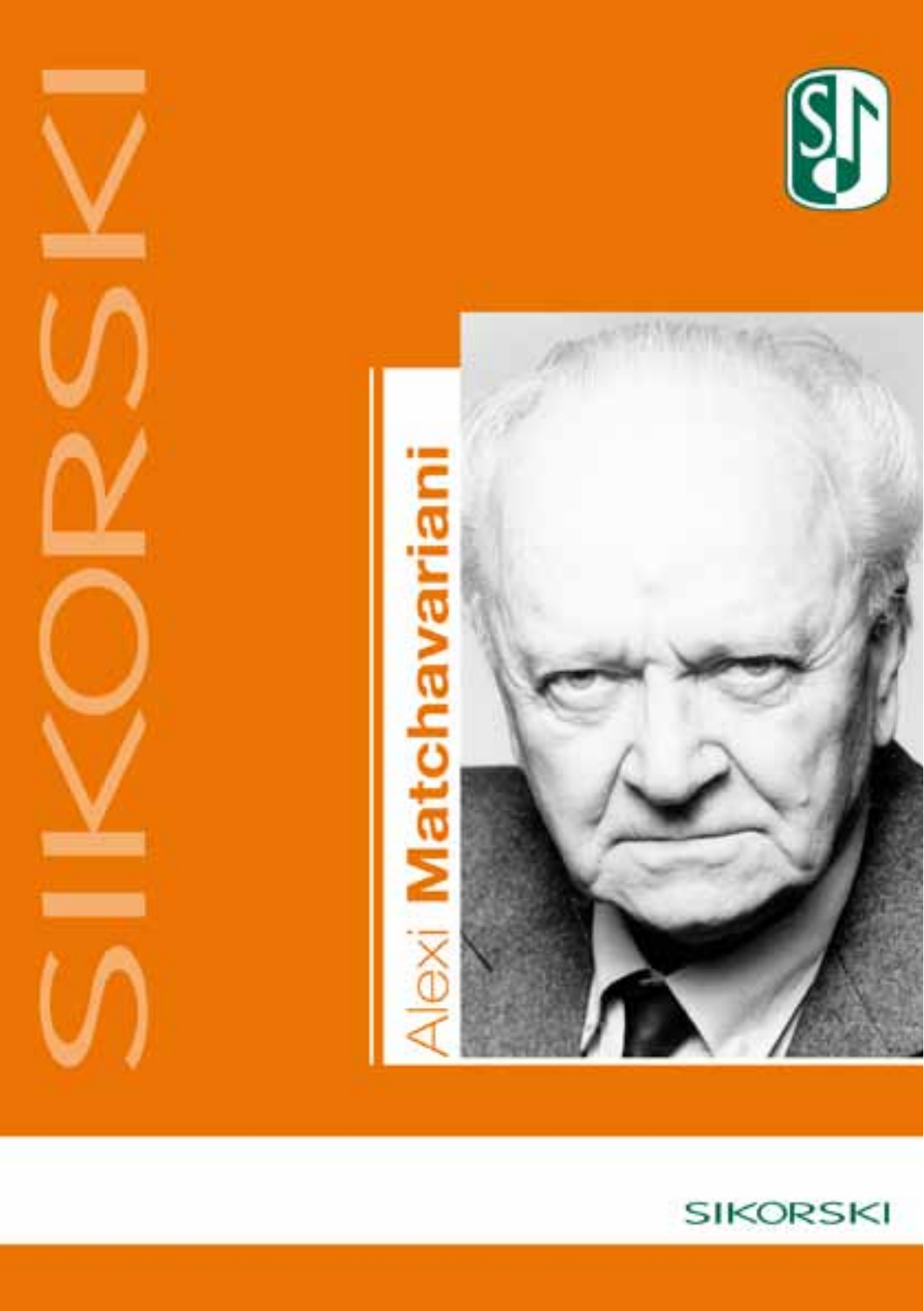SIKORSKI

# Alexi **Matchavariani**

SIKORSKI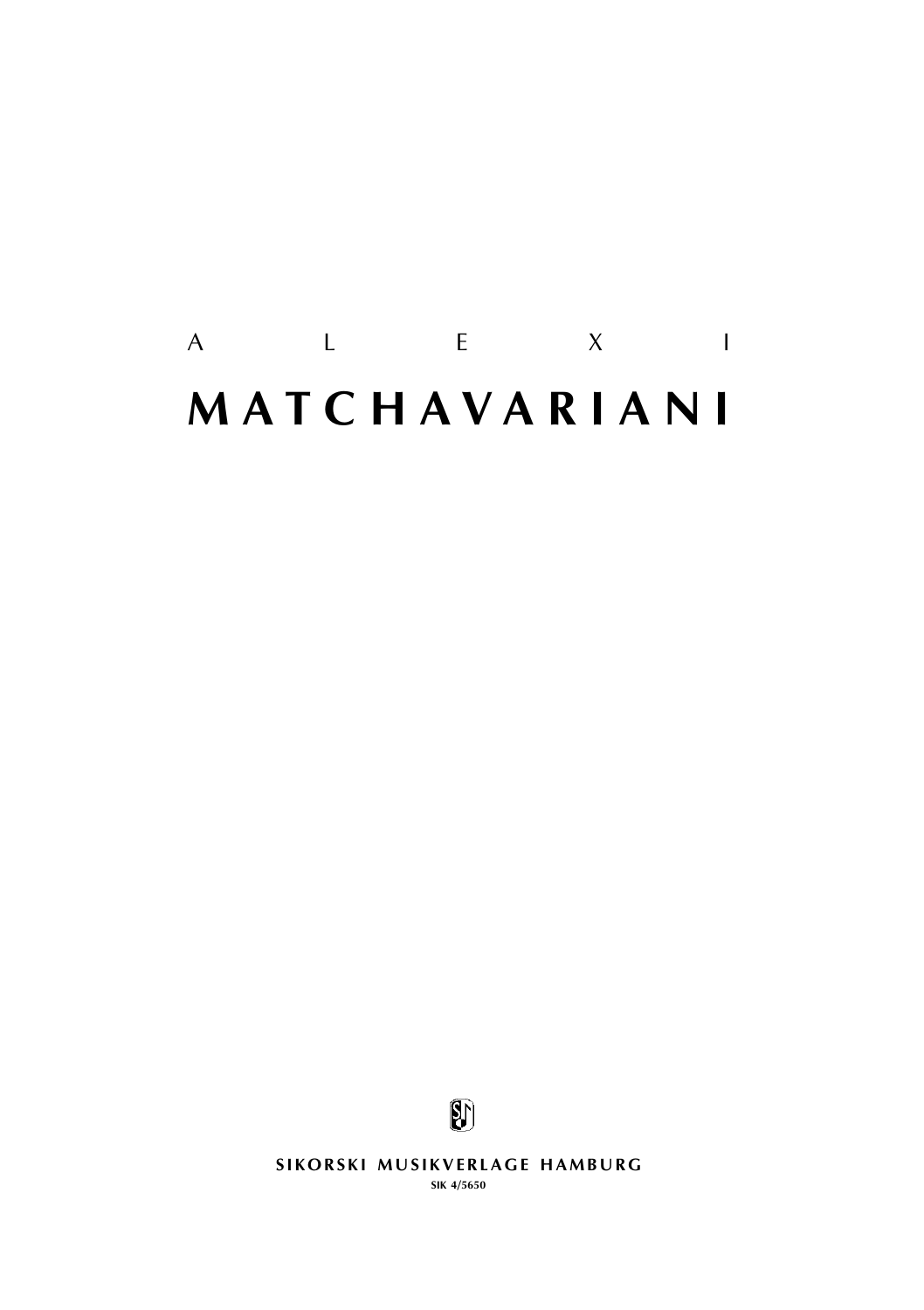A L E X I

# MATCHAVARIANI

SIKORSKI MUSIKVERLAGE HAMBURG

SIK 4/5650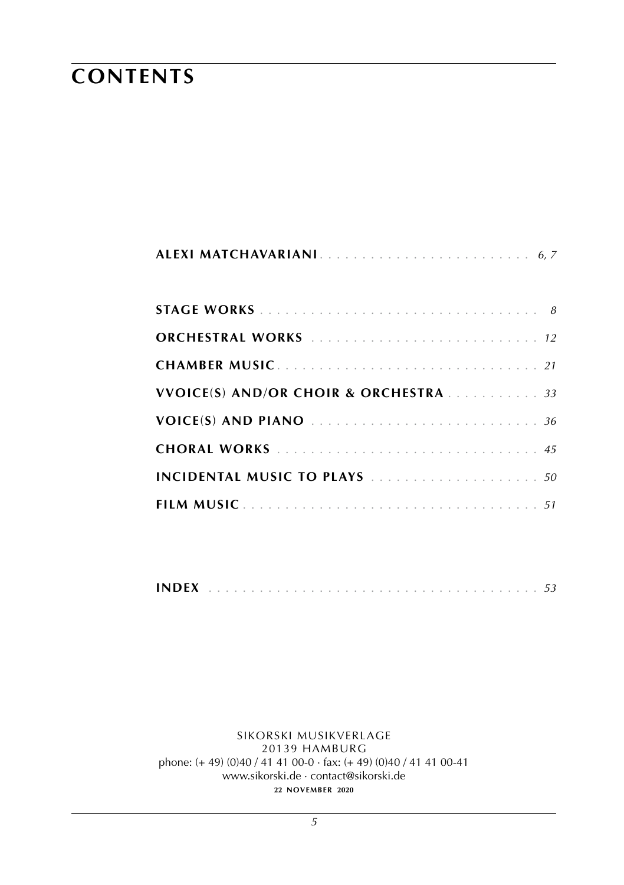# CONTENTS

**ALEXI MATCHAVARIANI** . . . . . . . . . . . . . . . . . . . . . . . . . *6, 7*

**STAGE WORKS** . . . . . . . . . . . . . . . . . . . . . . . . . . . . . . . . . *8*

**ORCHESTRAL WORKS** . . . . . . . . . . . . . . . . . . . . . . . . . . . *12*

**CHAMBER MUSIC** . . . . . . . . . . . . . . . . . . . . . . . . . . . . . . . *21*

**VVOICE(S) AND/OR CHOIR & ORCHESTRA** . . . . . . . . . . . *33*

**VOICE(S) AND PIANO** . . . . . . . . . . . . . . . . . . . . . . . . . . . *36*

**CHORAL WORKS** . . . . . . . . . . . . . . . . . . . . . . . . . . . . . . . *45*

**INCIDENTAL MUSIC TO PLAYS** . . . . . . . . . . . . . . . . . . . . *50*

**FILM MUSIC** . . . . . . . . . . . . . . . . . . . . . . . . . . . . . . . . . . . *51*

**INDEX** . . . . . . . . . . . . . . . . . . . . . . . . . . . . . . . . . . . . . . *53*

SIKORSKI MUSIKVERLAGE
20139 HAMBURG
phone: (+ 49) (0)40 / 41 41 00-0 · fax: (+ 49) (0)40 / 41 41 00-41
www.sikorski.de · contact@sikorski.de
**22 NOVEMBER 2020**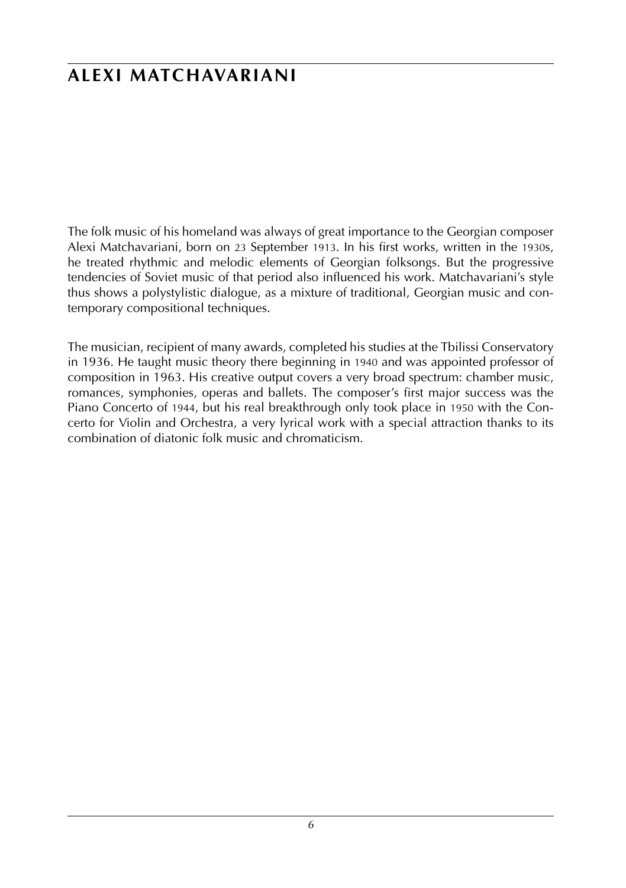# ALEXI MATCHAVARIANI

The folk music of his homeland was always of great importance to the Georgian composer Alexi Matchavariani, born on 23 September 1913. In his first works, written in the 1930s, he treated rhythmic and melodic elements of Georgian folksongs. But the progressive tendencies of Soviet music of that period also influenced his work. Matchavariani's style thus shows a polystylistic dialogue, as a mixture of traditional, Georgian music and contemporary compositional techniques.

The musician, recipient of many awards, completed his studies at the Tbilissi Conservatory in 1936. He taught music theory there beginning in 1940 and was appointed professor of composition in 1963. His creative output covers a very broad spectrum: chamber music, romances, symphonies, operas and ballets. The composer's first major success was the Piano Concerto of 1944, but his real breakthrough only took place in 1950 with the Concerto for Violin and Orchestra, a very lyrical work with a special attraction thanks to its combination of diatonic folk music and chromaticism.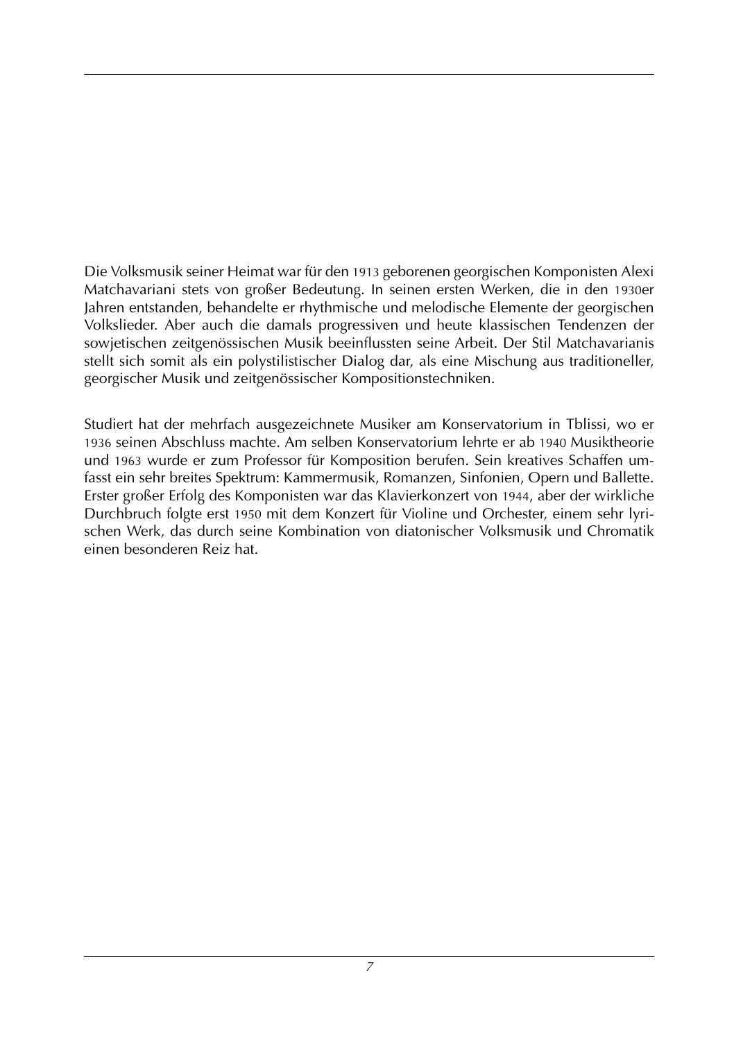Die Volksmusik seiner Heimat war für den 1913 geborenen georgischen Komponisten Alexi Matchavariani stets von großer Bedeutung. In seinen ersten Werken, die in den 1930er Jahren entstanden, behandelte er rhythmische und melodische Elemente der georgischen Volkslieder. Aber auch die damals progressiven und heute klassischen Tendenzen der sowjetischen zeitgenössischen Musik beeinflussten seine Arbeit. Der Stil Matchavarianis stellt sich somit als ein polystilistischer Dialog dar, als eine Mischung aus traditioneller, georgischer Musik und zeitgenössischer Kompositionstechniken.

Studiert hat der mehrfach ausgezeichnete Musiker am Konservatorium in Tblissi, wo er 1936 seinen Abschluss machte. Am selben Konservatorium lehrte er ab 1940 Musiktheorie und 1963 wurde er zum Professor für Komposition berufen. Sein kreatives Schaffen umfasst ein sehr breites Spektrum: Kammermusik, Romanzen, Sinfonien, Opern und Ballette. Erster großer Erfolg des Komponisten war das Klavierkonzert von 1944, aber der wirkliche Durchbruch folgte erst 1950 mit dem Konzert für Violine und Orchester, einem sehr lyrischen Werk, das durch seine Kombination von diatonischer Volksmusik und Chromatik einen besonderen Reiz hat.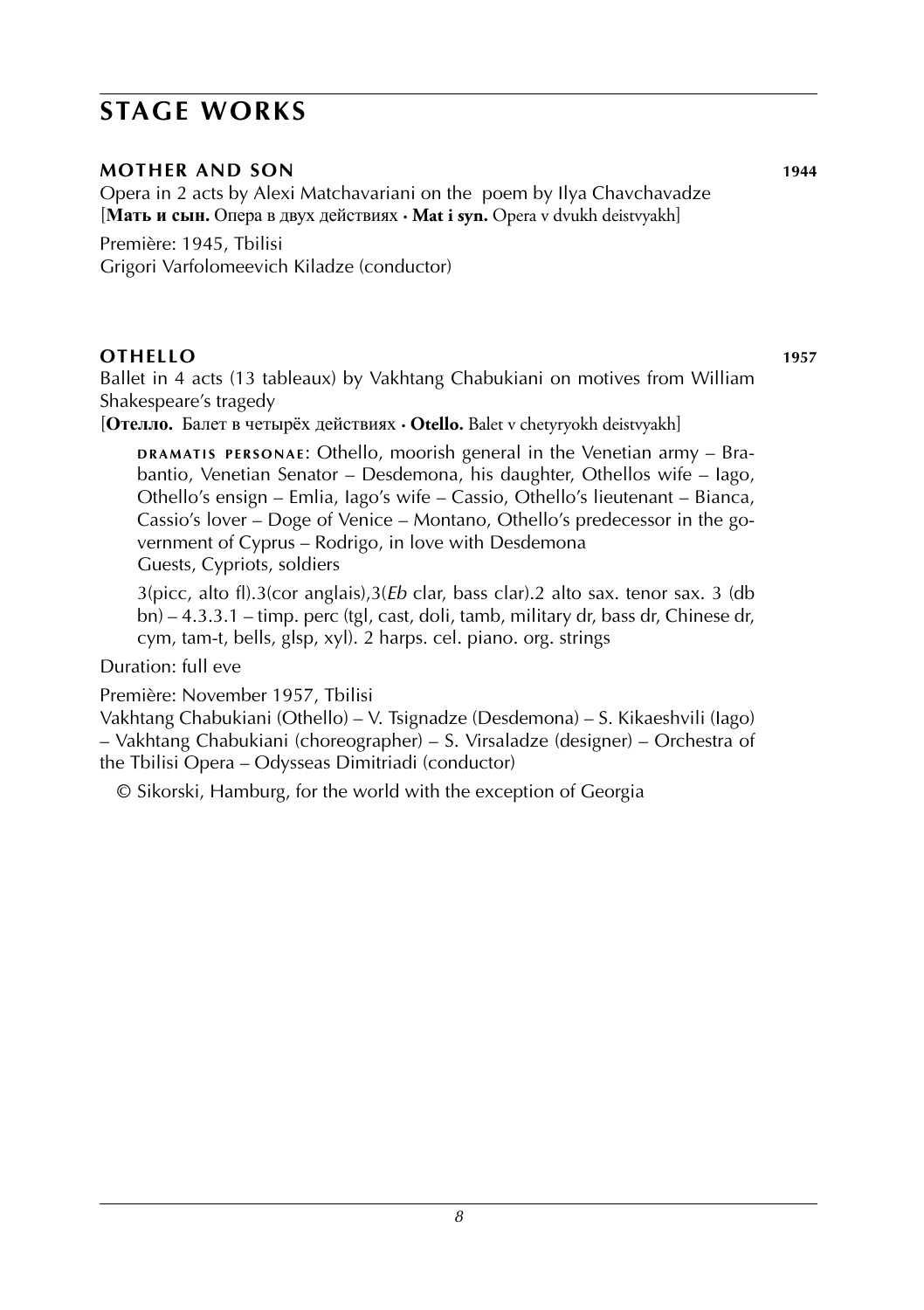# STAGE WORKS

### MOTHER AND SON 1944

Opera in 2 acts by Alexi Matchavariani on the poem by Ilya Chavchavadze
[**Мать и сын.** Опера в двух действиях · **Mat i syn.** Opera v dvukh deistvyakh]

Première: 1945, Tbilisi
Grigori Varfolomeevich Kiladze (conductor)

### OTHELLO 1957

Ballet in 4 acts (13 tableaux) by Vakhtang Chabukiani on motives from William Shakespeare's tragedy
[**Отелло.** Балет в четырёх действиях · **Otello.** Balet v chetyryokh deistvyakh]

DRAMATIS PERSONAE: Othello, moorish general in the Venetian army – Brabantio, Venetian Senator – Desdemona, his daughter, Othellos wife – Iago, Othello's ensign – Emlia, Iago's wife – Cassio, Othello's lieutenant – Bianca, Cassio's lover – Doge of Venice – Montano, Othello's predecessor in the government of Cyprus – Rodrigo, in love with Desdemona
Guests, Cypriots, soldiers

3(picc, alto fl).3(cor anglais),3(*Eb* clar, bass clar).2 alto sax. tenor sax. 3 (db bn) – 4.3.3.1 – timp. perc (tgl, cast, doli, tamb, military dr, bass dr, Chinese dr, cym, tam-t, bells, glsp, xyl). 2 harps. cel. piano. org. strings

Duration: full eve

Première: November 1957, Tbilisi
Vakhtang Chabukiani (Othello) – V. Tsignadze (Desdemona) – S. Kikaeshvili (Iago) – Vakhtang Chabukiani (choreographer) – S. Virsaladze (designer) – Orchestra of the Tbilisi Opera – Odysseas Dimitriadi (conductor)

© Sikorski, Hamburg, for the world with the exception of Georgia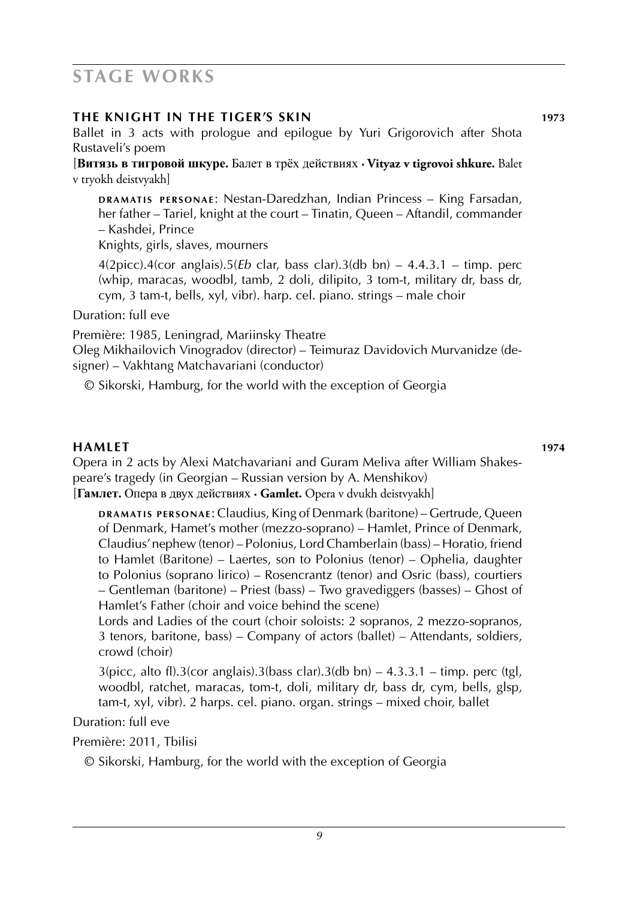# STAGE WORKS

## THE KNIGHT IN THE TIGER'S SKIN 1973

Ballet in 3 acts with prologue and epilogue by Yuri Grigorovich after Shota Rustaveli's poem

[**Витязь в тигровой шкуре.** Балет в трёх действиях · **Vityaz v tigrovoi shkure.** Balet v tryokh deistvyakh]

**DRAMATIS PERSONAE**: Nestan-Daredzhan, Indian Princess – King Farsadan, her father – Tariel, knight at the court – Tinatin, Queen – Aftandil, commander – Kashdei, Prince
Knights, girls, slaves, mourners

4(2picc).4(cor anglais).5(*Eb* clar, bass clar).3(db bn) – 4.4.3.1 – timp. perc (whip, maracas, woodbl, tamb, 2 doli, dilipito, 3 tom-t, military dr, bass dr, cym, 3 tam-t, bells, xyl, vibr). harp. cel. piano. strings – male choir

Duration: full eve

Première: 1985, Leningrad, Mariinsky Theatre
Oleg Mikhailovich Vinogradov (director) – Teimuraz Davidovich Murvanidze (designer) – Vakhtang Matchavariani (conductor)

© Sikorski, Hamburg, for the world with the exception of Georgia

## HAMLET 1974

Opera in 2 acts by Alexi Matchavariani and Guram Meliva after William Shakespeare's tragedy (in Georgian – Russian version by A. Menshikov)
[**Гамлет.** Опера в двух действиях · **Gamlet.** Opera v dvukh deistvyakh]

**DRAMATIS PERSONAE**: Claudius, King of Denmark (baritone) – Gertrude, Queen of Denmark, Hamet's mother (mezzo-soprano) – Hamlet, Prince of Denmark, Claudius' nephew (tenor) – Polonius, Lord Chamberlain (bass) – Horatio, friend to Hamlet (Baritone) – Laertes, son to Polonius (tenor) – Ophelia, daughter to Polonius (soprano lirico) – Rosencrantz (tenor) and Osric (bass), courtiers – Gentleman (baritone) – Priest (bass) – Two gravediggers (basses) – Ghost of Hamlet's Father (choir and voice behind the scene)
Lords and Ladies of the court (choir soloists: 2 sopranos, 2 mezzo-sopranos, 3 tenors, baritone, bass) – Company of actors (ballet) – Attendants, soldiers, crowd (choir)

3(picc, alto fl).3(cor anglais).3(bass clar).3(db bn) – 4.3.3.1 – timp. perc (tgl, woodbl, ratchet, maracas, tom-t, doli, military dr, bass dr, cym, bells, glsp, tam-t, xyl, vibr). 2 harps. cel. piano. organ. strings – mixed choir, ballet

Duration: full eve

Première: 2011, Tbilisi

© Sikorski, Hamburg, for the world with the exception of Georgia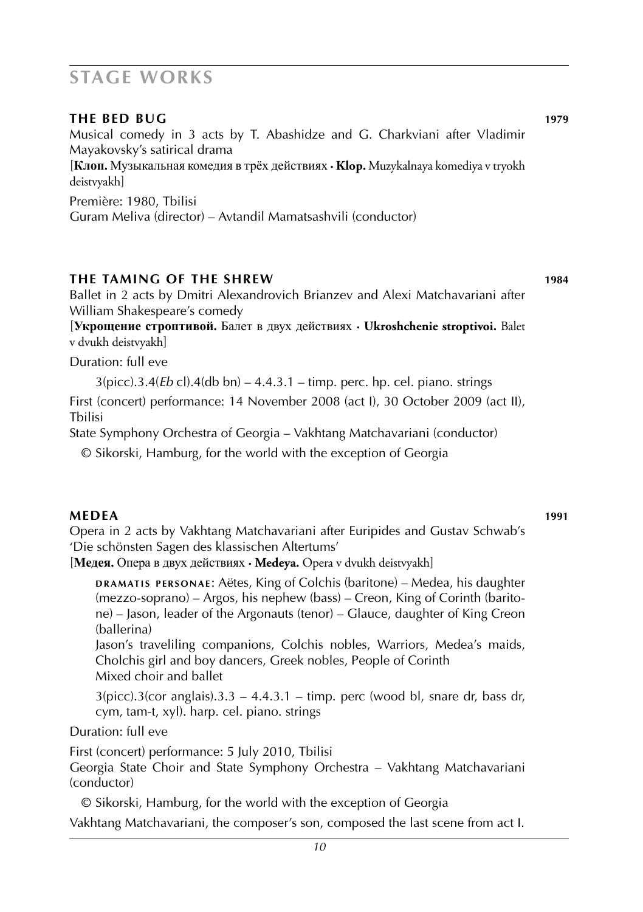# STAGE WORKS

### THE BED BUG **1979**

Musical comedy in 3 acts by T. Abashidze and G. Charkviani after Vladimir Mayakovsky's satirical drama

[**Клоп.** Музыкальная комедия в трёх действиях · **Klop.** Muzykalnaya komediya v tryokh deistvyakh]

Première: 1980, Tbilisi

Guram Meliva (director) – Avtandil Mamatsashvili (conductor)

### THE TAMING OF THE SHREW **1984**

Ballet in 2 acts by Dmitri Alexandrovich Brianzev and Alexi Matchavariani after William Shakespeare's comedy

[**Укрощение строптивой.** Балет в двух действиях · **Ukroshchenie stroptivoi.** Balet v dvukh deistvyakh]

Duration: full eve

3(picc).3.4(*Eb* cl).4(db bn) – 4.4.3.1 – timp. perc. hp. cel. piano. strings

First (concert) performance: 14 November 2008 (act I), 30 October 2009 (act II), Tbilisi

State Symphony Orchestra of Georgia – Vakhtang Matchavariani (conductor)

© Sikorski, Hamburg, for the world with the exception of Georgia

### MEDEA **1991**

Opera in 2 acts by Vakhtang Matchavariani after Euripides and Gustav Schwab's 'Die schönsten Sagen des klassischen Altertums'

[**Медея.** Опера в двух действиях · **Medeya.** Opera v dvukh deistvyakh]

**DRAMATIS PERSONAE**: Aëtes, King of Colchis (baritone) – Medea, his daughter (mezzo-soprano) – Argos, his nephew (bass) – Creon, King of Corinth (baritone) – Jason, leader of the Argonauts (tenor) – Glauce, daughter of King Creon (ballerina)

Jason's traveliling companions, Colchis nobles, Warriors, Medea's maids, Cholchis girl and boy dancers, Greek nobles, People of Corinth

Mixed choir and ballet

3(picc).3(cor anglais).3.3 – 4.4.3.1 – timp. perc (wood bl, snare dr, bass dr, cym, tam-t, xyl). harp. cel. piano. strings

Duration: full eve

First (concert) performance: 5 July 2010, Tbilisi

Georgia State Choir and State Symphony Orchestra – Vakhtang Matchavariani (conductor)

© Sikorski, Hamburg, for the world with the exception of Georgia

Vakhtang Matchavariani, the composer's son, composed the last scene from act I.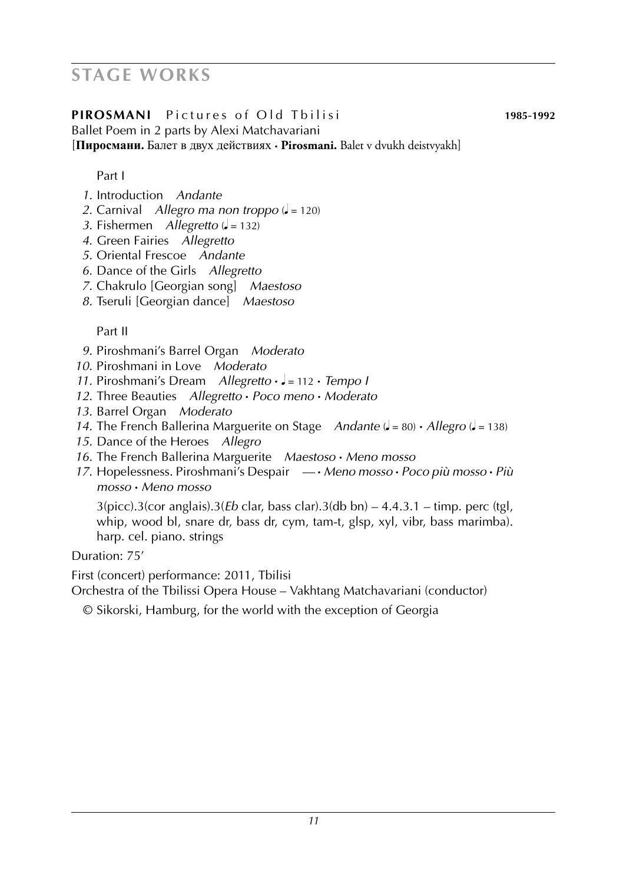# STAGE WORKS

**PIROSMANI** Pictures of Old Tbilisi **1985-1992**

Ballet Poem in 2 parts by Alexi Matchavariani

[**Пиросмани.** Балет в двух действиях · **Pirosmani.** Balet v dvukh deistvyakh]

Part I

1. Introduction *Andante*
2. Carnival *Allegro ma non troppo* (♩ = 120)
3. Fishermen *Allegretto* (♩ = 132)
4. Green Fairies *Allegretto*
5. Oriental Frescoe *Andante*
6. Dance of the Girls *Allegretto*
7. Chakrulo [Georgian song] *Maestoso*
8. Tseruli [Georgian dance] *Maestoso*

Part II

9. Piroshmani's Barrel Organ *Moderato*
10. Piroshmani in Love *Moderato*
11. Piroshmani's Dream *Allegretto* · ♩ = 112 · *Tempo I*
12. Three Beauties *Allegretto* · *Poco meno* · *Moderato*
13. Barrel Organ *Moderato*
14. The French Ballerina Marguerite on Stage *Andante* (♩ = 80) · *Allegro* (♩ = 138)
15. Dance of the Heroes *Allegro*
16. The French Ballerina Marguerite *Maestoso* · *Meno mosso*
17. Hopelessness. Piroshmani's Despair — · *Meno mosso* · *Poco più mosso* · *Più mosso* · *Meno mosso*

3(picc).3(cor anglais).3(*Eb* clar, bass clar).3(db bn) – 4.4.3.1 – timp. perc (tgl, whip, wood bl, snare dr, bass dr, cym, tam-t, glsp, xyl, vibr, bass marimba). harp. cel. piano. strings

Duration: 75′

First (concert) performance: 2011, Tbilisi
Orchestra of the Tbilissi Opera House – Vakhtang Matchavariani (conductor)

© Sikorski, Hamburg, for the world with the exception of Georgia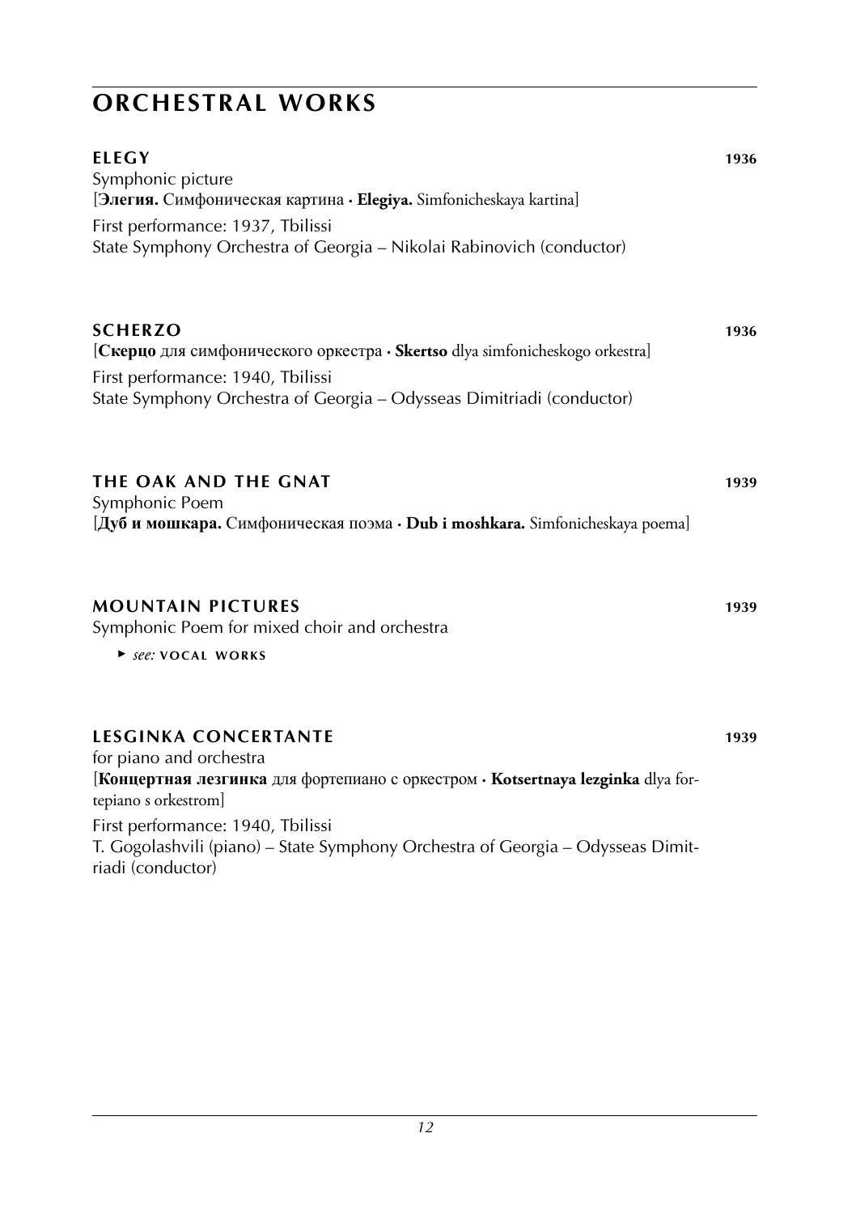# ORCHESTRAL WORKS

### ELEGY 1936

Symphonic picture
[**Элегия.** Симфоническая картина · **Elegiya.** Simfonicheskaya kartina]

First performance: 1937, Tbilissi
State Symphony Orchestra of Georgia – Nikolai Rabinovich (conductor)

### SCHERZO 1936

[**Скерцо** для симфонического оркестра · **Skertso** dlya simfonicheskogo orkestra]

First performance: 1940, Tbilissi
State Symphony Orchestra of Georgia – Odysseas Dimitriadi (conductor)

### THE OAK AND THE GNAT 1939

Symphonic Poem
[**Дуб и мошкара.** Симфоническая поэма · **Dub i moshkara.** Simfonicheskaya poema]

### MOUNTAIN PICTURES 1939

Symphonic Poem for mixed choir and orchestra

► *see:* VOCAL WORKS

### LESGINKA CONCERTANTE 1939

for piano and orchestra
[**Концертная лезгинка** для фортепиано с оркестром · **Kotsertnaya lezginka** dlya fortepiano s orkestrom]

First performance: 1940, Tbilissi
T. Gogolashvili (piano) – State Symphony Orchestra of Georgia – Odysseas Dimitriadi (conductor)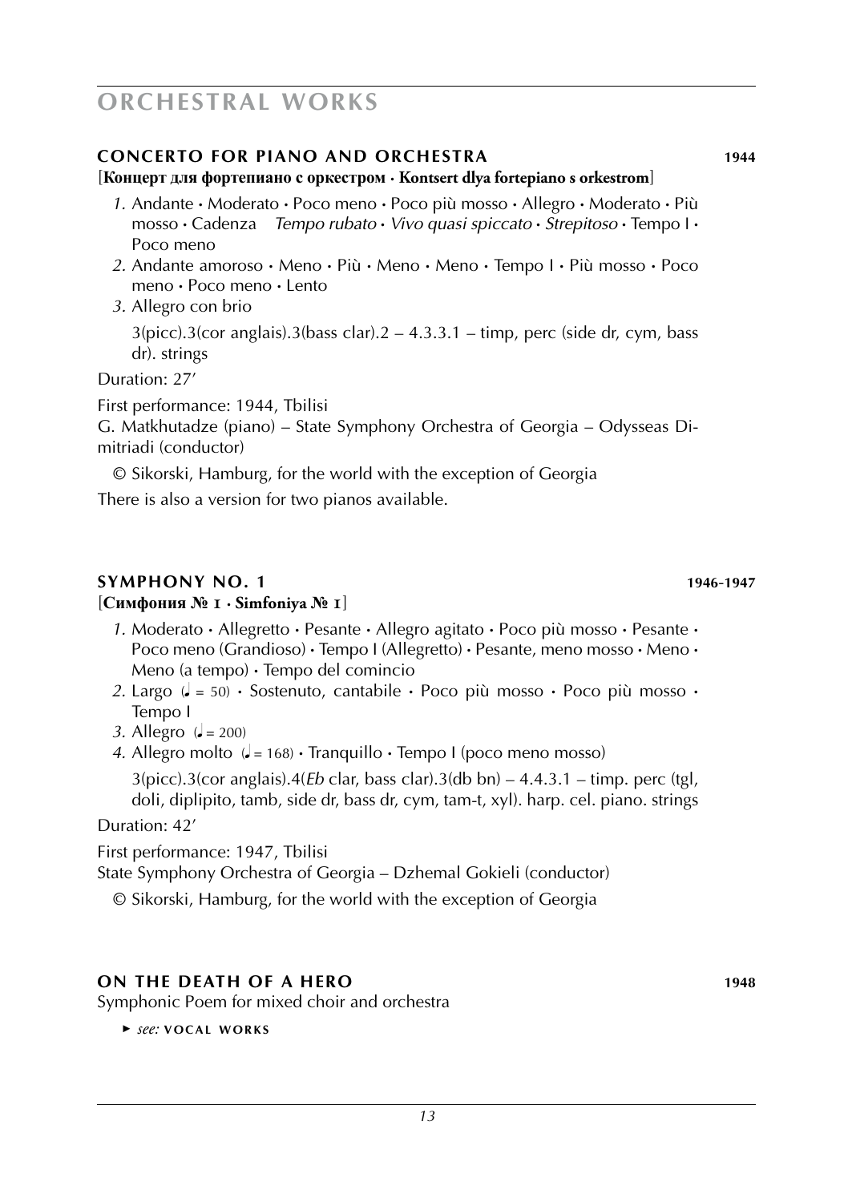# ORCHESTRAL WORKS

## CONCERTO FOR PIANO AND ORCHESTRA 1944

**[Концерт для фортепиано с оркестром · Kontsert dlya fortepiano s orkestrom]**

1. Andante • Moderato • Poco meno • Poco più mosso • Allegro • Moderato • Più mosso • Cadenza *Tempo rubato* • *Vivo quasi spiccato* • *Strepitoso* • Tempo I • Poco meno
2. Andante amoroso • Meno • Più • Meno • Meno • Tempo I • Più mosso • Poco meno • Poco meno • Lento
3. Allegro con brio

   3(picc).3(cor anglais).3(bass clar).2 – 4.3.3.1 – timp, perc (side dr, cym, bass dr). strings

Duration: 27’

First performance: 1944, Tbilisi
G. Matkhutadze (piano) – State Symphony Orchestra of Georgia – Odysseas Dimitriadi (conductor)

© Sikorski, Hamburg, for the world with the exception of Georgia

There is also a version for two pianos available.

## SYMPHONY NO. 1 1946-1947

**[Симфония № 1 · Simfoniya № 1]**

1. Moderato • Allegretto • Pesante • Allegro agitato • Poco più mosso • Pesante • Poco meno (Grandioso) • Tempo I (Allegretto) • Pesante, meno mosso • Meno • Meno (a tempo) • Tempo del comincio
2. Largo (♩ = 50) • Sostenuto, cantabile • Poco più mosso • Poco più mosso • Tempo I
3. Allegro (♩ = 200)
4. Allegro molto (♩ = 168) • Tranquillo • Tempo I (poco meno mosso)

   3(picc).3(cor anglais).4(*Eb* clar, bass clar).3(db bn) – 4.4.3.1 – timp. perc (tgl, doli, diplipito, tamb, side dr, bass dr, cym, tam-t, xyl). harp. cel. piano. strings

Duration: 42’

First performance: 1947, Tbilisi
State Symphony Orchestra of Georgia – Dzhemal Gokieli (conductor)

© Sikorski, Hamburg, for the world with the exception of Georgia

## ON THE DEATH OF A HERO 1948

Symphonic Poem for mixed choir and orchestra

► *see:* VOCAL WORKS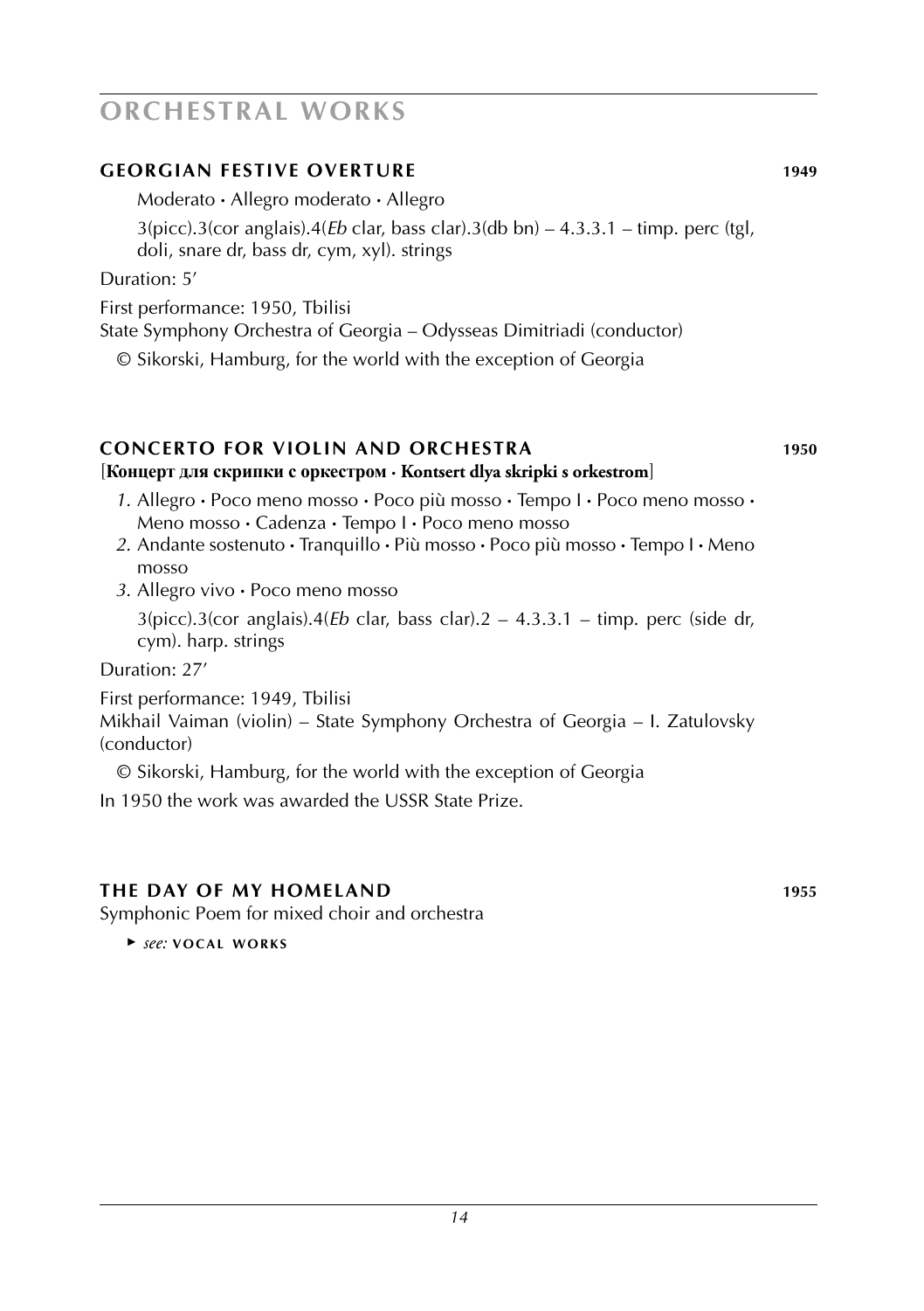# ORCHESTRAL WORKS

## GEORGIAN FESTIVE OVERTURE 1949

Moderato • Allegro moderato • Allegro

3(picc).3(cor anglais).4(*Eb* clar, bass clar).3(db bn) – 4.3.3.1 – timp. perc (tgl, doli, snare dr, bass dr, cym, xyl). strings

Duration: 5’

First performance: 1950, Tbilisi
State Symphony Orchestra of Georgia – Odysseas Dimitriadi (conductor)

© Sikorski, Hamburg, for the world with the exception of Georgia

## CONCERTO FOR VIOLIN AND ORCHESTRA 1950

[**Концерт для скрипки с оркестром · Kontsert dlya skripki s orkestrom**]

*1.* Allegro • Poco meno mosso • Poco più mosso • Tempo I • Poco meno mosso • Meno mosso • Cadenza • Tempo I • Poco meno mosso
*2.* Andante sostenuto • Tranquillo • Più mosso • Poco più mosso • Tempo I • Meno mosso
*3.* Allegro vivo • Poco meno mosso

3(picc).3(cor anglais).4(*Eb* clar, bass clar).2 – 4.3.3.1 – timp. perc (side dr, cym). harp. strings

Duration: 27’

First performance: 1949, Tbilisi
Mikhail Vaiman (violin) – State Symphony Orchestra of Georgia – I. Zatulovsky (conductor)

© Sikorski, Hamburg, for the world with the exception of Georgia

In 1950 the work was awarded the USSR State Prize.

## THE DAY OF MY HOMELAND 1955

Symphonic Poem for mixed choir and orchestra

► *see:* **VOCAL WORKS**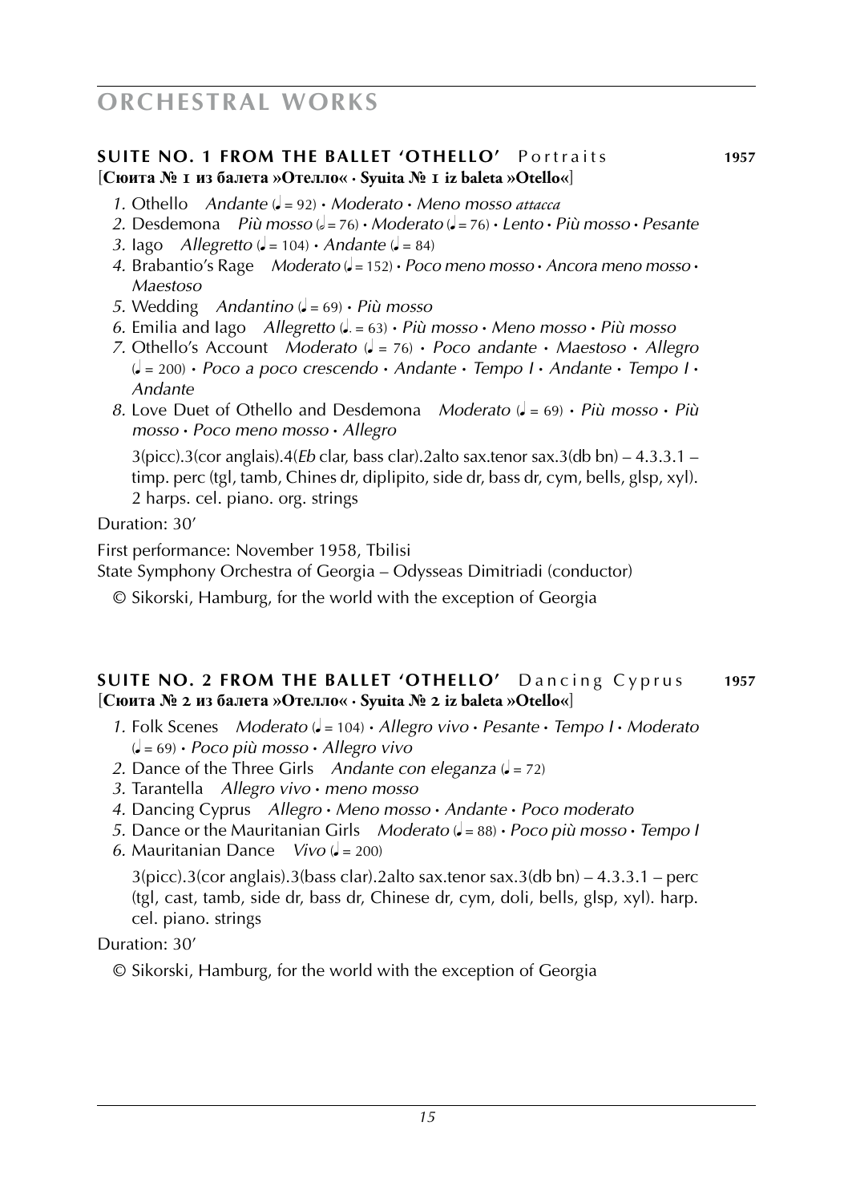# ORCHESTRAL WORKS

## SUITE NO. 1 FROM THE BALLET 'OTHELLO' Portraits 1957

**[Сюита № 1 из балета »Отелло« · Syuita № 1 iz baleta »Otello«]**

1. Othello *Andante* (♩ = 92) · *Moderato* · *Meno mosso attacca*
2. Desdemona *Più mosso* (𝅗𝅥 = 76) · *Moderato* (♩ = 76) · *Lento* · *Più mosso* · *Pesante*
3. Iago *Allegretto* (♩ = 104) · *Andante* (♩ = 84)
4. Brabantio's Rage *Moderato* (♩ = 152) · *Poco meno mosso* · *Ancora meno mosso* · *Maestoso*
5. Wedding *Andantino* (♩ = 69) · *Più mosso*
6. Emilia and Iago *Allegretto* (♩. = 63) · *Più mosso* · *Meno mosso* · *Più mosso*
7. Othello's Account *Moderato* (♩ = 76) · *Poco andante* · *Maestoso* · *Allegro* (♩ = 200) · *Poco a poco crescendo* · *Andante* · *Tempo I* · *Andante* · *Tempo I* · *Andante*
8. Love Duet of Othello and Desdemona *Moderato* (♩ = 69) · *Più mosso* · *Più mosso* · *Poco meno mosso* · *Allegro*

   3(picc).3(cor anglais).4(*Eb* clar, bass clar).2alto sax.tenor sax.3(db bn) – 4.3.3.1 – timp. perc (tgl, tamb, Chines dr, diplipito, side dr, bass dr, cym, bells, glsp, xyl). 2 harps. cel. piano. org. strings

Duration: 30'

First performance: November 1958, Tbilisi
State Symphony Orchestra of Georgia – Odysseas Dimitriadi (conductor)

© Sikorski, Hamburg, for the world with the exception of Georgia

## SUITE NO. 2 FROM THE BALLET 'OTHELLO' Dancing Cyprus 1957

**[Сюита № 2 из балета »Отелло« · Syuita № 2 iz baleta »Otello«]**

1. Folk Scenes *Moderato* (♩ = 104) · *Allegro vivo* · *Pesante* · *Tempo I* · *Moderato* (♩ = 69) · *Poco più mosso* · *Allegro vivo*
2. Dance of the Three Girls *Andante con eleganza* (♩ = 72)
3. Tarantella *Allegro vivo* · *meno mosso*
4. Dancing Cyprus *Allegro* · *Meno mosso* · *Andante* · *Poco moderato*
5. Dance or the Mauritanian Girls *Moderato* (♩ = 88) · *Poco più mosso* · *Tempo I*
6. Mauritanian Dance *Vivo* (♩ = 200)

   3(picc).3(cor anglais).3(bass clar).2alto sax.tenor sax.3(db bn) – 4.3.3.1 – perc (tgl, cast, tamb, side dr, bass dr, Chinese dr, cym, doli, bells, glsp, xyl). harp. cel. piano. strings

Duration: 30'

© Sikorski, Hamburg, for the world with the exception of Georgia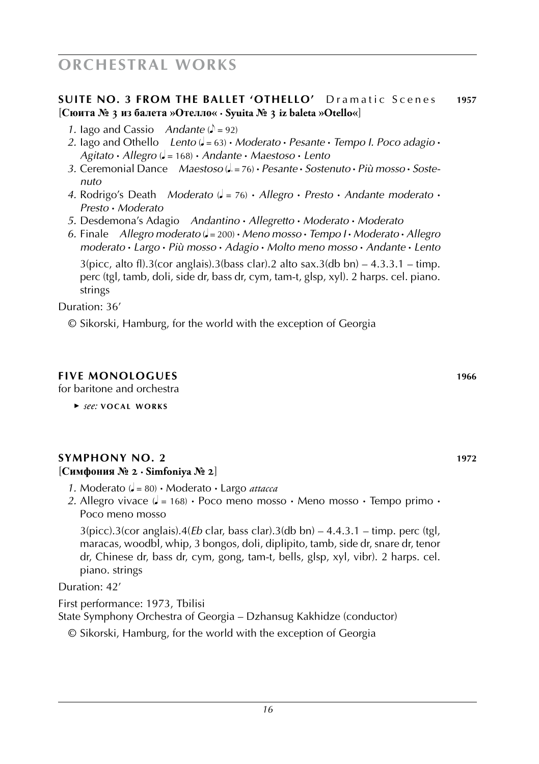# ORCHESTRAL WORKS

### SUITE NO. 3 FROM THE BALLET 'OTHELLO' Dramatic Scenes **1957**

**[Сюита № 3 из балета »Отелло« · Syuita № 3 iz baleta »Otello«]**

1. Iago and Cassio *Andante* (♪ = 92)
2. Iago and Othello *Lento* (♩ = 63) · *Moderato* · *Pesante* · *Tempo I. Poco adagio* · *Agitato* · *Allegro* (♩ = 168) · *Andante* · *Maestoso* · *Lento*
3. Ceremonial Dance *Maestoso* (♩. = 76) · *Pesante* · *Sostenuto* · *Più mosso* · *Sostenuto*
4. Rodrigo's Death *Moderato* (♩ = 76) · *Allegro* · *Presto* · *Andante moderato* · *Presto* · *Moderato*
5. Desdemona's Adagio *Andantino* · *Allegretto* · *Moderato* · *Moderato*
6. Finale *Allegro moderato* (♩ = 200) · *Meno mosso* · *Tempo I* · *Moderato* · *Allegro moderato* · *Largo* · *Più mosso* · *Adagio* · *Molto meno mosso* · *Andante* · *Lento*

   3(picc, alto fl).3(cor anglais).3(bass clar).2 alto sax.3(db bn) – 4.3.3.1 – timp. perc (tgl, tamb, doli, side dr, bass dr, cym, tam-t, glsp, xyl). 2 harps. cel. piano. strings

Duration: 36'

© Sikorski, Hamburg, for the world with the exception of Georgia

### FIVE MONOLOGUES **1966**

for baritone and orchestra

► *see:* VOCAL WORKS

### SYMPHONY NO. 2 **1972**

**[Симфония № 2 · Simfoniya № 2]**

1. Moderato (♩ = 80) · Moderato · Largo *attacca*
2. Allegro vivace (♩ = 168) · Poco meno mosso · Meno mosso · Tempo primo · Poco meno mosso

   3(picc).3(cor anglais).4(*Eb* clar, bass clar).3(db bn) – 4.4.3.1 – timp. perc (tgl, maracas, woodbl, whip, 3 bongos, doli, diplipito, tamb, side dr, snare dr, tenor dr, Chinese dr, bass dr, cym, gong, tam-t, bells, glsp, xyl, vibr). 2 harps. cel. piano. strings

Duration: 42'

First performance: 1973, Tbilisi
State Symphony Orchestra of Georgia – Dzhansug Kakhidze (conductor)

© Sikorski, Hamburg, for the world with the exception of Georgia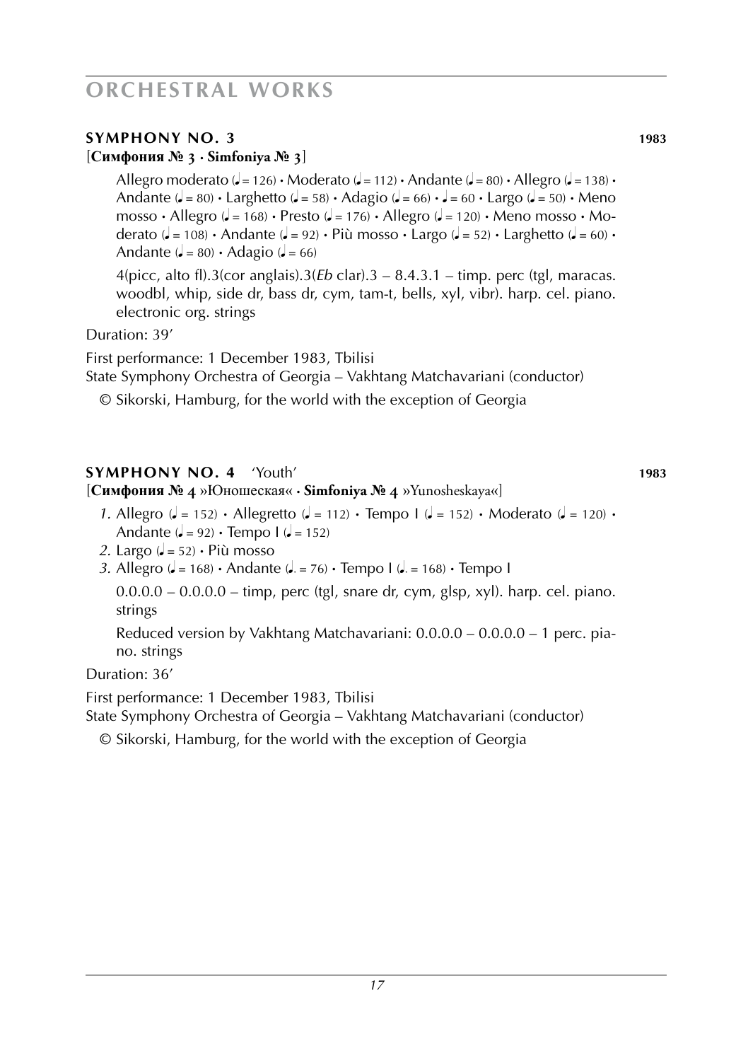# ORCHESTRAL WORKS

## SYMPHONY NO. 3 — 1983

[**Симфония № 3 · Simfoniya № 3**]

Allegro moderato (♩= 126) · Moderato (♩= 112) · Andante (♩= 80) · Allegro (♩= 138) · Andante (♩= 80) · Larghetto (♩= 58) · Adagio (♩= 66) · ♩= 60 · Largo (♩= 50) · Meno mosso · Allegro (♩= 168) · Presto (♩= 176) · Allegro (♩= 120) · Meno mosso · Moderato (♩= 108) · Andante (♩= 92) · Più mosso · Largo (♩= 52) · Larghetto (♩= 60) · Andante (♩= 80) · Adagio (♩= 66)

4(picc, alto fl).3(cor anglais).3(*Eb* clar).3 – 8.4.3.1 – timp. perc (tgl, maracas. woodbl, whip, side dr, bass dr, cym, tam-t, bells, xyl, vibr). harp. cel. piano. electronic org. strings

Duration: 39'

First performance: 1 December 1983, Tbilisi
State Symphony Orchestra of Georgia – Vakhtang Matchavariani (conductor)

© Sikorski, Hamburg, for the world with the exception of Georgia

## SYMPHONY NO. 4 'Youth' — 1983

[**Симфония № 4** »Юношеская« · **Simfoniya № 4** »Yunosheskaya«]

*1.* Allegro (♩= 152) · Allegretto (♩= 112) · Tempo I (♩= 152) · Moderato (♩= 120) · Andante (♩= 92) · Tempo I (♩= 152)
*2.* Largo (♩= 52) · Più mosso
*3.* Allegro (♩= 168) · Andante (♩. = 76) · Tempo I (♩. = 168) · Tempo I

0.0.0.0 – 0.0.0.0 – timp, perc (tgl, snare dr, cym, glsp, xyl). harp. cel. piano. strings

Reduced version by Vakhtang Matchavariani: 0.0.0.0 – 0.0.0.0 – 1 perc. piano. strings

Duration: 36'

First performance: 1 December 1983, Tbilisi
State Symphony Orchestra of Georgia – Vakhtang Matchavariani (conductor)

© Sikorski, Hamburg, for the world with the exception of Georgia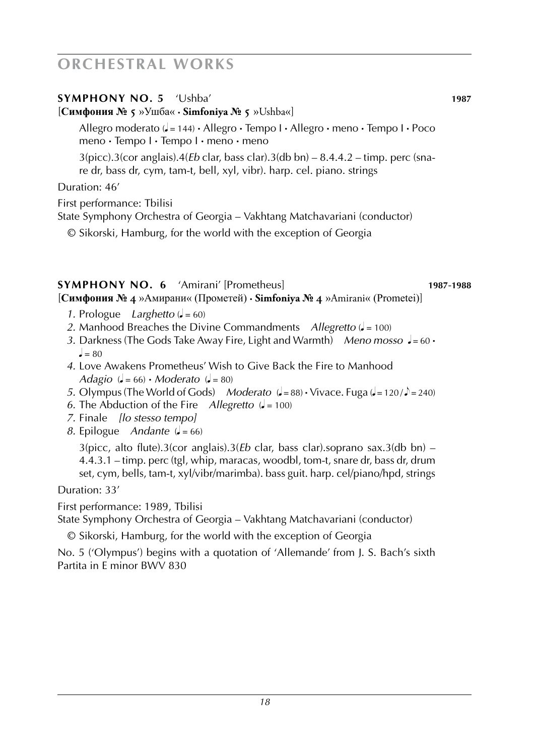# ORCHESTRAL WORKS

**SYMPHONY NO. 5** 'Ushba' **1987**

[**Симфония № 5** »Ушба« · **Simfoniya № 5** »Ushba«]

Allegro moderato (♩ = 144) · Allegro · Tempo I · Allegro · meno · Tempo I · Poco meno · Tempo I · Tempo I · meno · meno

3(picc).3(cor anglais).4(*Eb* clar, bass clar).3(db bn) – 8.4.4.2 – timp. perc (snare dr, bass dr, cym, tam-t, bell, xyl, vibr). harp. cel. piano. strings

Duration: 46'

First performance: Tbilisi
State Symphony Orchestra of Georgia – Vakhtang Matchavariani (conductor)

© Sikorski, Hamburg, for the world with the exception of Georgia

**SYMPHONY NO. 6** 'Amirani' [Prometheus] **1987-1988**

[**Симфония № 4** »Амирани« (Прометей) · **Simfoniya № 4** »Amirani« (Prometei)]

*1.* Prologue *Larghetto* (♩ = 60)
*2.* Manhood Breaches the Divine Commandments *Allegretto* (♩ = 100)
*3.* Darkness (The Gods Take Away Fire, Light and Warmth) *Meno mosso* ♩ = 60 · ♩ = 80
*4.* Love Awakens Prometheus' Wish to Give Back the Fire to Manhood *Adagio* (♩ = 66) · *Moderato* (♩ = 80)
*5.* Olympus (The World of Gods) *Moderato* (♩ = 88) · Vivace. Fuga (♩ = 120 / ♪ = 240)
*6.* The Abduction of the Fire *Allegretto* (♩ = 100)
*7.* Finale *[lo stesso tempo]*
*8.* Epilogue *Andante* (♩ = 66)

3(picc, alto flute).3(cor anglais).3(*Eb* clar, bass clar).soprano sax.3(db bn) – 4.4.3.1 – timp. perc (tgl, whip, maracas, woodbl, tom-t, snare dr, bass dr, drum set, cym, bells, tam-t, xyl/vibr/marimba). bass guit. harp. cel/piano/hpd, strings

Duration: 33'

First performance: 1989, Tbilisi
State Symphony Orchestra of Georgia – Vakhtang Matchavariani (conductor)

© Sikorski, Hamburg, for the world with the exception of Georgia

No. 5 ('Olympus') begins with a quotation of 'Allemande' from J. S. Bach's sixth Partita in E minor BWV 830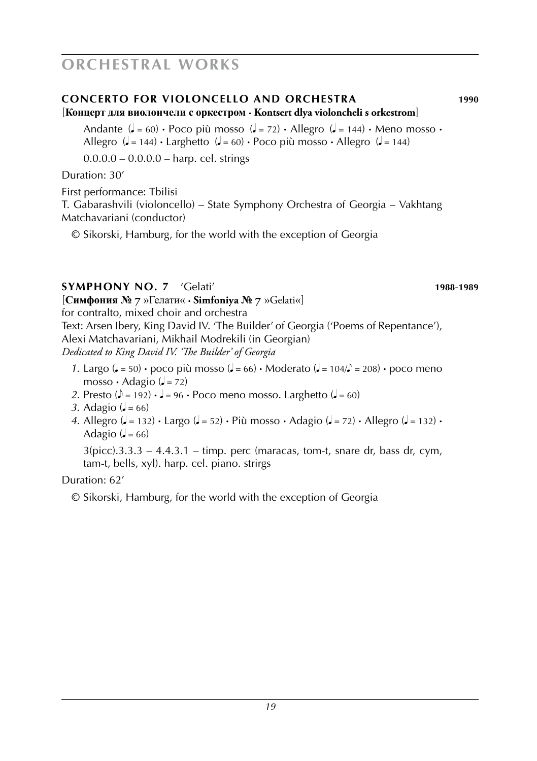# ORCHESTRAL WORKS

## CONCERTO FOR VIOLONCELLO AND ORCHESTRA 1990

[**Концерт для виолончели с оркестром · Kontsert dlya violoncheli s orkestrom**]

Andante (♩ = 60) · Poco più mosso (♩ = 72) · Allegro (♩ = 144) · Meno mosso · Allegro (♩ = 144) · Larghetto (♩ = 60) · Poco più mosso · Allegro (♩ = 144)

0.0.0.0 – 0.0.0.0 – harp. cel. strings

Duration: 30’

First performance: Tbilisi
T. Gabarashvili (violoncello) – State Symphony Orchestra of Georgia – Vakhtang Matchavariani (conductor)

© Sikorski, Hamburg, for the world with the exception of Georgia

## SYMPHONY NO. 7 ‘Gelati’ 1988-1989

[**Симфония № 7** »Гелати« · **Simfoniya № 7** »Gelati«]
for contralto, mixed choir and orchestra
Text: Arsen Ibery, King David IV. ‘The Builder’ of Georgia (‘Poems of Repentance’), Alexi Matchavariani, Mikhail Modrekili (in Georgian)
*Dedicated to King David IV. ‘The Builder’ of Georgia*

1. Largo (♩ = 50) · poco più mosso (♩ = 66) · Moderato (♩ = 104/♪ = 208) · poco meno mosso · Adagio (♩ = 72)
2. Presto (♪ = 192) · ♩ = 96 · Poco meno mosso. Larghetto (♩ = 60)
3. Adagio (♩ = 66)
4. Allegro (♩ = 132) · Largo (♩ = 52) · Più mosso · Adagio (♩ = 72) · Allegro (♩ = 132) · Adagio (♩ = 66)

3(picc).3.3.3 – 4.4.3.1 – timp. perc (maracas, tom-t, snare dr, bass dr, cym, tam-t, bells, xyl). harp. cel. piano. strirgs

Duration: 62’

© Sikorski, Hamburg, for the world with the exception of Georgia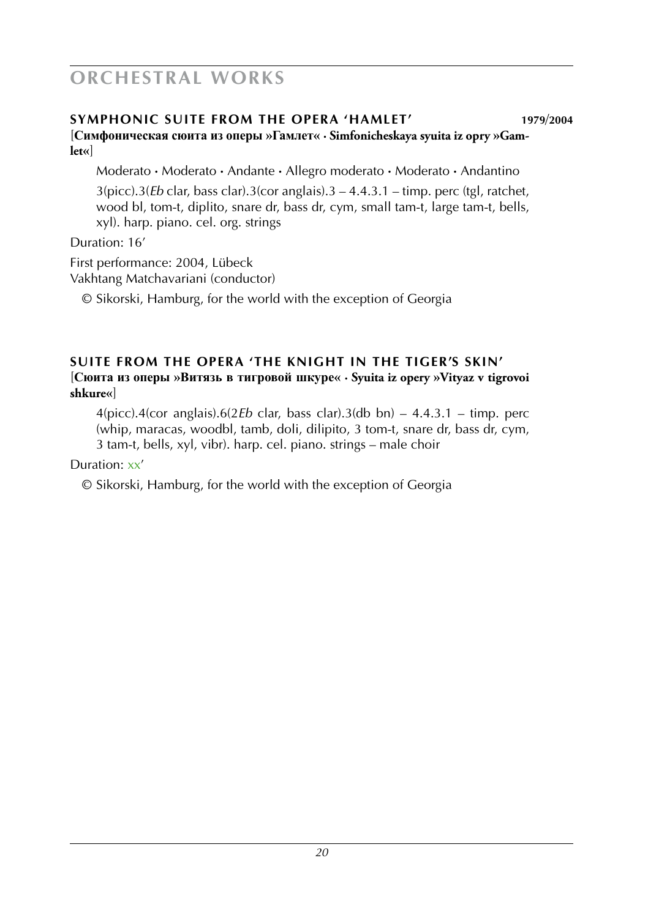# ORCHESTRAL WORKS

## SYMPHONIC SUITE FROM THE OPERA 'HAMLET' 1979/2004

**[Симфоническая сюита из оперы »Гамлет« · Simfonicheskaya syuita iz opry »Gamlet«]**

Moderato · Moderato · Andante · Allegro moderato · Moderato · Andantino

3(picc).3(*Eb* clar, bass clar).3(cor anglais).3 – 4.4.3.1 – timp. perc (tgl, ratchet, wood bl, tom-t, diplito, snare dr, bass dr, cym, small tam-t, large tam-t, bells, xyl). harp. piano. cel. org. strings

Duration: 16'

First performance: 2004, Lübeck
Vakhtang Matchavariani (conductor)

© Sikorski, Hamburg, for the world with the exception of Georgia

## SUITE FROM THE OPERA 'THE KNIGHT IN THE TIGER'S SKIN'

**[Сюита из оперы »Витязь в тигровой шкуре« · Syuita iz opery »Vityaz v tigrovoi shkure«]**

4(picc).4(cor anglais).6(2*Eb* clar, bass clar).3(db bn) – 4.4.3.1 – timp. perc (whip, maracas, woodbl, tamb, doli, dilipito, 3 tom-t, snare dr, bass dr, cym, 3 tam-t, bells, xyl, vibr). harp. cel. piano. strings – male choir

Duration: xx'

© Sikorski, Hamburg, for the world with the exception of Georgia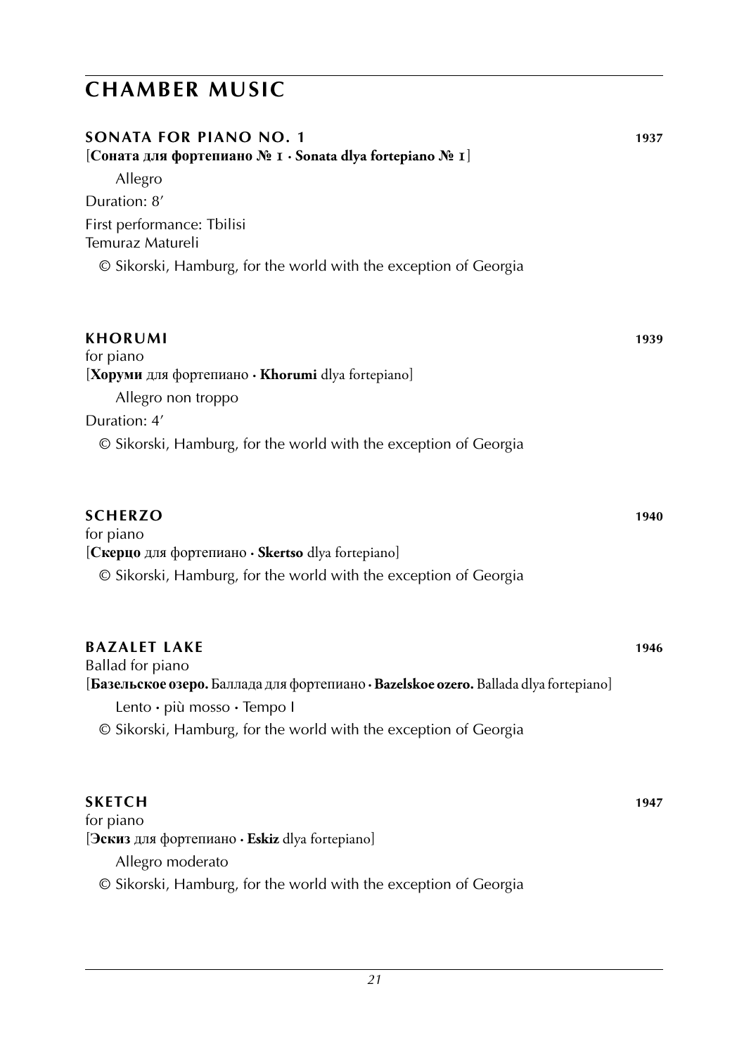## CHAMBER MUSIC

### SONATA FOR PIANO NO. 1 1937

[**Соната для фортепиано № 1 · Sonata dlya fortepiano № 1**]

Allegro

Duration: 8′

First performance: Tbilisi
Temuraz Matureli

© Sikorski, Hamburg, for the world with the exception of Georgia

### KHORUMI 1939

for piano

[**Хоруми** для фортепиано · **Khorumi** dlya fortepiano]

Allegro non troppo

Duration: 4′

© Sikorski, Hamburg, for the world with the exception of Georgia

### SCHERZO 1940

for piano

[**Скерцо** для фортепиано · **Skertso** dlya fortepiano]

© Sikorski, Hamburg, for the world with the exception of Georgia

### BAZALET LAKE 1946

Ballad for piano

[**Базельское озеро.** Баллада для фортепиано · **Bazelskoe ozero.** Ballada dlya fortepiano]

Lento · più mosso · Tempo I

© Sikorski, Hamburg, for the world with the exception of Georgia

### SKETCH 1947

for piano

[**Эскиз** для фортепиано · **Eskiz** dlya fortepiano]

Allegro moderato

© Sikorski, Hamburg, for the world with the exception of Georgia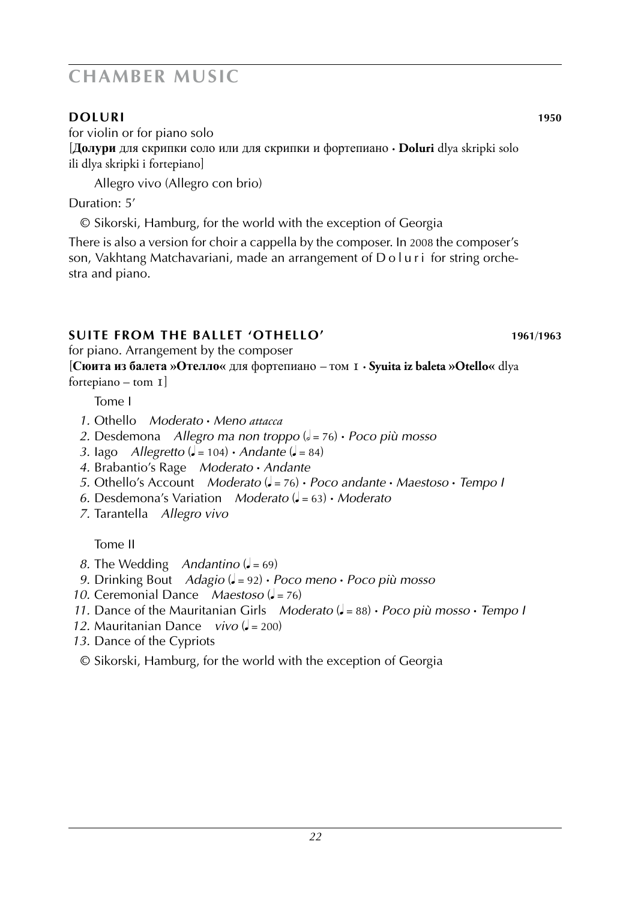# CHAMBER MUSIC

## DOLURI 1950

for violin or for piano solo

[**Долури** для скрипки соло или для скрипки и фортепиано · **Doluri** dlya skripki solo ili dlya skripki i fortepiano]

Allegro vivo (Allegro con brio)

Duration: 5′

© Sikorski, Hamburg, for the world with the exception of Georgia

There is also a version for choir a cappella by the composer. In 2008 the composer's son, Vakhtang Matchavariani, made an arrangement of D o l u r i for string orchestra and piano.

## SUITE FROM THE BALLET 'OTHELLO' 1961/1963

for piano. Arrangement by the composer

[**Сюита из балета »Отелло«** для фортепиано – том I · **Syuita iz baleta »Otello«** dlya fortepiano – tom I]

Tome I

1. Othello *Moderato · Meno attacca*
2. Desdemona *Allegro ma non troppo* (𝅗𝅥 = 76) · *Poco più mosso*
3. Iago *Allegretto* (♩ = 104) · *Andante* (♩ = 84)
4. Brabantio's Rage *Moderato · Andante*
5. Othello's Account *Moderato* (♩ = 76) · *Poco andante · Maestoso · Tempo I*
6. Desdemona's Variation *Moderato* (♩ = 63) · *Moderato*
7. Tarantella *Allegro vivo*

Tome II

8. The Wedding *Andantino* (♩ = 69)
9. Drinking Bout *Adagio* (♩ = 92) · *Poco meno · Poco più mosso*
10. Ceremonial Dance *Maestoso* (♩ = 76)
11. Dance of the Mauritanian Girls *Moderato* (♩ = 88) · *Poco più mosso · Tempo I*
12. Mauritanian Dance *vivo* (♩ = 200)
13. Dance of the Cypriots

© Sikorski, Hamburg, for the world with the exception of Georgia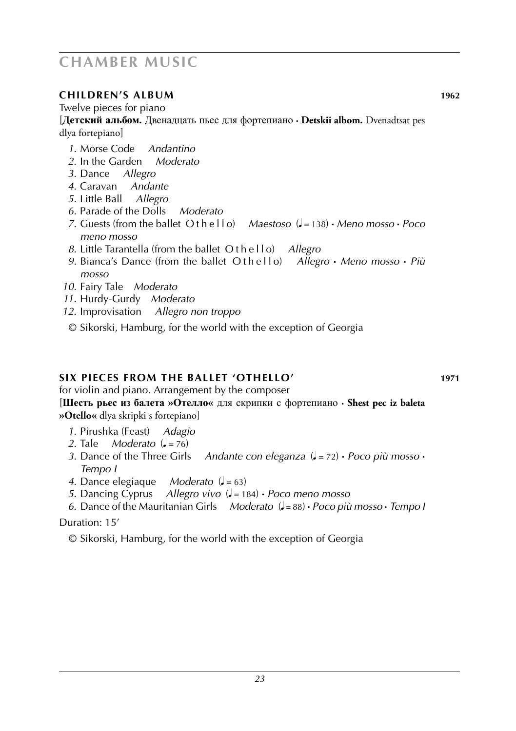# CHAMBER MUSIC

## CHILDREN'S ALBUM 1962

Twelve pieces for piano

[**Детский альбом.** Двенадцать пьес для фортепиано · **Detskii albom.** Dvenadtsat pes dlya fortepiano]

1. Morse Code *Andantino*
2. In the Garden *Moderato*
3. Dance *Allegro*
4. Caravan *Andante*
5. Little Ball *Allegro*
6. Parade of the Dolls *Moderato*
7. Guests (from the ballet O t h e l l o) *Maestoso* (♩ = 138) · *Meno mosso* · *Poco meno mosso*
8. Little Tarantella (from the ballet O t h e l l o) *Allegro*
9. Bianca's Dance (from the ballet O t h e l l o) *Allegro* · *Meno mosso* · *Più mosso*
10. Fairy Tale *Moderato*
11. Hurdy-Gurdy *Moderato*
12. Improvisation *Allegro non troppo*

© Sikorski, Hamburg, for the world with the exception of Georgia

## SIX PIECES FROM THE BALLET 'OTHELLO' 1971

for violin and piano. Arrangement by the composer

[**Шесть рьес из балета »Отелло«** для скрипки с фортепиано · **Shest pec iz baleta »Otello«** dlya skripki s fortepiano]

1. Pirushka (Feast) *Adagio*
2. Tale *Moderato* (♩ = 76)
3. Dance of the Three Girls *Andante con eleganza* (♩ = 72) · *Poco più mosso* · *Tempo I*
4. Dance elegiaque *Moderato* (♩ = 63)
5. Dancing Cyprus *Allegro vivo* (♩ = 184) · *Poco meno mosso*
6. Dance of the Mauritanian Girls *Moderato* (♩ = 88) · *Poco più mosso* · *Tempo I*

Duration: 15'

© Sikorski, Hamburg, for the world with the exception of Georgia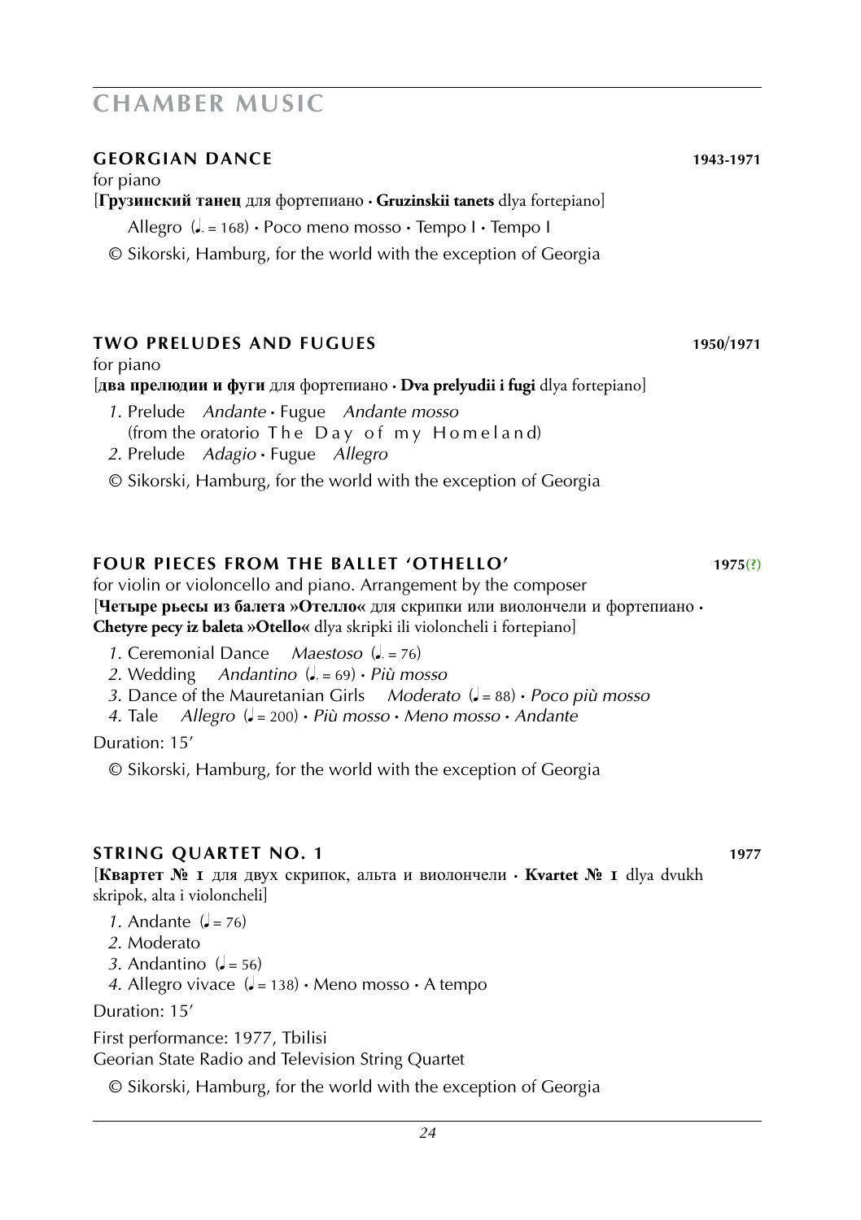# CHAMBER MUSIC

### GEORGIAN DANCE — 1943-1971

for piano

[**Грузинский танец** для фортепиано · **Gruzinskii tanets** dlya fortepiano]

Allegro (♩. = 168) · Poco meno mosso · Tempo I · Tempo I

© Sikorski, Hamburg, for the world with the exception of Georgia

### TWO PRELUDES AND FUGUES — 1950/1971

for piano

[**два прелюдии и фуги** для фортепиано · **Dva prelyudii i fugi** dlya fortepiano]

*1.* Prelude *Andante* · Fugue *Andante mosso*
(from the oratorio The Day of my Homeland)

*2.* Prelude *Adagio* · Fugue *Allegro*

© Sikorski, Hamburg, for the world with the exception of Georgia

### FOUR PIECES FROM THE BALLET 'OTHELLO' — 1975(?)

for violin or violoncello and piano. Arrangement by the composer

[**Четыре рьесы из балета »Отелло«** для скрипки или виолончели и фортепиано · **Chetyre pecy iz baleta »Otello«** dlya skripki ili violoncheli i fortepiano]

*1.* Ceremonial Dance *Maestoso* (♩. = 76)

*2.* Wedding *Andantino* (♩. = 69) · *Più mosso*

*3.* Dance of the Mauretanian Girls *Moderato* (♩ = 88) · *Poco più mosso*

*4.* Tale *Allegro* (♩ = 200) · *Più mosso* · *Meno mosso* · *Andante*

Duration: 15'

© Sikorski, Hamburg, for the world with the exception of Georgia

### STRING QUARTET NO. 1 — 1977

[**Квартет № 1** для двух скрипок, альта и виолончели · **Kvartet № 1** dlya dvukh skripok, alta i violoncheli]

*1.* Andante (♩ = 76)

*2.* Moderato

*3.* Andantino (♩ = 56)

*4.* Allegro vivace (♩ = 138) · Meno mosso · A tempo

Duration: 15'

First performance: 1977, Tbilisi
Georian State Radio and Television String Quartet

© Sikorski, Hamburg, for the world with the exception of Georgia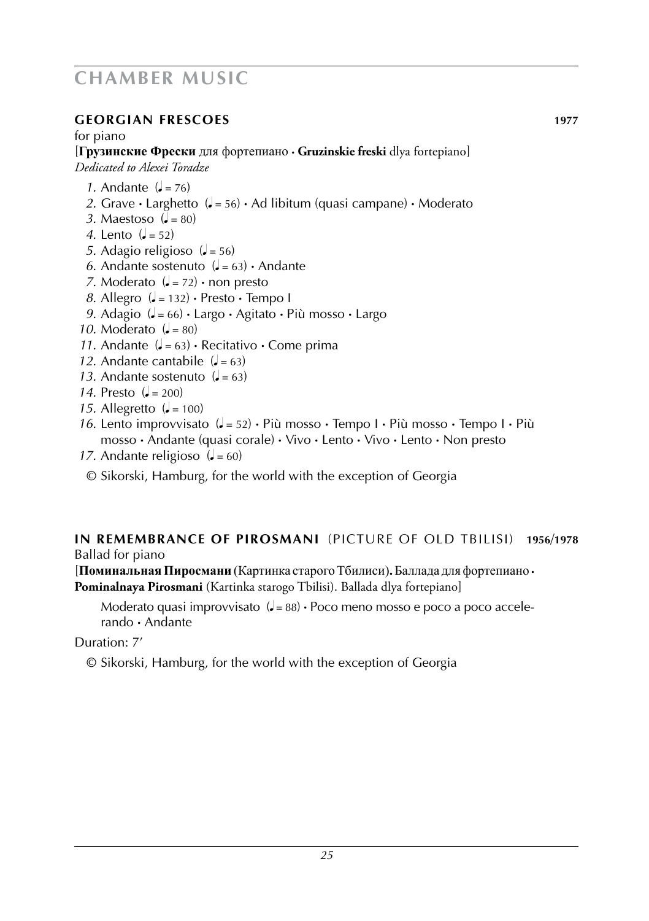# CHAMBER MUSIC

## GEORGIAN FRESCOES 1977

for piano

[**Грузинские Фрески** для фортепиано · **Gruzinskie freski** dlya fortepiano]

*Dedicated to Alexei Toradze*

*1.* Andante (♩ = 76)
*2.* Grave · Larghetto (♩ = 56) · Ad libitum (quasi campane) · Moderato
*3.* Maestoso (♩ = 80)
*4.* Lento (♩ = 52)
*5.* Adagio religioso (♩ = 56)
*6.* Andante sostenuto (♩ = 63) · Andante
*7.* Moderato (♩ = 72) · non presto
*8.* Allegro (♩ = 132) · Presto · Tempo I
*9.* Adagio (♩ = 66) · Largo · Agitato · Più mosso · Largo
*10.* Moderato (♩ = 80)
*11.* Andante (♩ = 63) · Recitativo · Come prima
*12.* Andante cantabile (♩ = 63)
*13.* Andante sostenuto (♩ = 63)
*14.* Presto (♩ = 200)
*15.* Allegretto (♩ = 100)
*16.* Lento improvvisato (♩ = 52) · Più mosso · Tempo I · Più mosso · Tempo I · Più mosso · Andante (quasi corale) · Vivo · Lento · Vivo · Lento · Non presto
*17.* Andante religioso (♩ = 60)

© Sikorski, Hamburg, for the world with the exception of Georgia

## IN REMEMBRANCE OF PIROSMANI (PICTURE OF OLD TBILISI) 1956/1978

Ballad for piano

[**Поминальная Пиросмани** (Картинка старого Тбилиси)**.** Баллада для фортепиано · **Pominalnaya Pirosmani** (Kartinka starogo Tbilisi). Ballada dlya fortepiano]

Moderato quasi improvvisato (♩ = 88) · Poco meno mosso e poco a poco accelerando · Andante

Duration: 7'

© Sikorski, Hamburg, for the world with the exception of Georgia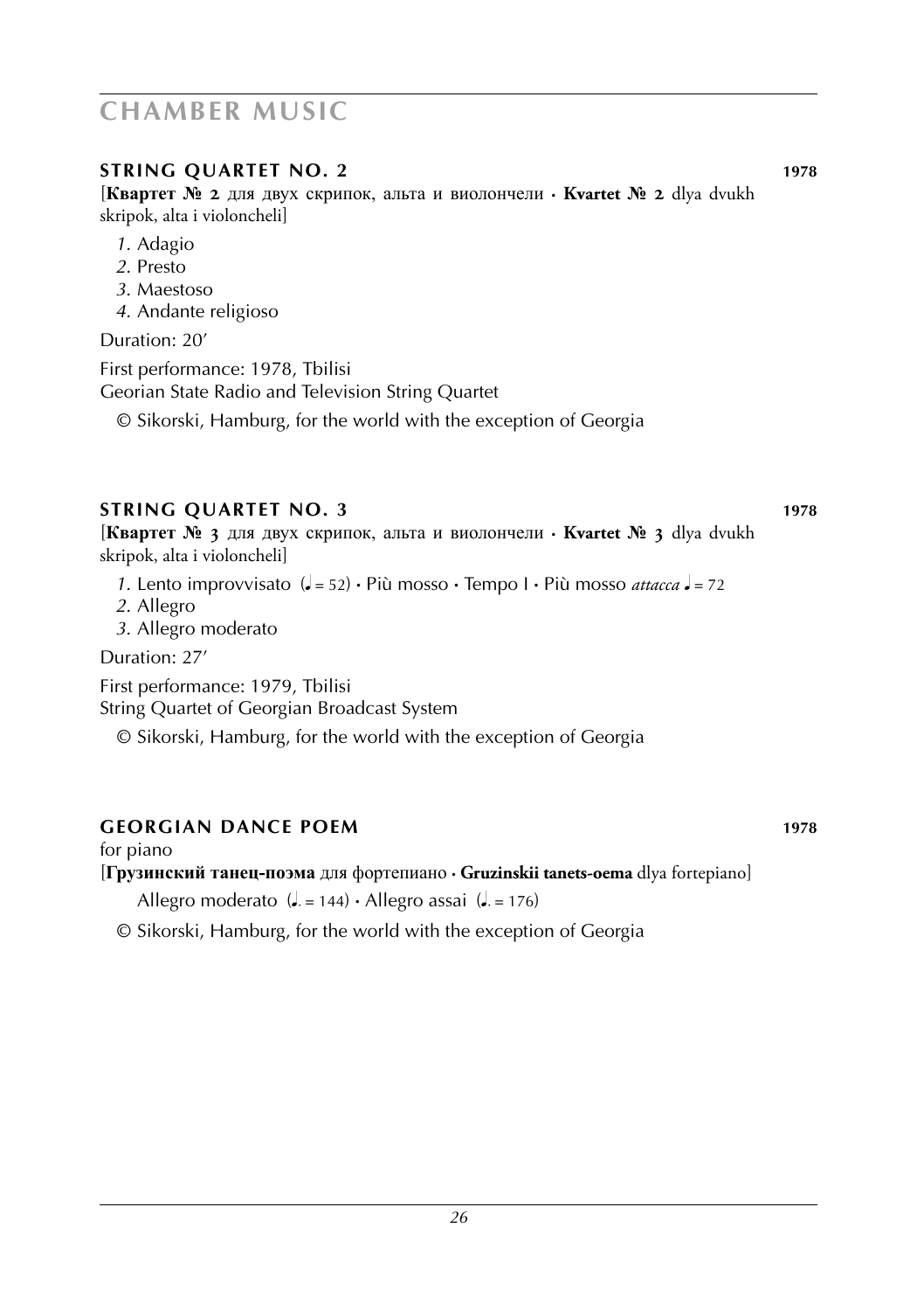# CHAMBER MUSIC

## STRING QUARTET NO. 2 — 1978

[**Квартет № 2** для двух скрипок, альта и виолончели · **Kvartet № 2** dlya dvukh skripok, alta i violoncheli]

*1.* Adagio
*2.* Presto
*3.* Maestoso
*4.* Andante religioso

Duration: 20′

First performance: 1978, Tbilisi
Georian State Radio and Television String Quartet

© Sikorski, Hamburg, for the world with the exception of Georgia

## STRING QUARTET NO. 3 — 1978

[**Квартет № 3** для двух скрипок, альта и виолончели · **Kvartet № 3** dlya dvukh skripok, alta i violoncheli]

*1.* Lento improvvisato (♩ = 52) · Più mosso · Tempo I · Più mosso *attacca* ♩ = 72
*2.* Allegro
*3.* Allegro moderato

Duration: 27′

First performance: 1979, Tbilisi
String Quartet of Georgian Broadcast System

© Sikorski, Hamburg, for the world with the exception of Georgia

## GEORGIAN DANCE POEM — 1978

for piano

[**Грузинский танец-поэма** для фортепиано · **Gruzinskii tanets-oema** dlya fortepiano]

Allegro moderato (♩. = 144) · Allegro assai (♩. = 176)

© Sikorski, Hamburg, for the world with the exception of Georgia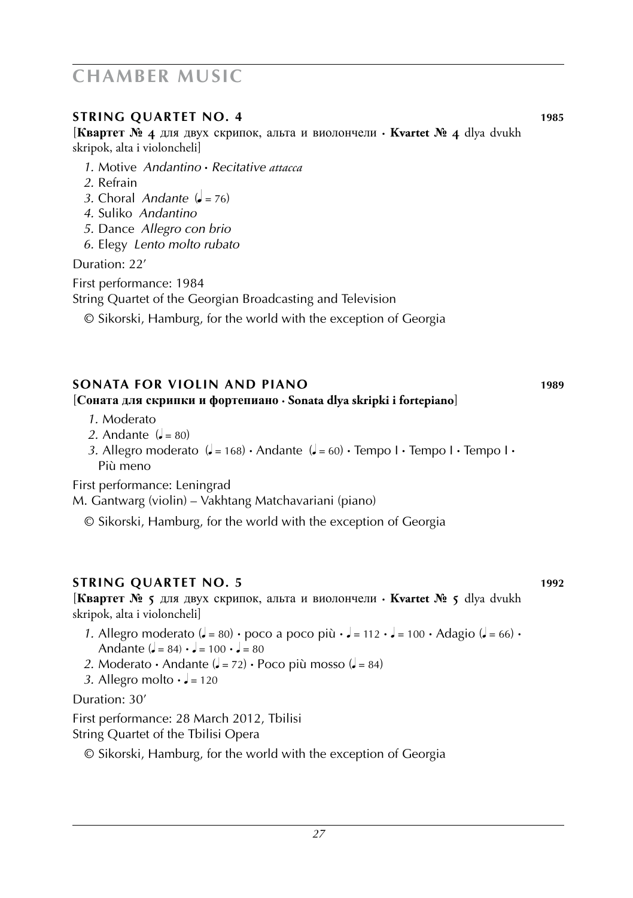# CHAMBER MUSIC

### STRING QUARTET NO. 4 — 1985

[**Квартет № 4** для двух скрипок, альта и виолончели · **Kvartet № 4** dlya dvukh skripok, alta i violoncheli]

*1.* Motive *Andantino* · *Recitative attacca*
*2.* Refrain
*3.* Choral *Andante* (♩ = 76)
*4.* Suliko *Andantino*
*5.* Dance *Allegro con brio*
*6.* Elegy *Lento molto rubato*

Duration: 22′

First performance: 1984
String Quartet of the Georgian Broadcasting and Television

© Sikorski, Hamburg, for the world with the exception of Georgia

### SONATA FOR VIOLIN AND PIANO — 1989

[**Соната для скрипки и фортепиано · Sonata dlya skripki i fortepiano**]

*1.* Moderato
*2.* Andante (♩ = 80)
*3.* Allegro moderato (♩ = 168) · Andante (♩ = 60) · Tempo I · Tempo I · Tempo I · Più meno

First performance: Leningrad
M. Gantwarg (violin) – Vakhtang Matchavariani (piano)

© Sikorski, Hamburg, for the world with the exception of Georgia

### STRING QUARTET NO. 5 — 1992

[**Квартет № 5** для двух скрипок, альта и виолончели · **Kvartet № 5** dlya dvukh skripok, alta i violoncheli]

*1.* Allegro moderato (♩ = 80) · poco a poco più · ♩ = 112 · ♩ = 100 · Adagio (♩ = 66) · Andante (♩ = 84) · ♩ = 100 · ♩ = 80
*2.* Moderato · Andante (♩ = 72) · Poco più mosso (♩ = 84)
*3.* Allegro molto · ♩ = 120

Duration: 30′

First performance: 28 March 2012, Tbilisi
String Quartet of the Tbilisi Opera

© Sikorski, Hamburg, for the world with the exception of Georgia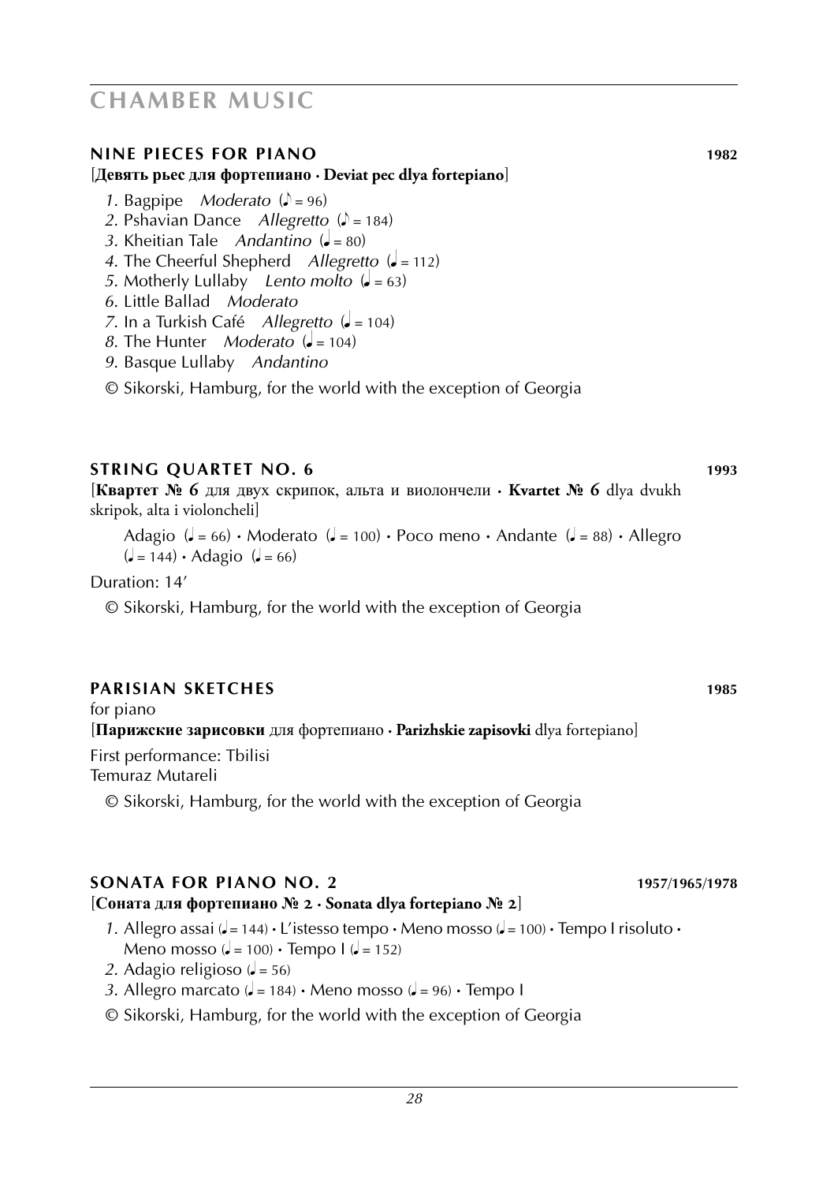# CHAMBER MUSIC

## NINE PIECES FOR PIANO 1982

[**Девять рьес для фортепиано · Deviat pec dlya fortepiano**]

*1.* Bagpipe *Moderato* (♪ = 96)
*2.* Pshavian Dance *Allegretto* (♪ = 184)
*3.* Kheitian Tale *Andantino* (♩ = 80)
*4.* The Cheerful Shepherd *Allegretto* (♩ = 112)
*5.* Motherly Lullaby *Lento molto* (♩ = 63)
*6.* Little Ballad *Moderato*
*7.* In a Turkish Café *Allegretto* (♩ = 104)
*8.* The Hunter *Moderato* (♩ = 104)
*9.* Basque Lullaby *Andantino*

© Sikorski, Hamburg, for the world with the exception of Georgia

## STRING QUARTET NO. 6 1993

[**Квартет № 6** для двух скрипок, альта и виолончели · **Kvartet № 6** dlya dvukh skripok, alta i violoncheli]

Adagio (♩ = 66) · Moderato (♩ = 100) · Poco meno · Andante (♩ = 88) · Allegro (♩ = 144) · Adagio (♩ = 66)

Duration: 14'

© Sikorski, Hamburg, for the world with the exception of Georgia

## PARISIAN SKETCHES 1985

for piano

[**Парижские зарисовки** для фортепиано · **Parizhskie zapisovki** dlya fortepiano]

First performance: Tbilisi
Temuraz Mutareli

© Sikorski, Hamburg, for the world with the exception of Georgia

## SONATA FOR PIANO NO. 2 1957/1965/1978

[**Соната для фортепиано № 2 · Sonata dlya fortepiano № 2**]

*1.* Allegro assai (♩ = 144) · L'istesso tempo · Meno mosso (♩ = 100) · Tempo I risoluto · Meno mosso (♩ = 100) · Tempo I (♩ = 152)
*2.* Adagio religioso (♩ = 56)
*3.* Allegro marcato (♩ = 184) · Meno mosso (♩ = 96) · Tempo I

© Sikorski, Hamburg, for the world with the exception of Georgia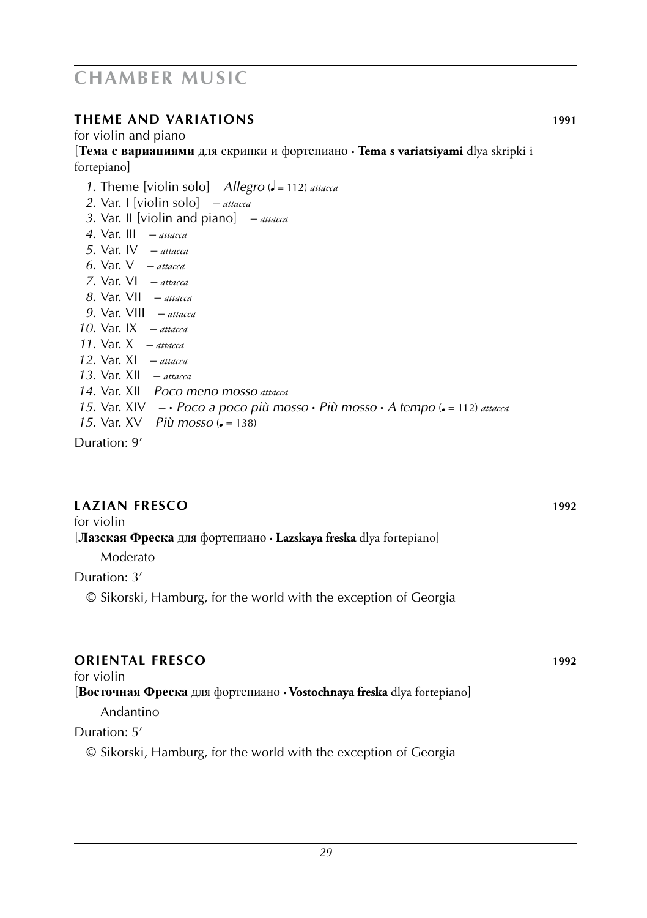# CHAMBER MUSIC

### THEME AND VARIATIONS 1991

for violin and piano

[**Тема с вариациями** для скрипки и фортепиано · **Tema s variatsiyami** dlya skripki i fortepiano]

*1.* Theme [violin solo] *Allegro* (♩ = 112) *attacca*
*2.* Var. I [violin solo] – *attacca*
*3.* Var. II [violin and piano] – *attacca*
*4.* Var. III – *attacca*
*5.* Var. IV – *attacca*
*6.* Var. V – *attacca*
*7.* Var. VI – *attacca*
*8.* Var. VII – *attacca*
*9.* Var. VIII – *attacca*
*10.* Var. IX – *attacca*
*11.* Var. X – *attacca*
*12.* Var. XI – *attacca*
*13.* Var. XII – *attacca*
*14.* Var. XII *Poco meno mosso attacca*
*15.* Var. XIV – · *Poco a poco più mosso* · *Più mosso* · *A tempo* (♩ = 112) *attacca*
*15.* Var. XV *Più mosso* (♩ = 138)

Duration: 9′

### LAZIAN FRESCO 1992

for violin

[**Лазская Фреска** для фортепиано · **Lazskaya freska** dlya fortepiano]

Moderato

Duration: 3′

© Sikorski, Hamburg, for the world with the exception of Georgia

### ORIENTAL FRESCO 1992

for violin

[**Восточная Фреска** для фортепиано · **Vostochnaya freska** dlya fortepiano]

Andantino

Duration: 5′

© Sikorski, Hamburg, for the world with the exception of Georgia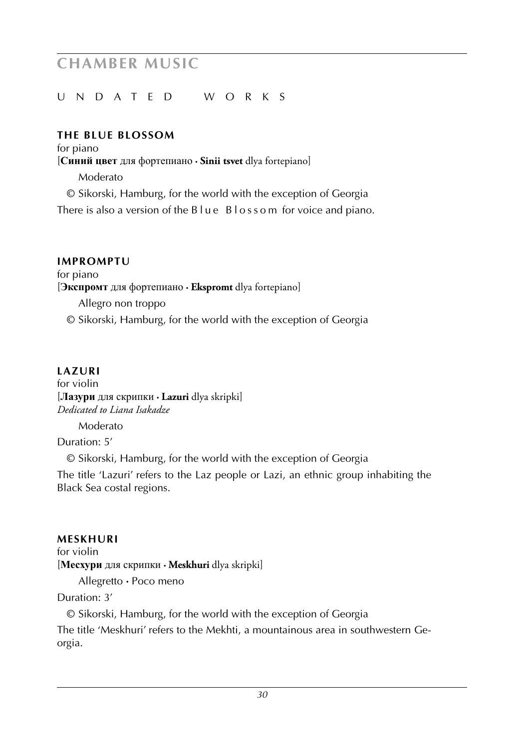# CHAMBER MUSIC

## UNDATED WORKS

### THE BLUE BLOSSOM

for piano

[**Синий цвет** для фортепиано · **Sinii tsvet** dlya fortepiano]

Moderato

© Sikorski, Hamburg, for the world with the exception of Georgia

There is also a version of the Blue Blossom for voice and piano.

### IMPROMPTU

for piano

[**Экспромт** для фортепиано · **Ekspromt** dlya fortepiano]

Allegro non troppo

© Sikorski, Hamburg, for the world with the exception of Georgia

### LAZURI

for violin

[**Лазури** для скрипки · **Lazuri** dlya skripki]

*Dedicated to Liana Isakadze*

Moderato

Duration: 5'

© Sikorski, Hamburg, for the world with the exception of Georgia

The title 'Lazuri' refers to the Laz people or Lazi, an ethnic group inhabiting the Black Sea costal regions.

### MESKHURI

for violin

[**Месхури** для скрипки · **Meskhuri** dlya skripki]

Allegretto · Poco meno

Duration: 3'

© Sikorski, Hamburg, for the world with the exception of Georgia

The title 'Meskhuri' refers to the Mekhti, a mountainous area in southwestern Georgia.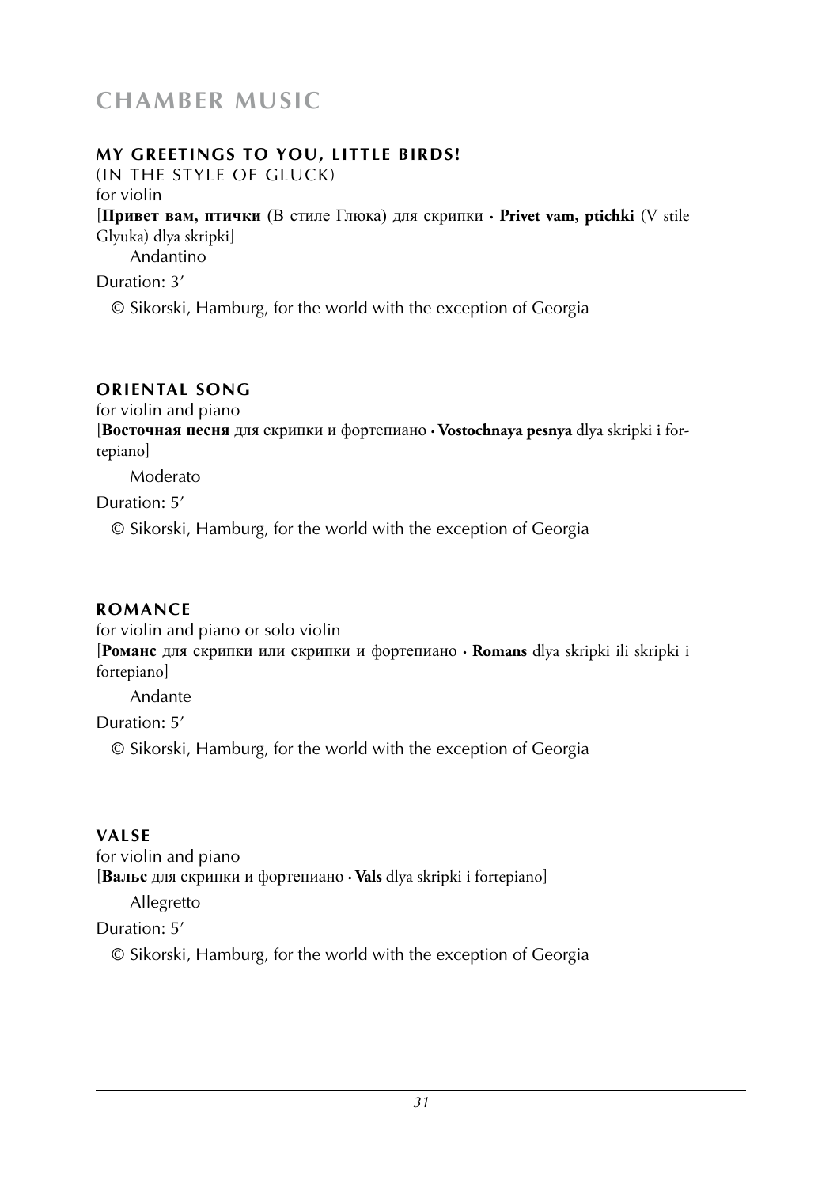# CHAMBER MUSIC

### MY GREETINGS TO YOU, LITTLE BIRDS!

(IN THE STYLE OF GLUCK)

for violin

[**Привет вам, птички** (В стиле Глюка) для скрипки · **Privet vam, ptichki** (V stile Glyuka) dlya skripki]

Andantino

Duration: 3′

© Sikorski, Hamburg, for the world with the exception of Georgia

### ORIENTAL SONG

for violin and piano

[**Восточная песня** для скрипки и фортепиано · **Vostochnaya pesnya** dlya skripki i fortepiano]

Moderato

Duration: 5′

© Sikorski, Hamburg, for the world with the exception of Georgia

### ROMANCE

for violin and piano or solo violin

[**Романс** для скрипки или скрипки и фортепиано · **Romans** dlya skripki ili skripki i fortepiano]

Andante

Duration: 5′

© Sikorski, Hamburg, for the world with the exception of Georgia

### VALSE

for violin and piano

[**Вальс** для скрипки и фортепиано · **Vals** dlya skripki i fortepiano]

Allegretto

Duration: 5′

© Sikorski, Hamburg, for the world with the exception of Georgia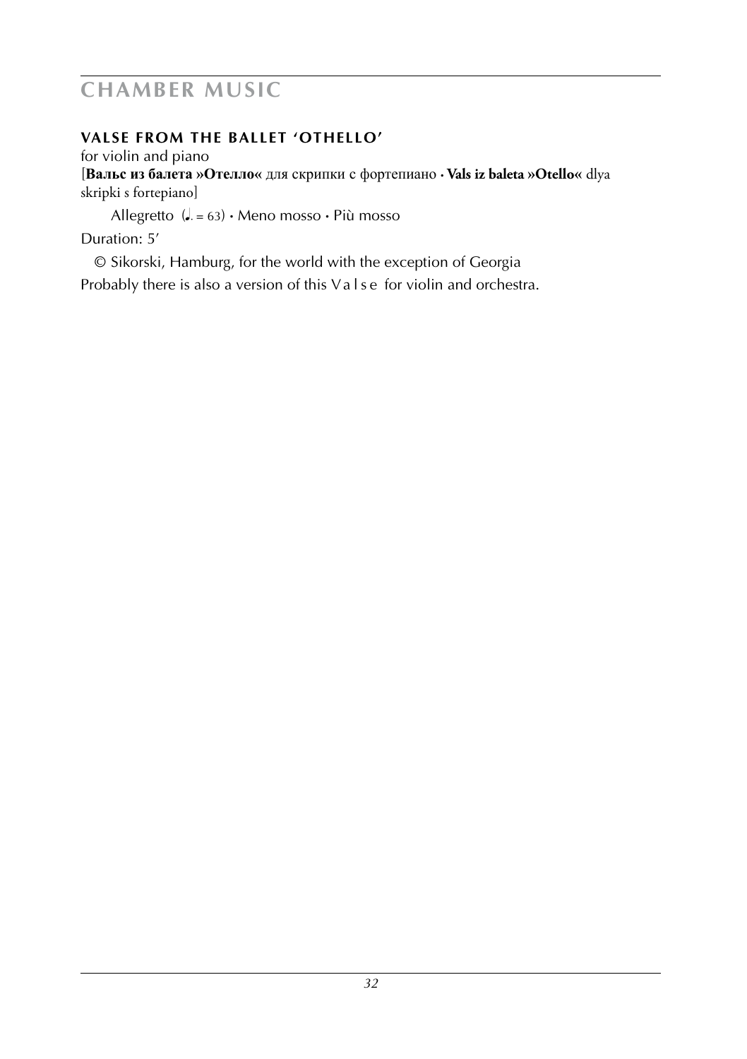# CHAMBER MUSIC

### VALSE FROM THE BALLET 'OTHELLO'

for violin and piano
[**Вальс из балета »Отелло«** для скрипки с фортепиано · **Vals iz baleta »Otello«** dlya skripki s fortepiano]

Allegretto (♩. = 63) · Meno mosso · Più mosso

Duration: 5′

© Sikorski, Hamburg, for the world with the exception of Georgia

Probably there is also a version of this V a l s e for violin and orchestra.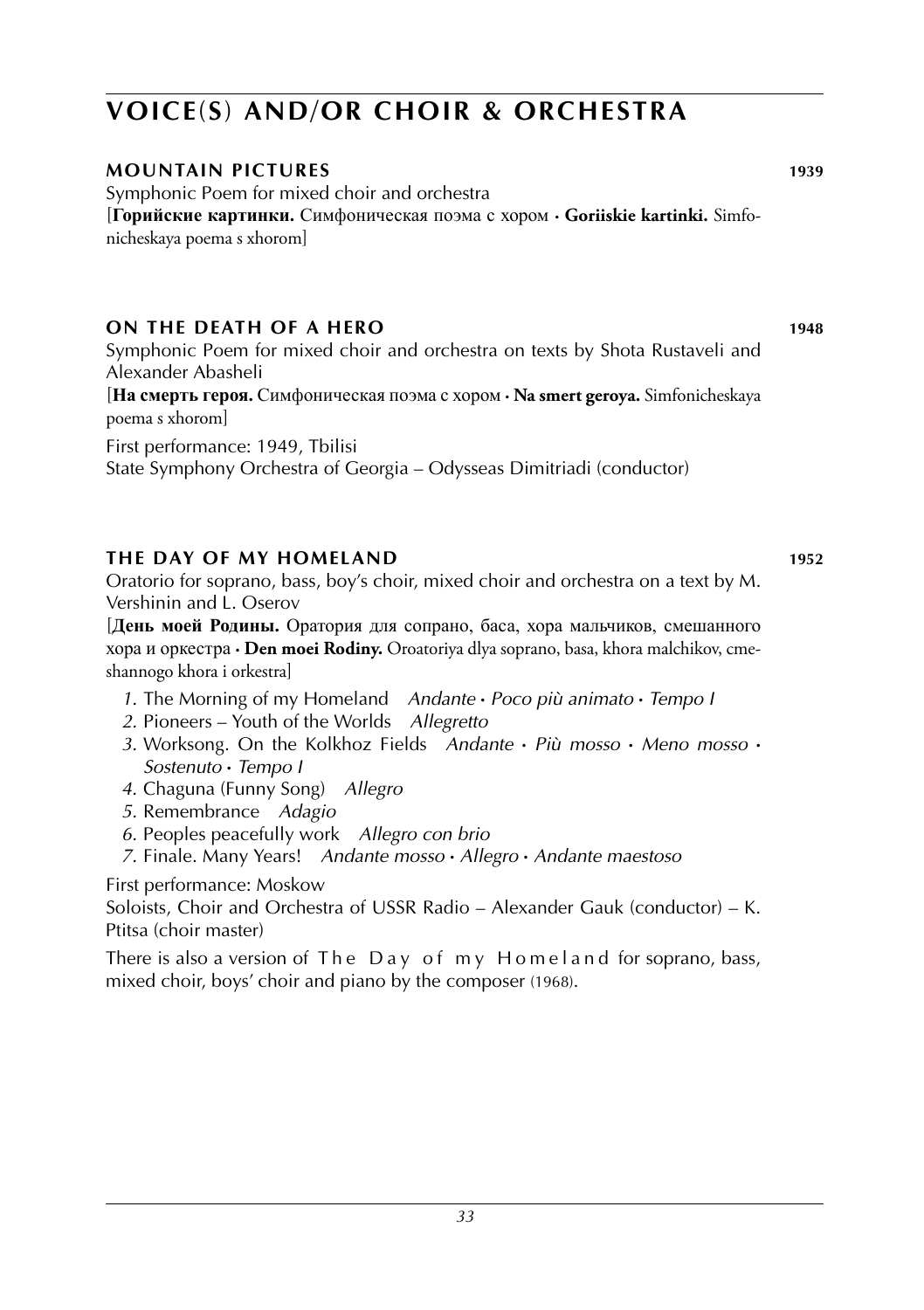# VOICE(S) AND/OR CHOIR & ORCHESTRA

### MOUNTAIN PICTURES 1939

Symphonic Poem for mixed choir and orchestra
[**Горийские картинки.** Симфоническая поэма с хором · **Goriiskie kartinki.** Simfonicheskaya poema s xhorom]

### ON THE DEATH OF A HERO 1948

Symphonic Poem for mixed choir and orchestra on texts by Shota Rustaveli and Alexander Abasheli
[**На смерть героя.** Симфоническая поэма с хором · **Na smert geroya.** Simfonicheskaya poema s xhorom]

First performance: 1949, Tbilisi
State Symphony Orchestra of Georgia – Odysseas Dimitriadi (conductor)

### THE DAY OF MY HOMELAND 1952

Oratorio for soprano, bass, boy's choir, mixed choir and orchestra on a text by M. Vershinin and L. Oserov
[**День моей Родины.** Оратория для сопрано, баса, хора мальчиков, смешанного хора и оркестра · **Den moei Rodiny.** Oroatoriya dlya soprano, basa, khora malchikov, cmeshannogo khora i orkestra]

1. The Morning of my Homeland *Andante · Poco più animato · Tempo I*
2. Pioneers – Youth of the Worlds *Allegretto*
3. Worksong. On the Kolkhoz Fields *Andante · Più mosso · Meno mosso · Sostenuto · Tempo I*
4. Chaguna (Funny Song) *Allegro*
5. Remembrance *Adagio*
6. Peoples peacefully work *Allegro con brio*
7. Finale. Many Years! *Andante mosso · Allegro · Andante maestoso*

First performance: Moskow
Soloists, Choir and Orchestra of USSR Radio – Alexander Gauk (conductor) – K. Ptitsa (choir master)

There is also a version of The Day of my Homeland for soprano, bass, mixed choir, boys' choir and piano by the composer (1968).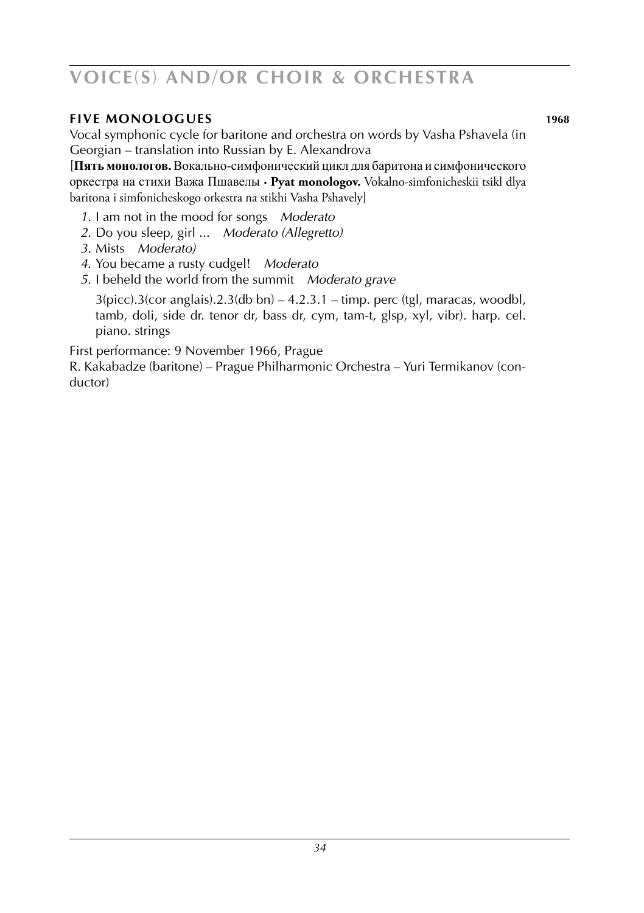# VOICE(S) AND/OR CHOIR & ORCHESTRA

### FIVE MONOLOGUES **1968**

Vocal symphonic cycle for baritone and orchestra on words by Vasha Pshavela (in Georgian – translation into Russian by E. Alexandrova

[**Пять монологов.** Вокально-симфонический цикл для баритона и симфонического оркестра на стихи Важа Пшавелы · **Pyat monologov.** Vokalno-simfonicheskii tsikl dlya baritona i simfonicheskogo orkestra na stikhi Vasha Pshavely]

1. I am not in the mood for songs *Moderato*
2. Do you sleep, girl ... *Moderato (Allegretto)*
3. Mists *Moderato)*
4. You became a rusty cudgel! *Moderato*
5. I beheld the world from the summit *Moderato grave*

3(picc).3(cor anglais).2.3(db bn) – 4.2.3.1 – timp. perc (tgl, maracas, woodbl, tamb, doli, side dr. tenor dr, bass dr, cym, tam-t, glsp, xyl, vibr). harp. cel. piano. strings

First performance: 9 November 1966, Prague

R. Kakabadze (baritone) – Prague Philharmonic Orchestra – Yuri Termikanov (conductor)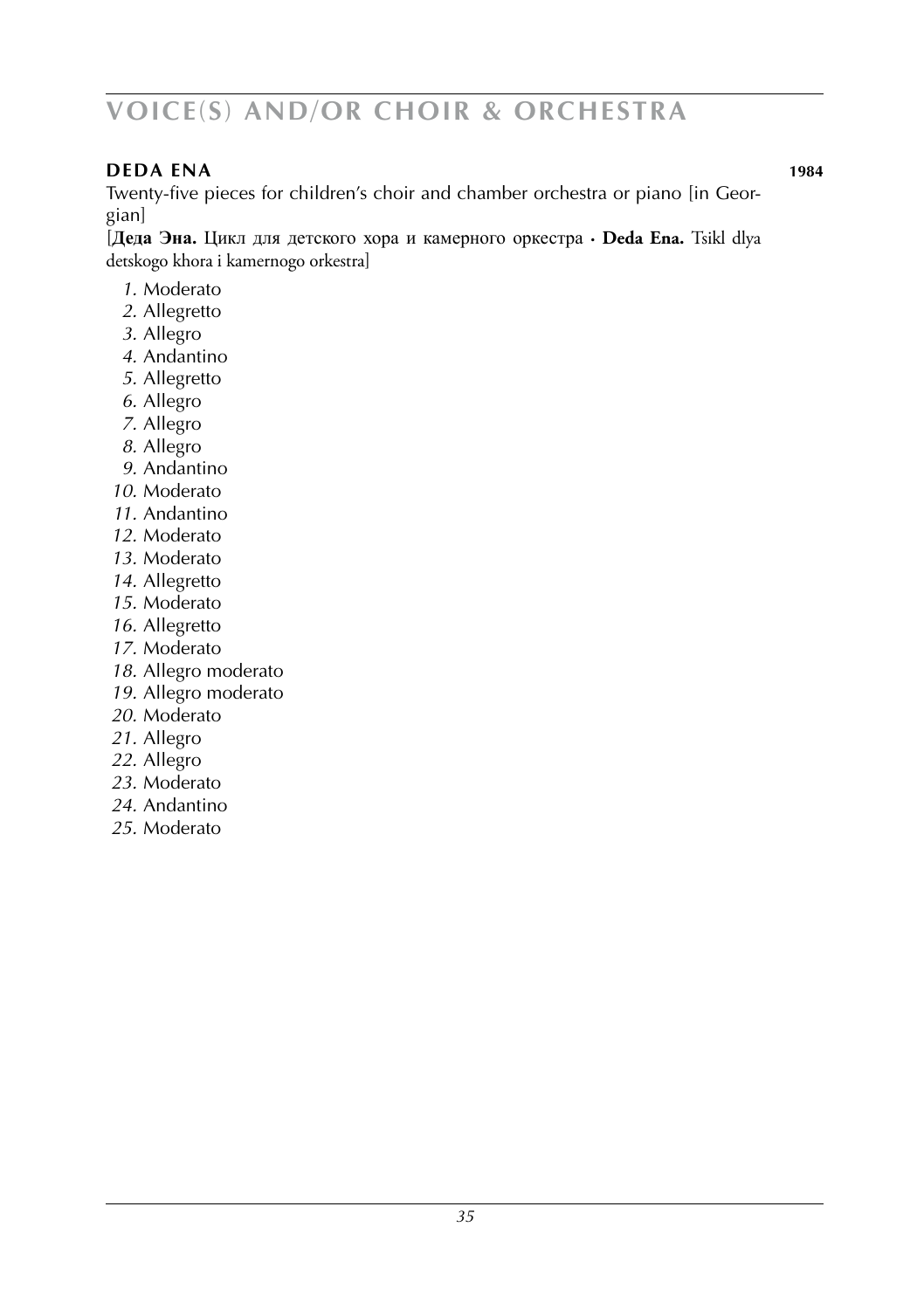# VOICE(S) AND/OR CHOIR & ORCHESTRA

## DEDA ENA **1984**

Twenty-five pieces for children's choir and chamber orchestra or piano [in Georgian]

[**Деда Эна.** Цикл для детского хора и камерного оркестра · **Deda Ena.** Tsikl dlya detskogo khora i kamernogo orkestra]

*1.* Moderato
*2.* Allegretto
*3.* Allegro
*4.* Andantino
*5.* Allegretto
*6.* Allegro
*7.* Allegro
*8.* Allegro
*9.* Andantino
*10.* Moderato
*11.* Andantino
*12.* Moderato
*13.* Moderato
*14.* Allegretto
*15.* Moderato
*16.* Allegretto
*17.* Moderato
*18.* Allegro moderato
*19.* Allegro moderato
*20.* Moderato
*21.* Allegro
*22.* Allegro
*23.* Moderato
*24.* Andantino
*25.* Moderato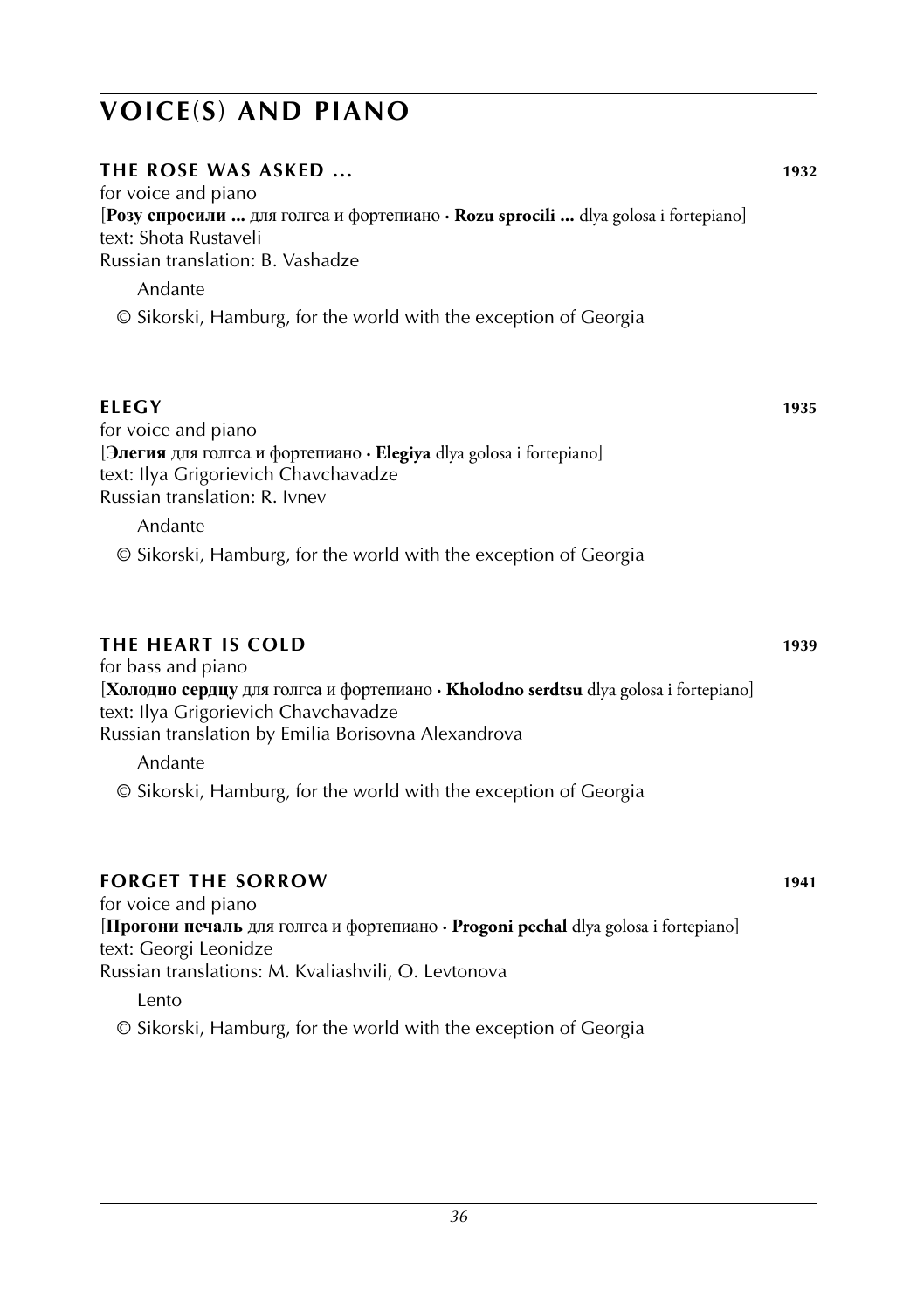# VOICE(S) AND PIANO

### THE ROSE WAS ASKED ... 1932

for voice and piano
[**Розу спросили ...** для голгса и фортепиано · **Rozu sprocili ...** dlya golosa i fortepiano]
text: Shota Rustaveli
Russian translation: B. Vashadze

Andante

© Sikorski, Hamburg, for the world with the exception of Georgia

### ELEGY 1935

for voice and piano
[**Элегия** для голгса и фортепиано · **Elegiya** dlya golosa i fortepiano]
text: Ilya Grigorievich Chavchavadze
Russian translation: R. Ivnev

Andante

© Sikorski, Hamburg, for the world with the exception of Georgia

### THE HEART IS COLD 1939

for bass and piano
[**Холодно сердцу** для голгса и фортепиано · **Kholodno serdtsu** dlya golosa i fortepiano]
text: Ilya Grigorievich Chavchavadze
Russian translation by Emilia Borisovna Alexandrova

Andante

© Sikorski, Hamburg, for the world with the exception of Georgia

### FORGET THE SORROW 1941

for voice and piano
[**Прогони печаль** для голгса и фортепиано · **Progoni pechal** dlya golosa i fortepiano]
text: Georgi Leonidze
Russian translations: M. Kvaliashvili, O. Levtonova

Lento

© Sikorski, Hamburg, for the world with the exception of Georgia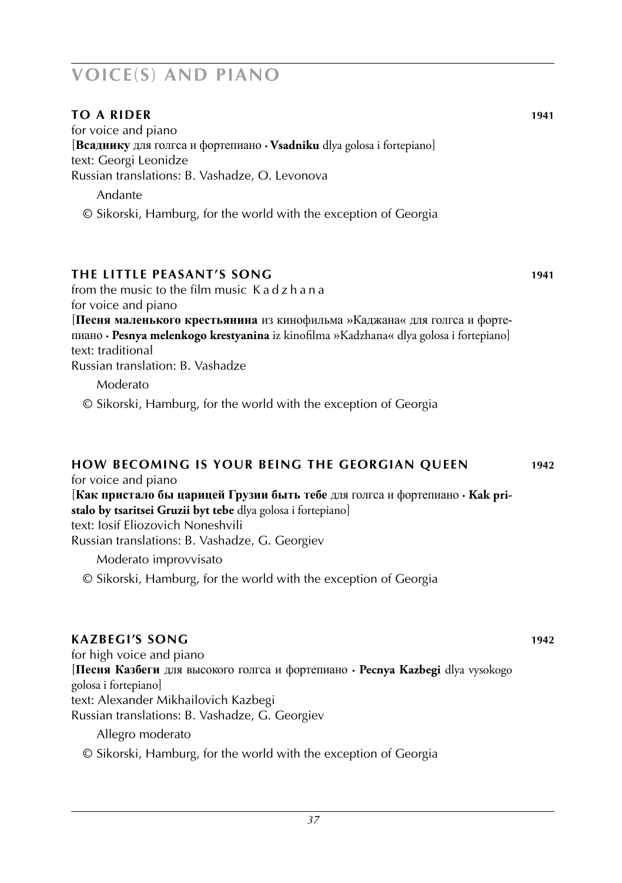# VOICE(S) AND PIANO

## TO A RIDER 1941

for voice and piano
[**Всаднику** для голгса и фортепиано · **Vsadniku** dlya golosa i fortepiano]
text: Georgi Leonidze
Russian translations: B. Vashadze, O. Levonova

Andante

© Sikorski, Hamburg, for the world with the exception of Georgia

## THE LITTLE PEASANT'S SONG 1941

from the music to the film music K a d z h a n a
for voice and piano
[**Песня маленького крестьянина** из кинофильма »Каджана« для голгса и фортепиано · **Pesnya melenkogo krestyanina** iz kinofilma »Kadzhana« dlya golosa i fortepiano]
text: traditional
Russian translation: B. Vashadze

Moderato

© Sikorski, Hamburg, for the world with the exception of Georgia

## HOW BECOMING IS YOUR BEING THE GEORGIAN QUEEN 1942

for voice and piano
[**Как пристало бы царицей Грузии быть тебе** для голгса и фортепиано · **Kak pristalo by tsaritsei Gruzii byt tebe** dlya golosa i fortepiano]
text: Iosif Eliozovich Noneshvili
Russian translations: B. Vashadze, G. Georgiev

Moderato improvvisato

© Sikorski, Hamburg, for the world with the exception of Georgia

## KAZBEGI'S SONG 1942

for high voice and piano
[**Песня Казбеги** для высокого голгса и фортепиано · **Pecnya Kazbegi** dlya vysokogo golosa i fortepiano]
text: Alexander Mikhailovich Kazbegi
Russian translations: B. Vashadze, G. Georgiev

Allegro moderato

© Sikorski, Hamburg, for the world with the exception of Georgia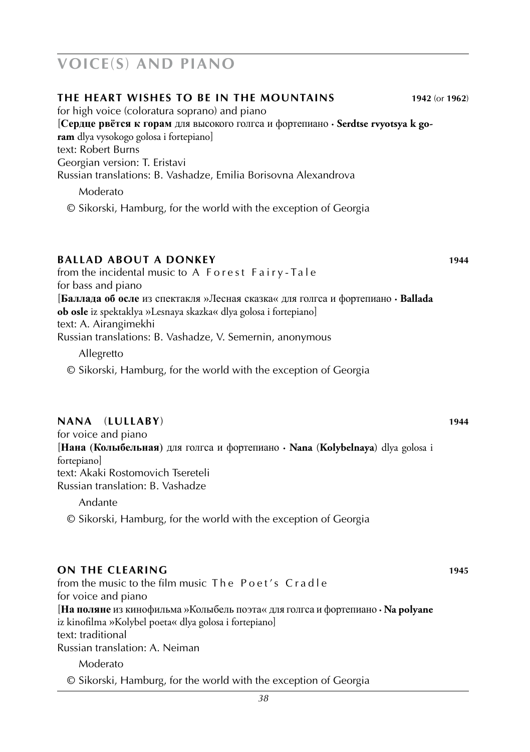# VOICE(S) AND PIANO

### THE HEART WISHES TO BE IN THE MOUNTAINS — 1942 (or 1962)

for high voice (coloratura soprano) and piano
[**Сердце рвётся к горам** для высокого голгса и фортепиано · **Serdtse rvyotsya k goram** dlya vysokogo golosa i fortepiano]
text: Robert Burns
Georgian version: T. Eristavi
Russian translations: B. Vashadze, Emilia Borisovna Alexandrova

Moderato

© Sikorski, Hamburg, for the world with the exception of Georgia

### BALLAD ABOUT A DONKEY — 1944

from the incidental music to A Forest Fairy-Tale
for bass and piano
[**Баллада об осле** из спектакля »Лесная сказка« для голгса и фортепиано · **Ballada ob osle** iz spektaklya »Lesnaya skazka« dlya golosa i fortepiano]
text: A. Airangimekhi
Russian translations: B. Vashadze, V. Semernin, anonymous

Allegretto

© Sikorski, Hamburg, for the world with the exception of Georgia

### NANA (LULLABY) — 1944

for voice and piano
[**Нана (Колыбельная)** для голгса и фортепиано · **Nana (Kolybelnaya)** dlya golosa i fortepiano]
text: Akaki Rostomovich Tsereteli
Russian translation: B. Vashadze

Andante

© Sikorski, Hamburg, for the world with the exception of Georgia

### ON THE CLEARING — 1945

from the music to the film music The Poet's Cradle
for voice and piano
[**На поляне** из кинофильма »Колыбель поэта« для голгса и фортепиано · **Na polyane** iz kinofilma »Kolybel poeta« dlya golosa i fortepiano]
text: traditional
Russian translation: A. Neiman

Moderato

© Sikorski, Hamburg, for the world with the exception of Georgia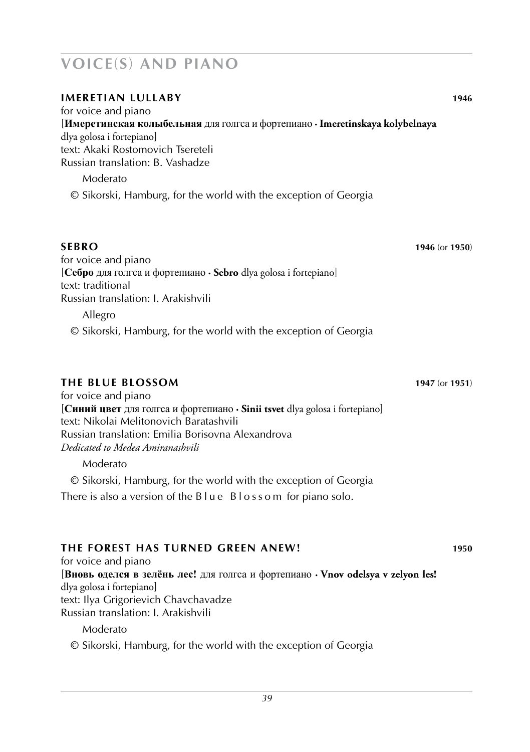# VOICE(S) AND PIANO

## IMERETIAN LULLABY 1946

for voice and piano
[**Имеретинская колыбельная** для голгса и фортепиано · **Imeretinskaya kolybelnaya** dlya golosa i fortepiano]
text: Akaki Rostomovich Tsereteli
Russian translation: B. Vashadze

Moderato

© Sikorski, Hamburg, for the world with the exception of Georgia

## SEBRO 1946 (or 1950)

for voice and piano
[**Себро** для голгса и фортепиано · **Sebro** dlya golosa i fortepiano]
text: traditional
Russian translation: I. Arakishvili

Allegro

© Sikorski, Hamburg, for the world with the exception of Georgia

## THE BLUE BLOSSOM 1947 (or 1951)

for voice and piano
[**Синий цвет** для голгса и фортепиано · **Sinii tsvet** dlya golosa i fortepiano]
text: Nikolai Melitonovich Baratashvili
Russian translation: Emilia Borisovna Alexandrova
*Dedicated to Medea Amiranashvili*

Moderato

© Sikorski, Hamburg, for the world with the exception of Georgia
There is also a version of the Blue Blossom for piano solo.

## THE FOREST HAS TURNED GREEN ANEW! 1950

for voice and piano
[**Вновь оделся в зелёнь лес!** для голгса и фортепиано · **Vnov odelsya v zelyon les!** dlya golosa i fortepiano]
text: Ilya Grigorievich Chavchavadze
Russian translation: I. Arakishvili

Moderato

© Sikorski, Hamburg, for the world with the exception of Georgia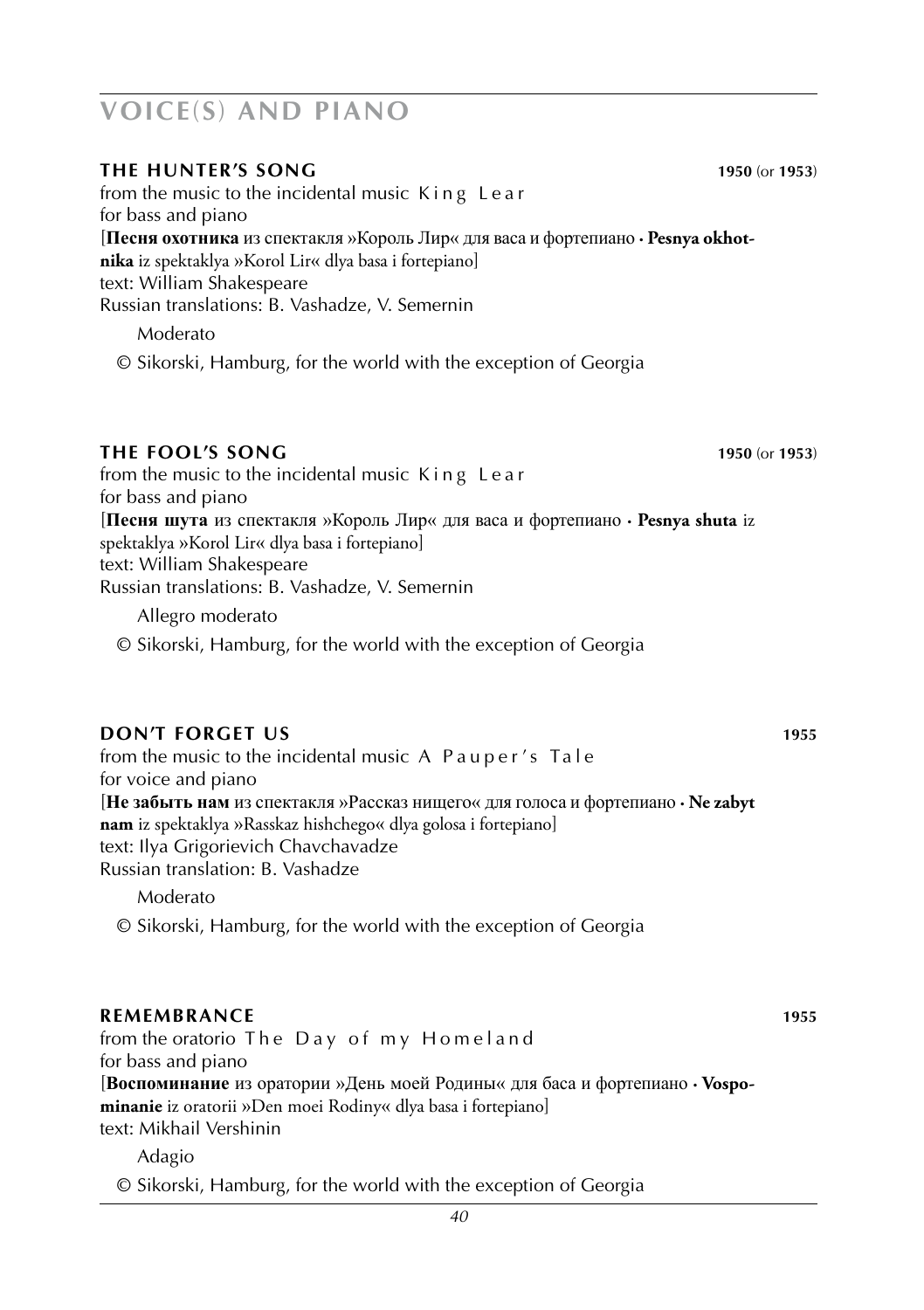# VOICE(S) AND PIANO

### **THE HUNTER'S SONG** **1950** (or **1953**)

from the music to the incidental music King Lear
for bass and piano
[**Песня охотника** из спектакля »Король Лир« для васа и фортепиано · **Pesnya okhotnika** iz spektaklya »Korol Lir« dlya basa i fortepiano]
text: William Shakespeare
Russian translations: B. Vashadze, V. Semernin

Moderato

© Sikorski, Hamburg, for the world with the exception of Georgia

### **THE FOOL'S SONG** **1950** (or **1953**)

from the music to the incidental music King Lear
for bass and piano
[**Песня шута** из спектакля »Король Лир« для васа и фортепиано · **Pesnya shuta** iz spektaklya »Korol Lir« dlya basa i fortepiano]
text: William Shakespeare
Russian translations: B. Vashadze, V. Semernin

Allegro moderato

© Sikorski, Hamburg, for the world with the exception of Georgia

### **DON'T FORGET US** **1955**

from the music to the incidental music A Pauper's Tale
for voice and piano
[**Не забыть нам** из спектакля »Рассказ нищего« для голоса и фортепиано · **Ne zabyt nam** iz spektaklya »Rasskaz hishchego« dlya golosa i fortepiano]
text: Ilya Grigorievich Chavchavadze
Russian translation: B. Vashadze

Moderato

© Sikorski, Hamburg, for the world with the exception of Georgia

### **REMEMBRANCE** **1955**

from the oratorio The Day of my Homeland
for bass and piano
[**Воспоминание** из оратории »День моей Родины« для баса и фортепиано · **Vospominanie** iz oratorii »Den moei Rodiny« dlya basa i fortepiano]
text: Mikhail Vershinin

Adagio

© Sikorski, Hamburg, for the world with the exception of Georgia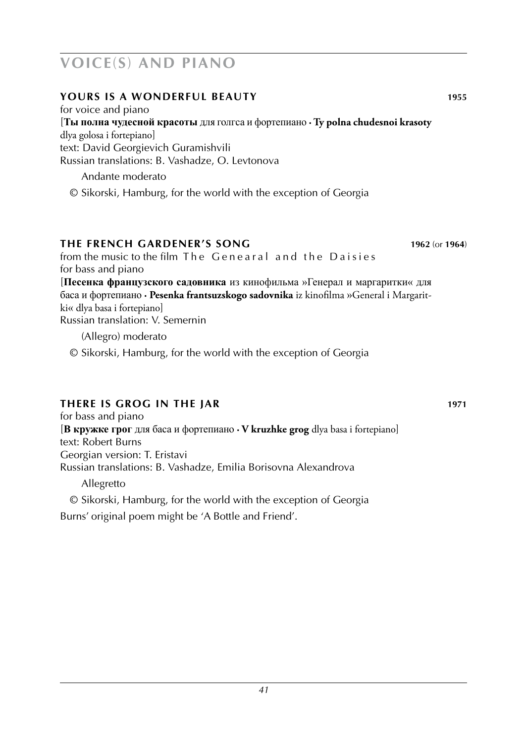# VOICE(S) AND PIANO

## YOURS IS A WONDERFUL BEAUTY 1955

for voice and piano
[**Ты полна чудесной красоты** для голгса и фортепиано · **Ty polna chudesnoi krasoty** dlya golosa i fortepiano]
text: David Georgievich Guramishvili
Russian translations: B. Vashadze, O. Levtonova

Andante moderato

© Sikorski, Hamburg, for the world with the exception of Georgia

## THE FRENCH GARDENER'S SONG 1962 (or 1964)

from the music to the film The Genearal and the Daisies
for bass and piano
[**Песенка французского садовника** из кинофильма »Генерал и маргаритки« для баса и фортепиано · **Pesenka frantsuzskogo sadovnika** iz kinofilma »General i Margaritki« dlya basa i fortepiano]
Russian translation: V. Semernin

(Allegro) moderato

© Sikorski, Hamburg, for the world with the exception of Georgia

## THERE IS GROG IN THE JAR 1971

for bass and piano
[**В кружке грог** для баса и фортепиано · **V kruzhke grog** dlya basa i fortepiano]
text: Robert Burns
Georgian version: T. Eristavi
Russian translations: B. Vashadze, Emilia Borisovna Alexandrova

Allegretto

© Sikorski, Hamburg, for the world with the exception of Georgia

Burns' original poem might be 'A Bottle and Friend'.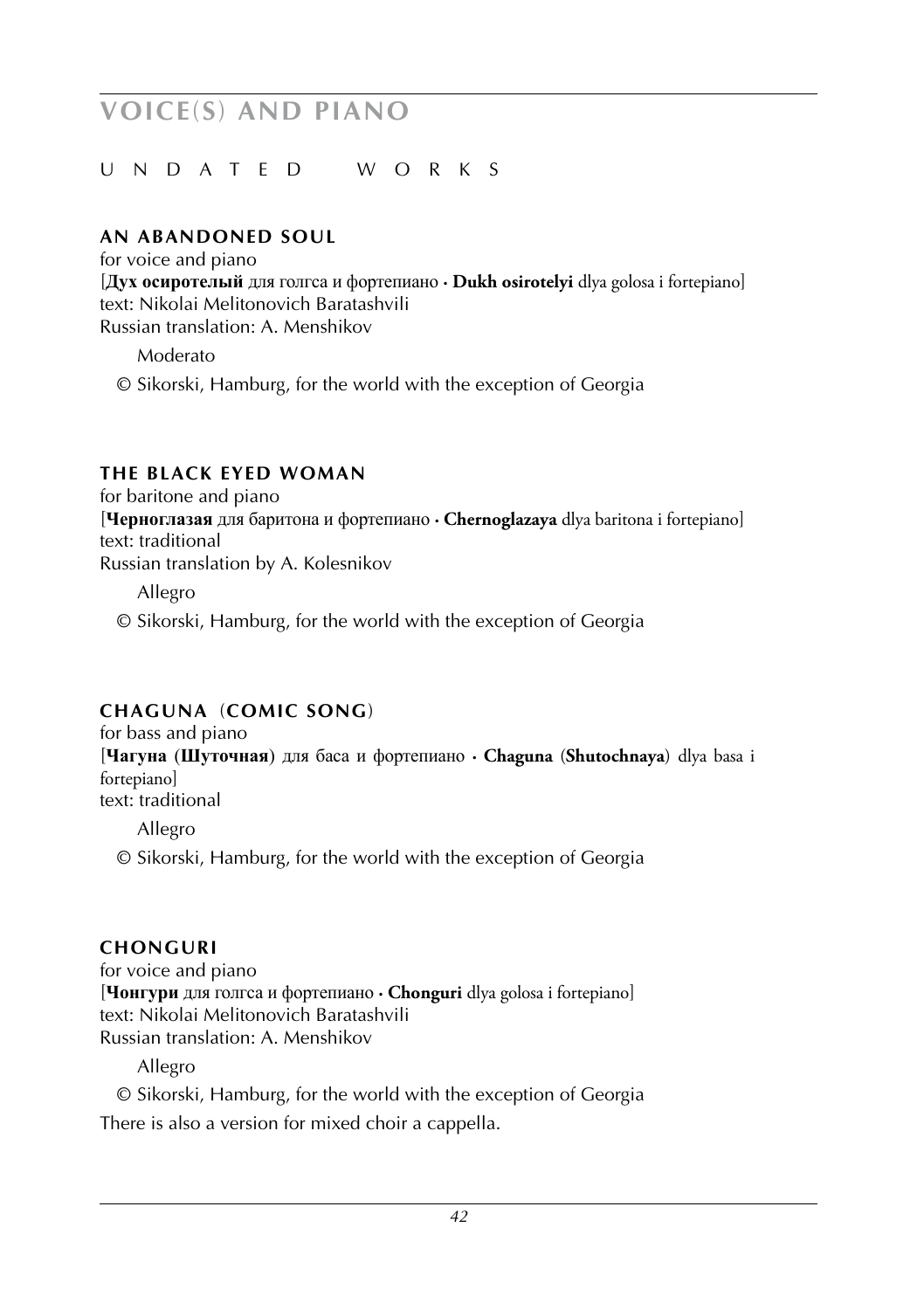# VOICE(S) AND PIANO

## U N D A T E D   W O R K S

### AN ABANDONED SOUL

for voice and piano
[**Дух осиротелый** для голгса и фортепиано · **Dukh osirotelyi** dlya golosa i fortepiano]
text: Nikolai Melitonovich Baratashvili
Russian translation: A. Menshikov

Moderato

© Sikorski, Hamburg, for the world with the exception of Georgia

### THE BLACK EYED WOMAN

for baritone and piano
[**Черноглазая** для баритона и фортепиано · **Chernoglazaya** dlya baritona i fortepiano]
text: traditional
Russian translation by A. Kolesnikov

Allegro

© Sikorski, Hamburg, for the world with the exception of Georgia

### CHAGUNA (COMIC SONG)

for bass and piano
[**Чагуна (Шуточная)** для баса и фортепиано · **Chaguna (Shutochnaya)** dlya basa i fortepiano]
text: traditional

Allegro

© Sikorski, Hamburg, for the world with the exception of Georgia

### CHONGURI

for voice and piano
[**Чонгури** для голгса и фортепиано · **Chonguri** dlya golosa i fortepiano]
text: Nikolai Melitonovich Baratashvili
Russian translation: A. Menshikov

Allegro

© Sikorski, Hamburg, for the world with the exception of Georgia

There is also a version for mixed choir a cappella.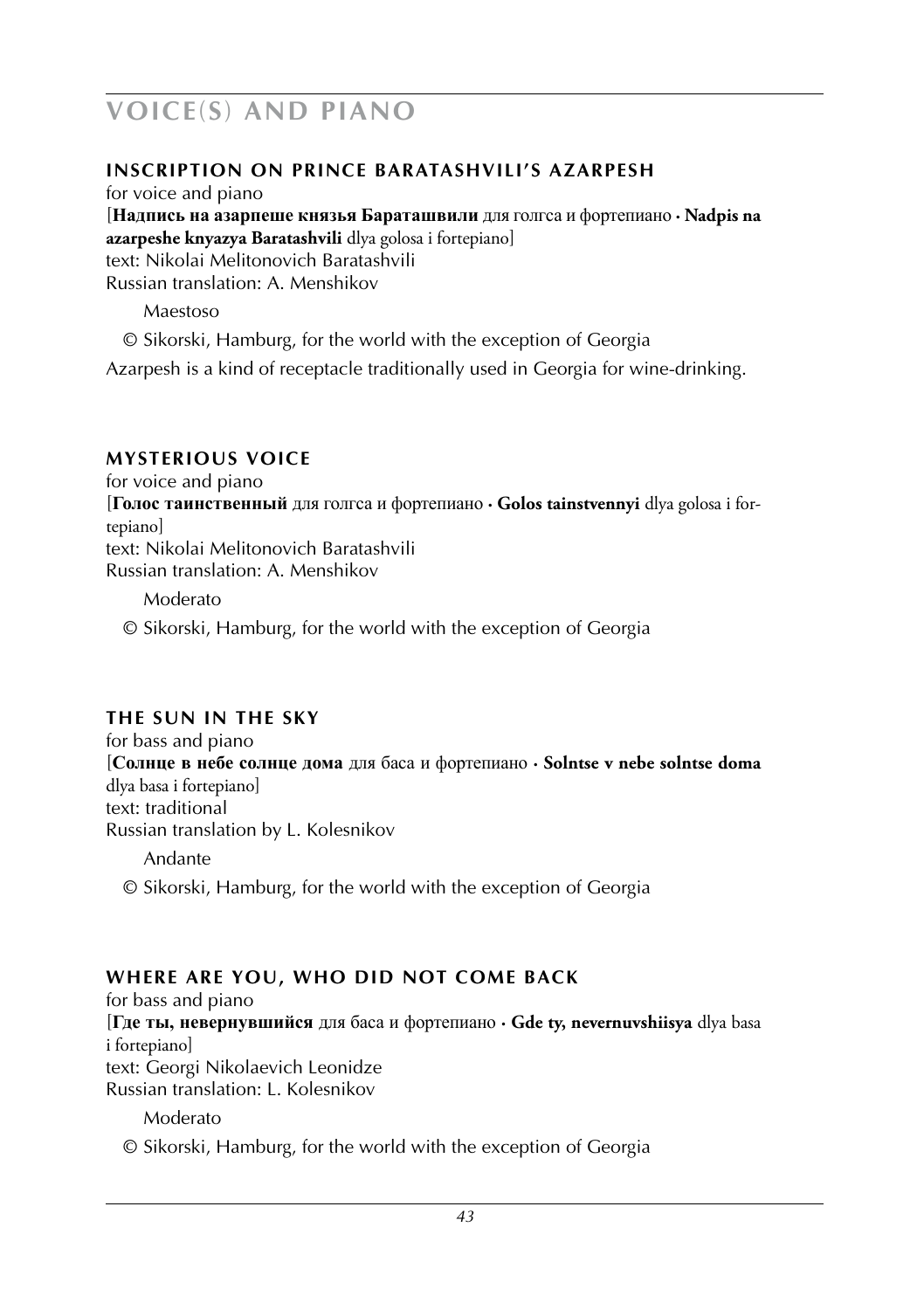# VOICE(S) AND PIANO

### INSCRIPTION ON PRINCE BARATASHVILI'S AZARPESH

for voice and piano
[**Надпись на азарпеше князья Бараташвили** для голгса и фортепиано · **Nadpis na azarpeshe knyazya Baratashvili** dlya golosa i fortepiano]
text: Nikolai Melitonovich Baratashvili
Russian translation: A. Menshikov

Maestoso

© Sikorski, Hamburg, for the world with the exception of Georgia

Azarpesh is a kind of receptacle traditionally used in Georgia for wine-drinking.

### MYSTERIOUS VOICE

for voice and piano
[**Голос таинственный** для голгса и фортепиано · **Golos tainstvennyi** dlya golosa i fortepiano]
text: Nikolai Melitonovich Baratashvili
Russian translation: A. Menshikov

Moderato

© Sikorski, Hamburg, for the world with the exception of Georgia

### THE SUN IN THE SKY

for bass and piano
[**Солнце в небе солнце дома** для баса и фортепиано · **Solntse v nebe solntse doma** dlya basa i fortepiano]
text: traditional
Russian translation by L. Kolesnikov

Andante

© Sikorski, Hamburg, for the world with the exception of Georgia

### WHERE ARE YOU, WHO DID NOT COME BACK

for bass and piano
[**Где ты, невернувшийся** для баса и фортепиано · **Gde ty, nevernuvshiisya** dlya basa i fortepiano]
text: Georgi Nikolaevich Leonidze
Russian translation: L. Kolesnikov

Moderato

© Sikorski, Hamburg, for the world with the exception of Georgia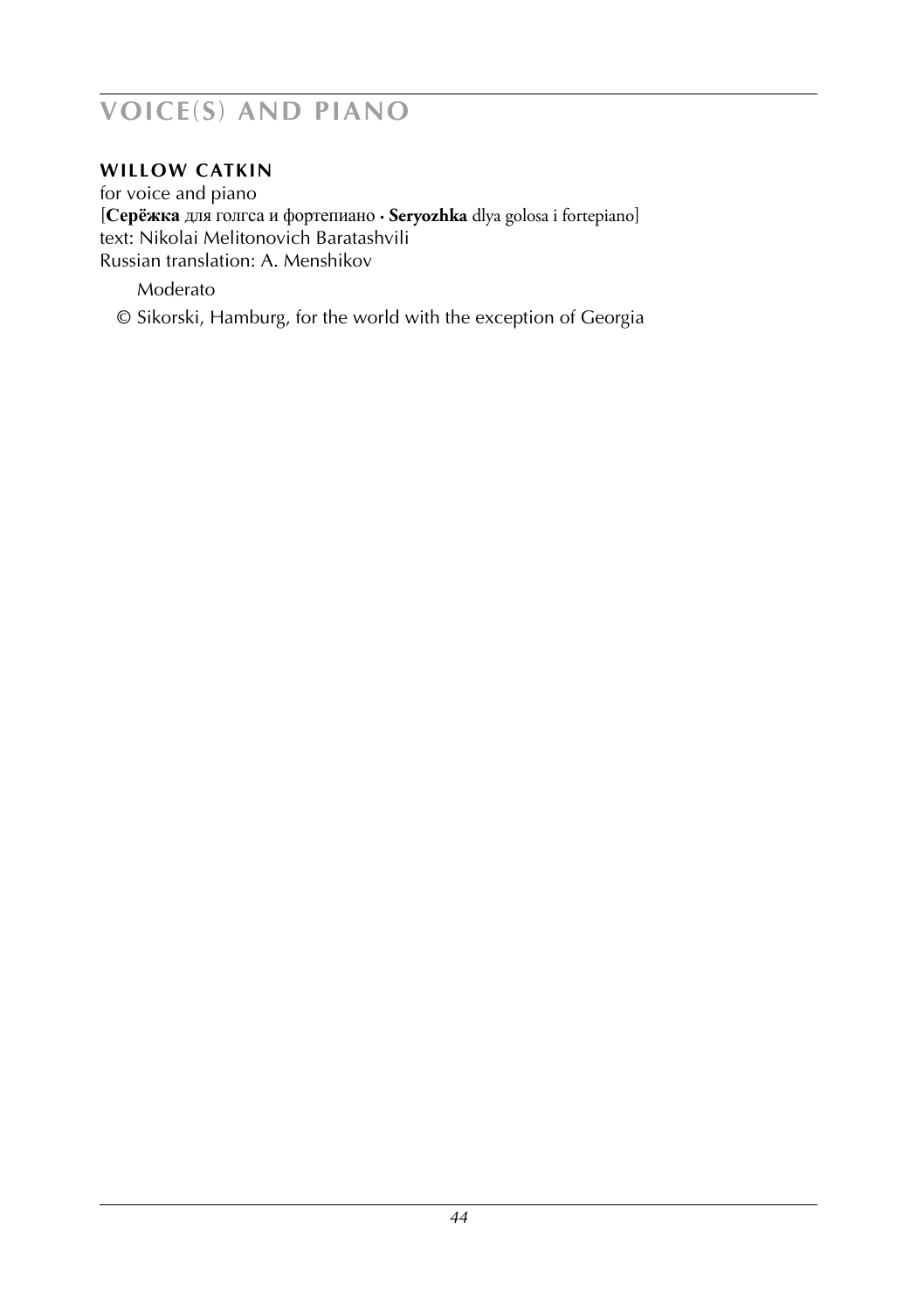# VOICE(S) AND PIANO

**WILLOW CATKIN**
for voice and piano
[**Серёжка** для голгса и фортепиано · **Seryozhka** dlya golosa i fortepiano]
text: Nikolai Melitonovich Baratashvili
Russian translation: A. Menshikov

Moderato

© Sikorski, Hamburg, for the world with the exception of Georgia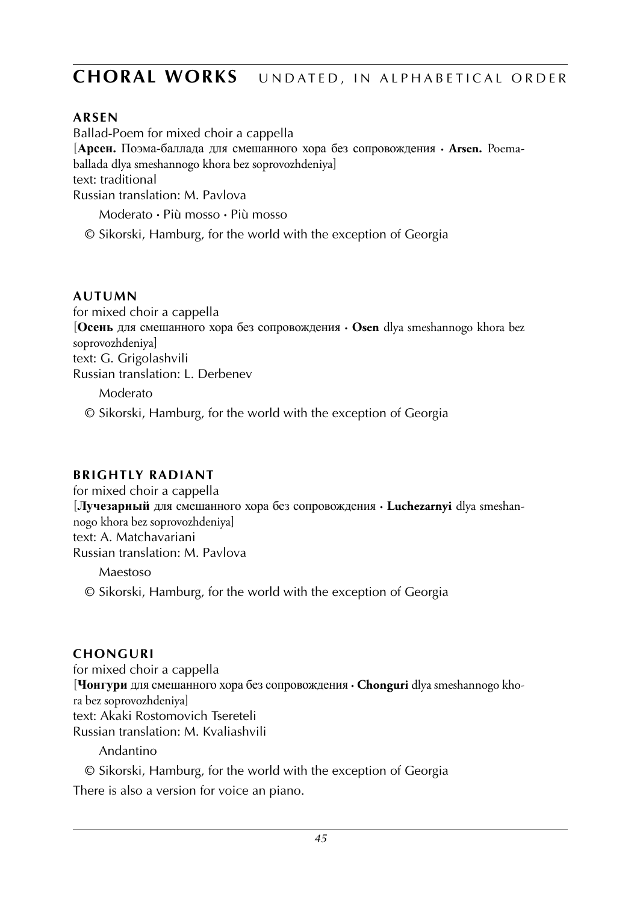# CHORAL WORKS UNDATED, IN ALPHABETICAL ORDER

### ARSEN

Ballad-Poem for mixed choir a cappella
[**Арсен.** Поэма-баллада для смешанного хора без сопровождения · **Arsen.** Poema-ballada dlya smeshannogo khora bez soprovozhdeniya]
text: traditional
Russian translation: M. Pavlova

Moderato · Più mosso · Più mosso

© Sikorski, Hamburg, for the world with the exception of Georgia

### AUTUMN

for mixed choir a cappella
[**Осень** для смешанного хора без сопровождения · **Osen** dlya smeshannogo khora bez soprovozhdeniya]
text: G. Grigolashvili
Russian translation: L. Derbenev

Moderato

© Sikorski, Hamburg, for the world with the exception of Georgia

### BRIGHTLY RADIANT

for mixed choir a cappella
[**Лучезарный** для смешанного хора без сопровождения · **Luchezarnyi** dlya smeshannogo khora bez soprovozhdeniya]
text: A. Matchavariani
Russian translation: M. Pavlova

Maestoso

© Sikorski, Hamburg, for the world with the exception of Georgia

### CHONGURI

for mixed choir a cappella
[**Чонгури** для смешанного хора без сопровождения · **Chonguri** dlya smeshannogo khora bez soprovozhdeniya]
text: Akaki Rostomovich Tsereteli
Russian translation: M. Kvaliashvili

Andantino

© Sikorski, Hamburg, for the world with the exception of Georgia

There is also a version for voice an piano.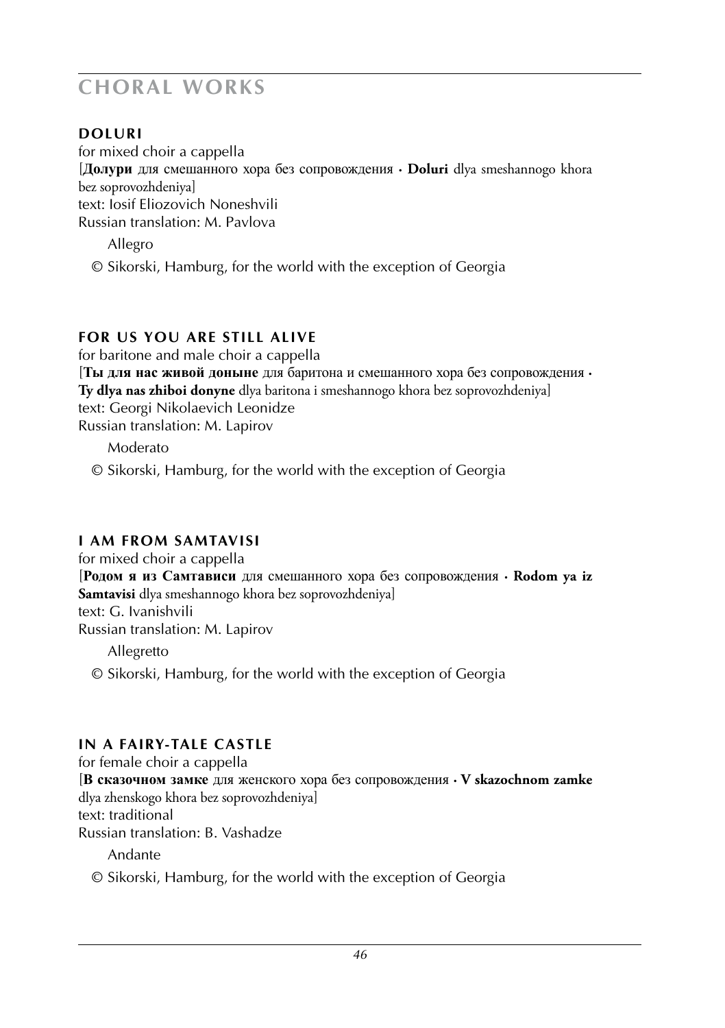# CHORAL WORKS

### DOLURI

for mixed choir a cappella
[**Долури** для смешанного хора без сопровождения · **Doluri** dlya smeshannogo khora bez soprovozhdeniya]
text: Iosif Eliozovich Noneshvili
Russian translation: M. Pavlova

Allegro

© Sikorski, Hamburg, for the world with the exception of Georgia

### FOR US YOU ARE STILL ALIVE

for baritone and male choir a cappella
[**Ты для нас живой доныне** для баритона и смешанного хора без сопровождения · **Ty dlya nas zhiboi donyne** dlya baritona i smeshannogo khora bez soprovozhdeniya]
text: Georgi Nikolaevich Leonidze
Russian translation: M. Lapirov

Moderato

© Sikorski, Hamburg, for the world with the exception of Georgia

### I AM FROM SAMTAVISI

for mixed choir a cappella
[**Родом я из Самтависи** для смешанного хора без сопровождения · **Rodom ya iz Samtavisi** dlya smeshannogo khora bez soprovozhdeniya]
text: G. Ivanishvili
Russian translation: M. Lapirov

Allegretto

© Sikorski, Hamburg, for the world with the exception of Georgia

### IN A FAIRY-TALE CASTLE

for female choir a cappella
[**В сказочном замке** для женского хора без сопровождения · **V skazochnom zamke** dlya zhenskogo khora bez soprovozhdeniya]
text: traditional
Russian translation: B. Vashadze

Andante

© Sikorski, Hamburg, for the world with the exception of Georgia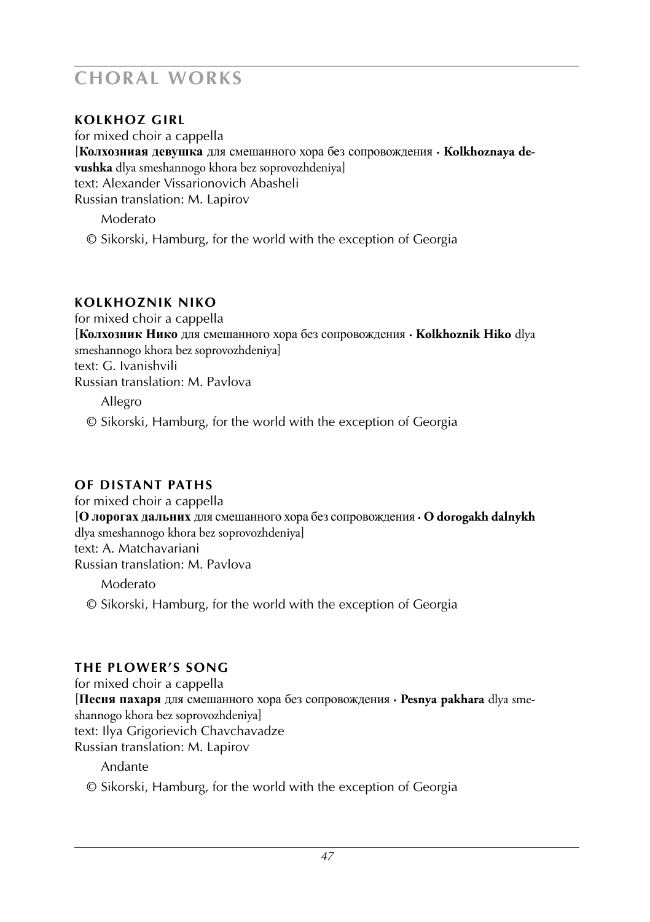# CHORAL WORKS

### KOLKHOZ GIRL

for mixed choir a cappella
[**Колхозниая девушка** для смешанного хора без сопровождения · **Kolkhoznaya devushka** dlya smeshannogo khora bez soprovozhdeniya]
text: Alexander Vissarionovich Abasheli
Russian translation: M. Lapirov

Moderato

© Sikorski, Hamburg, for the world with the exception of Georgia

### KOLKHOZNIK NIKO

for mixed choir a cappella
[**Колхозник Нико** для смешанного хора без сопровождения · **Kolkhoznik Hiko** dlya smeshannogo khora bez soprovozhdeniya]
text: G. Ivanishvili
Russian translation: M. Pavlova

Allegro

© Sikorski, Hamburg, for the world with the exception of Georgia

### OF DISTANT PATHS

for mixed choir a cappella
[**О лорогах дальних** для смешанного хора без сопровождения · **O dorogakh dalnykh** dlya smeshannogo khora bez soprovozhdeniya]
text: A. Matchavariani
Russian translation: M. Pavlova

Moderato

© Sikorski, Hamburg, for the world with the exception of Georgia

### THE PLOWER'S SONG

for mixed choir a cappella
[**Песня пахаря** для смешанного хора без сопровождения · **Pesnya pakhara** dlya smeshannogo khora bez soprovozhdeniya]
text: Ilya Grigorievich Chavchavadze
Russian translation: M. Lapirov

Andante

© Sikorski, Hamburg, for the world with the exception of Georgia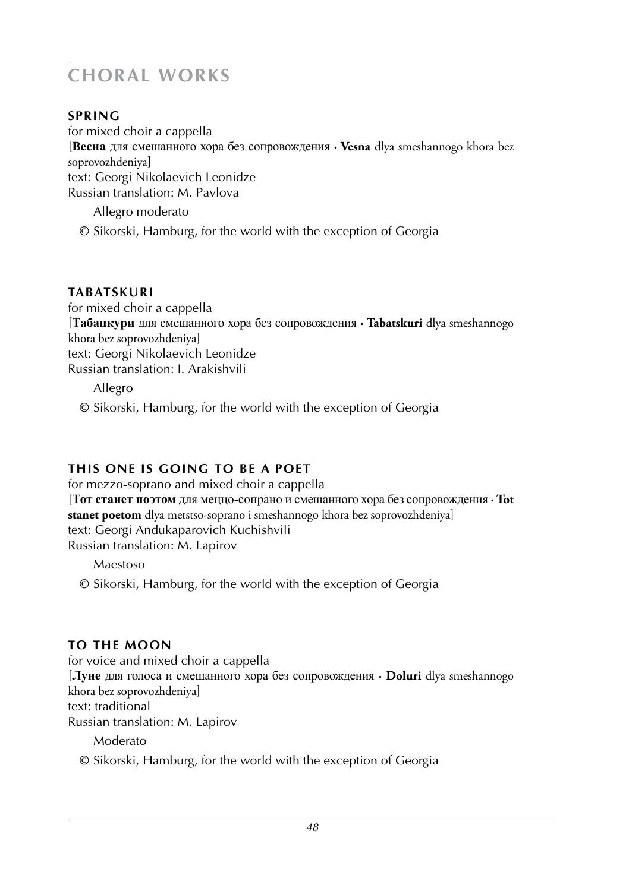# CHORAL WORKS

### SPRING

for mixed choir a cappella
[**Весна** для смешанного хора без сопровождения · **Vesna** dlya smeshannogo khora bez soprovozhdeniya]
text: Georgi Nikolaevich Leonidze
Russian translation: M. Pavlova

Allegro moderato

© Sikorski, Hamburg, for the world with the exception of Georgia

### TABATSKURI

for mixed choir a cappella
[**Табацкури** для смешанного хора без сопровождения · **Tabatskuri** dlya smeshannogo khora bez soprovozhdeniya]
text: Georgi Nikolaevich Leonidze
Russian translation: I. Arakishvili

Allegro

© Sikorski, Hamburg, for the world with the exception of Georgia

### THIS ONE IS GOING TO BE A POET

for mezzo-soprano and mixed choir a cappella
[**Тот станет поэтом** для меццо-сопрано и смешанного хора без сопровождения · **Tot stanet poetom** dlya metstso-soprano i smeshannogo khora bez soprovozhdeniya]
text: Georgi Andukaparovich Kuchishvili
Russian translation: M. Lapirov

Maestoso

© Sikorski, Hamburg, for the world with the exception of Georgia

### TO THE MOON

for voice and mixed choir a cappella
[**Луне** для голоса и смешанного хора без сопровождения · **Doluri** dlya smeshannogo khora bez soprovozhdeniya]
text: traditional
Russian translation: M. Lapirov

Moderato

© Sikorski, Hamburg, for the world with the exception of Georgia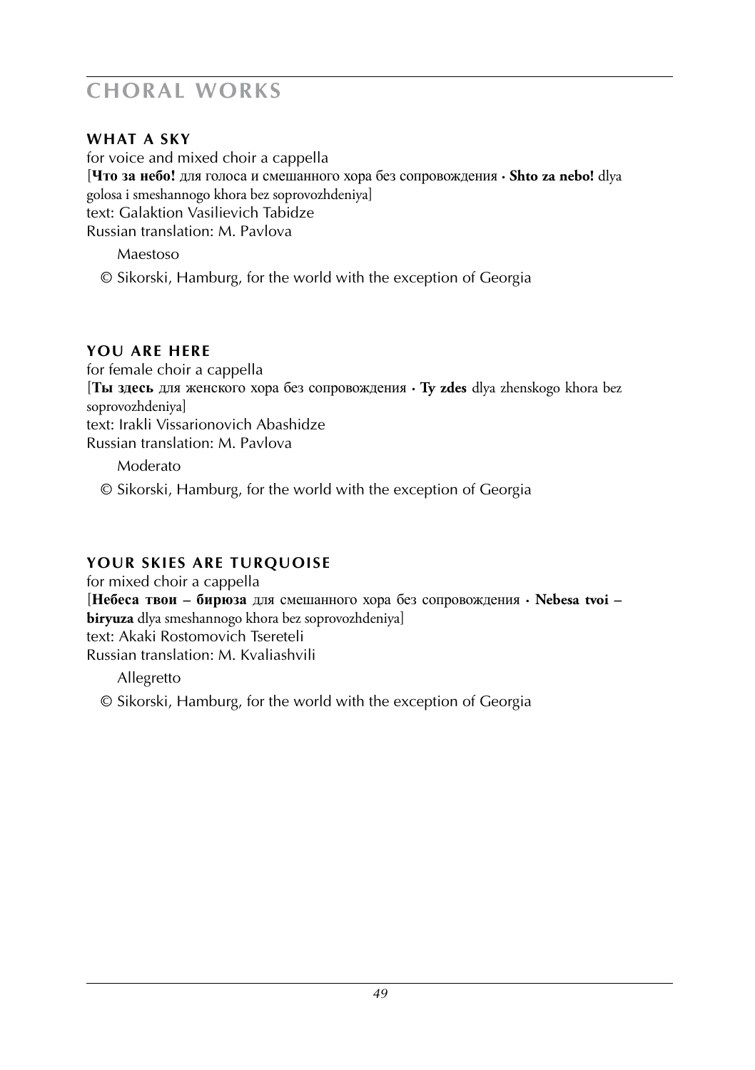# CHORAL WORKS

### WHAT A SKY

for voice and mixed choir a cappella
[**Что за небо!** для голоса и смешанного хора без сопровождения · **Shto za nebo!** dlya golosa i smeshannogo khora bez soprovozhdeniya]
text: Galaktion Vasilievich Tabidze
Russian translation: M. Pavlova

Maestoso

© Sikorski, Hamburg, for the world with the exception of Georgia

### YOU ARE HERE

for female choir a cappella
[**Ты здесь** для женского хора без сопровождения · **Ty zdes** dlya zhenskogo khora bez soprovozhdeniya]
text: Irakli Vissarionovich Abashidze
Russian translation: M. Pavlova

Moderato

© Sikorski, Hamburg, for the world with the exception of Georgia

### YOUR SKIES ARE TURQUOISE

for mixed choir a cappella
[**Небеса твои – бирюза** для смешанного хора без сопровождения · **Nebesa tvoi – biryuza** dlya smeshannogo khora bez soprovozhdeniya]
text: Akaki Rostomovich Tsereteli
Russian translation: M. Kvaliashvili

Allegretto

© Sikorski, Hamburg, for the world with the exception of Georgia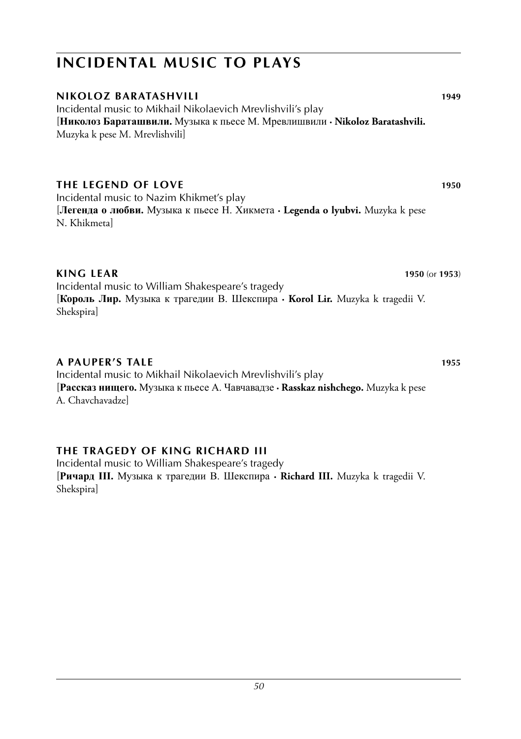# INCIDENTAL MUSIC TO PLAYS

### NIKOLOZ BARATASHVILI **1949**

Incidental music to Mikhail Nikolaevich Mrevlishvili's play
[**Николоз Бараташвили.** Музыка к пьесе М. Мревлишвили · **Nikoloz Baratashvili.** Muzyka k pese M. Mrevlishvili]

### THE LEGEND OF LOVE **1950**

Incidental music to Nazim Khikmet's play
[**Легенда о любви.** Музыка к пьесе Н. Хикмета · **Legenda o lyubvi.** Muzyka k pese N. Khikmeta]

### KING LEAR **1950** (or **1953**)

Incidental music to William Shakespeare's tragedy
[**Король Лир.** Музыка к трагедии В. Шекспира · **Korol Lir.** Muzyka k tragedii V. Shekspira]

### A PAUPER'S TALE **1955**

Incidental music to Mikhail Nikolaevich Mrevlishvili's play
[**Рассказ нищего.** Музыка к пьесе А. Чавчавадзе · **Rasskaz nishchego.** Muzyka k pese A. Chavchavadze]

### THE TRAGEDY OF KING RICHARD III

Incidental music to William Shakespeare's tragedy
[**Ричард III.** Музыка к трагедии В. Шекспира · **Richard III.** Muzyka k tragedii V. Shekspira]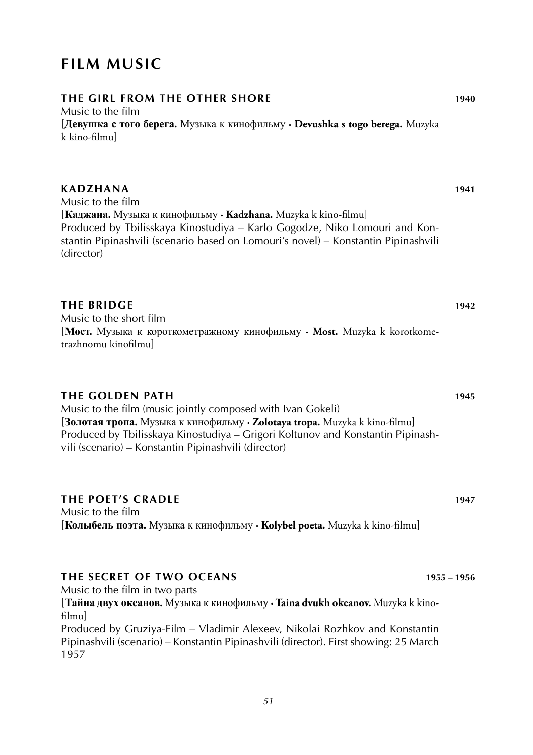# FILM MUSIC

### THE GIRL FROM THE OTHER SHORE 1940

Music to the film
[**Девушка с того берега.** Музыка к кинофильму · **Devushka s togo berega.** Muzyka k kino-filmu]

### KADZHANA 1941

Music to the film
[**Каджана.** Музыка к кинофильму · **Kadzhana.** Muzyka k kino-filmu]
Produced by Tbilisskaya Kinostudiya – Karlo Gogodze, Niko Lomouri and Konstantin Pipinashvili (scenario based on Lomouri's novel) – Konstantin Pipinashvili (director)

### THE BRIDGE 1942

Music to the short film
[**Мост.** Музыка к короткометражному кинофильму · **Most.** Muzyka k korotkometrazhnomu kinofilmu]

### THE GOLDEN PATH 1945

Music to the film (music jointly composed with Ivan Gokeli)
[**Золотая тропа.** Музыка к кинофильму · **Zolotaya tropa.** Muzyka k kino-filmu]
Produced by Tbilisskaya Kinostudiya – Grigori Koltunov and Konstantin Pipinashvili (scenario) – Konstantin Pipinashvili (director)

### THE POET'S CRADLE 1947

Music to the film
[**Колыбель поэта.** Музыка к кинофильму · **Kolybel poeta.** Muzyka k kino-filmu]

### THE SECRET OF TWO OCEANS 1955 – 1956

Music to the film in two parts
[**Тайна двух океанов.** Музыка к кинофильму · **Taina dvukh okeanov.** Muzyka k kino-filmu]
Produced by Gruziya-Film – Vladimir Alexeev, Nikolai Rozhkov and Konstantin Pipinashvili (scenario) – Konstantin Pipinashvili (director). First showing: 25 March 1957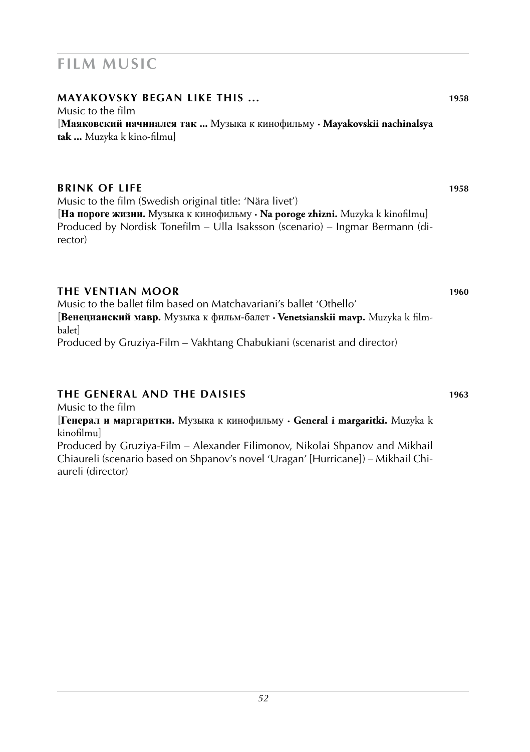# FILM MUSIC

**MAYAKOVSKY BEGAN LIKE THIS ...** **1958**

Music to the film
[**Маяковский начинался так ...** Музыка к кинофильму · **Mayakovskii nachinalsya tak ...** Muzyka k kino-filmu]

**BRINK OF LIFE** **1958**

Music to the film (Swedish original title: 'Nära livet')
[**На пороге жизни.** Музыка к кинофильму · **Na poroge zhizni.** Muzyka k kinofilmu]
Produced by Nordisk Tonefilm – Ulla Isaksson (scenario) – Ingmar Bermann (director)

**THE VENTIAN MOOR** **1960**

Music to the ballet film based on Matchavariani's ballet 'Othello'
[**Венецианский мавр.** Музыка к фильм-балет · **Venetsianskii mavp.** Muzyka k film-balet]
Produced by Gruziya-Film – Vakhtang Chabukiani (scenarist and director)

**THE GENERAL AND THE DAISIES** **1963**

Music to the film
[**Генерал и маргаритки.** Музыка к кинофильму · **General i margaritki.** Muzyka k kinofilmu]
Produced by Gruziya-Film – Alexander Filimonov, Nikolai Shpanov and Mikhail Chiaureli (scenario based on Shpanov's novel 'Uragan' [Hurricane]) – Mikhail Chiaureli (director)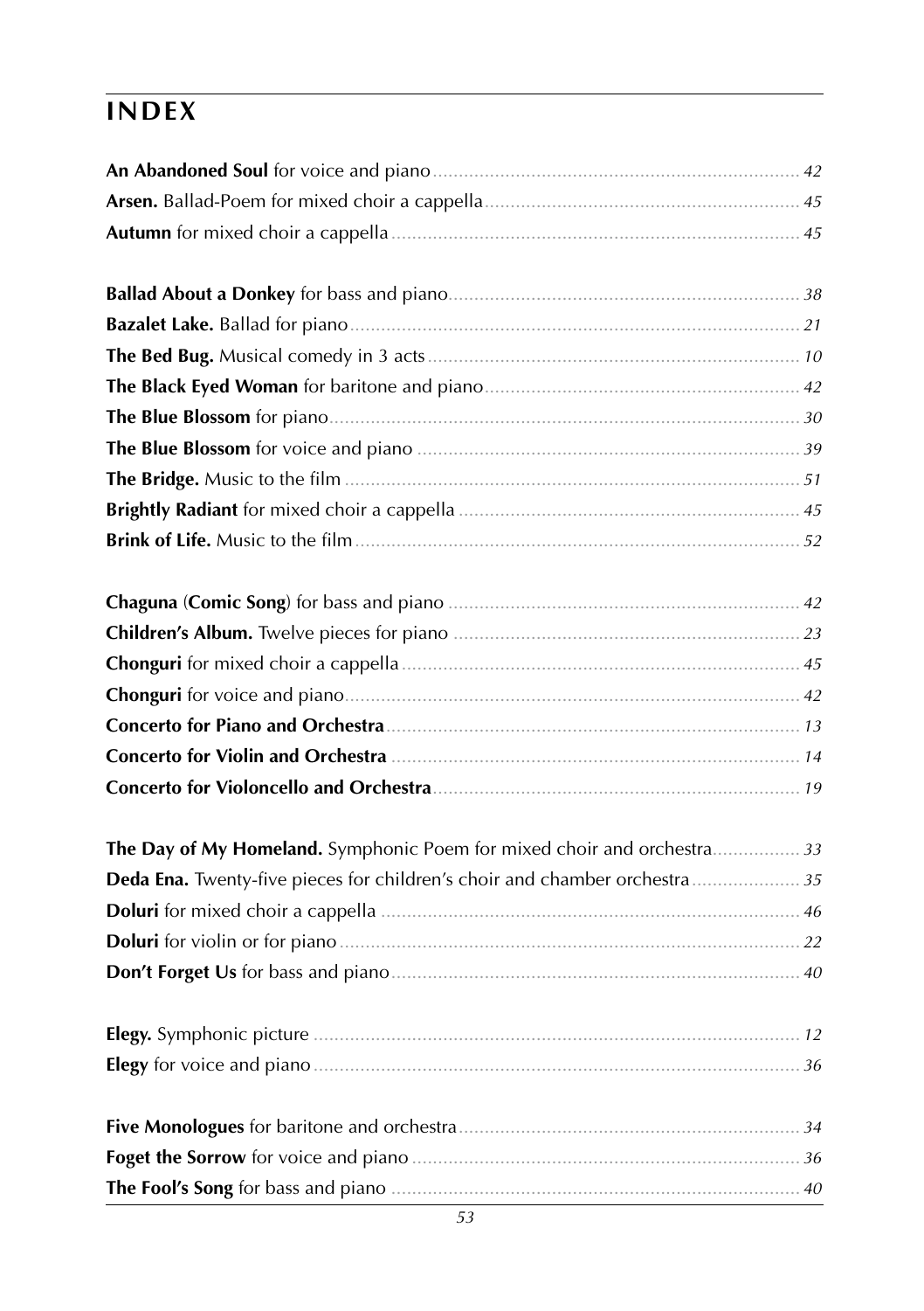# INDEX

**An Abandoned Soul** for voice and piano ........ *42*
**Arsen.** Ballad-Poem for mixed choir a cappella ........ *45*
**Autumn** for mixed choir a cappella ........ *45*

**Ballad About a Donkey** for bass and piano ........ *38*
**Bazalet Lake.** Ballad for piano ........ *21*
**The Bed Bug.** Musical comedy in 3 acts ........ *10*
**The Black Eyed Woman** for baritone and piano ........ *42*
**The Blue Blossom** for piano ........ *30*
**The Blue Blossom** for voice and piano ........ *39*
**The Bridge.** Music to the film ........ *51*
**Brightly Radiant** for mixed choir a cappella ........ *45*
**Brink of Life.** Music to the film ........ *52*

**Chaguna** (**Comic Song**) for bass and piano ........ *42*
**Children's Album.** Twelve pieces for piano ........ *23*
**Chonguri** for mixed choir a cappella ........ *45*
**Chonguri** for voice and piano ........ *42*
**Concerto for Piano and Orchestra** ........ *13*
**Concerto for Violin and Orchestra** ........ *14*
**Concerto for Violoncello and Orchestra** ........ *19*

**The Day of My Homeland.** Symphonic Poem for mixed choir and orchestra ........ *33*
**Deda Ena.** Twenty-five pieces for children's choir and chamber orchestra ........ *35*
**Doluri** for mixed choir a cappella ........ *46*
**Doluri** for violin or for piano ........ *22*
**Don't Forget Us** for bass and piano ........ *40*

**Elegy.** Symphonic picture ........ *12*
**Elegy** for voice and piano ........ *36*

**Five Monologues** for baritone and orchestra ........ *34*
**Foget the Sorrow** for voice and piano ........ *36*
**The Fool's Song** for bass and piano ........ *40*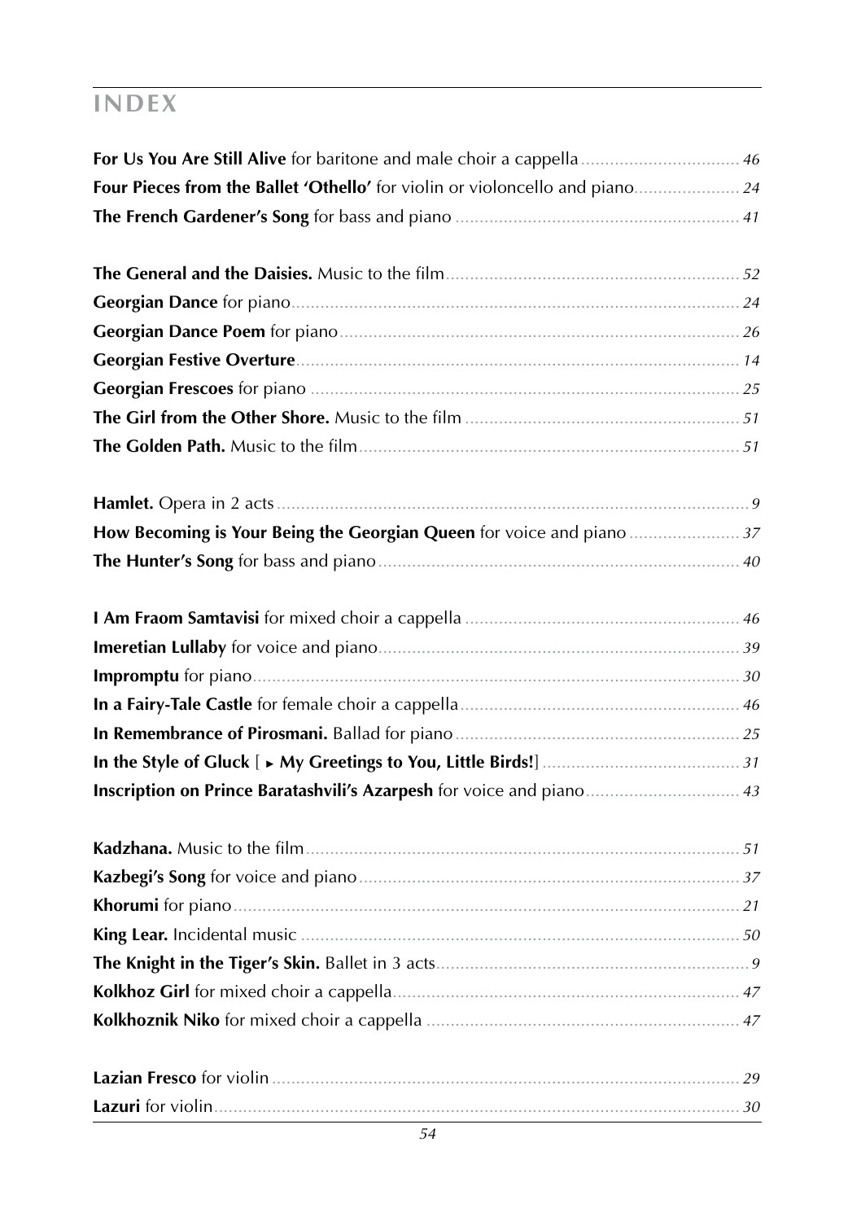# INDEX

**For Us You Are Still Alive** for baritone and male choir a cappella ........ 46
**Four Pieces from the Ballet 'Othello'** for violin or violoncello and piano ........ 24
**The French Gardener's Song** for bass and piano ........ 41

**The General and the Daisies.** Music to the film ........ 52
**Georgian Dance** for piano ........ 24
**Georgian Dance Poem** for piano ........ 26
**Georgian Festive Overture** ........ 14
**Georgian Frescoes** for piano ........ 25
**The Girl from the Other Shore.** Music to the film ........ 51
**The Golden Path.** Music to the film ........ 51

**Hamlet.** Opera in 2 acts ........ 9
**How Becoming is Your Being the Georgian Queen** for voice and piano ........ 37
**The Hunter's Song** for bass and piano ........ 40

**I Am Fraom Samtavisi** for mixed choir a cappella ........ 46
**Imeretian Lullaby** for voice and piano ........ 39
**Impromptu** for piano ........ 30
**In a Fairy-Tale Castle** for female choir a cappella ........ 46
**In Remembrance of Pirosmani.** Ballad for piano ........ 25
**In the Style of Gluck** [ ▸ **My Greetings to You, Little Birds!**] ........ 31
**Inscription on Prince Baratashvili's Azarpesh** for voice and piano ........ 43

**Kadzhana.** Music to the film ........ 51
**Kazbegi's Song** for voice and piano ........ 37
**Khorumi** for piano ........ 21
**King Lear.** Incidental music ........ 50
**The Knight in the Tiger's Skin.** Ballet in 3 acts ........ 9
**Kolkhoz Girl** for mixed choir a cappella ........ 47
**Kolkhoznik Niko** for mixed choir a cappella ........ 47

**Lazian Fresco** for violin ........ 29
**Lazuri** for violin ........ 30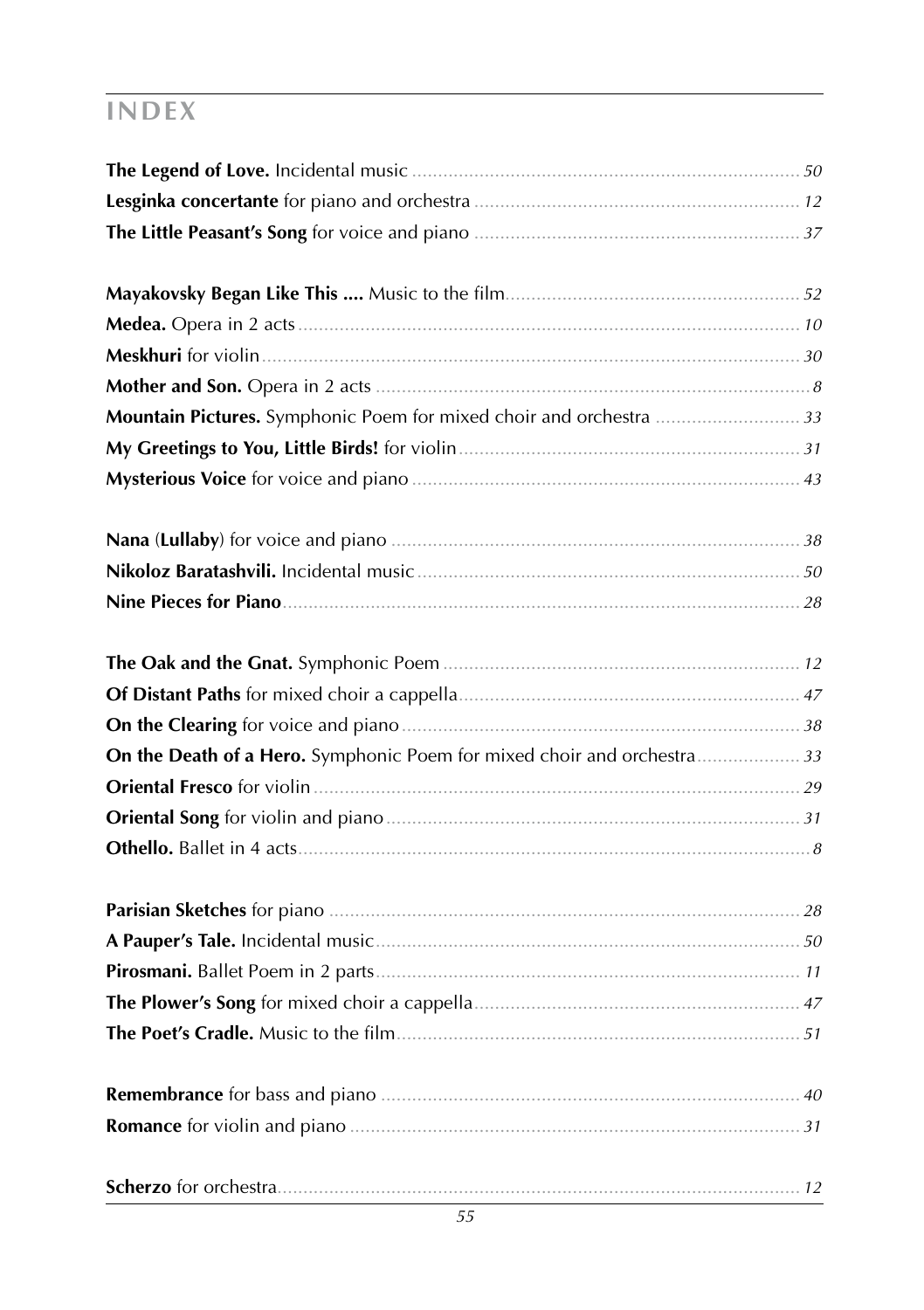# INDEX

**The Legend of Love.** Incidental music ........ *50*
**Lesginka concertante** for piano and orchestra ........ *12*
**The Little Peasant's Song** for voice and piano ........ *37*

**Mayakovsky Began Like This ....** Music to the film........ *52*
**Medea.** Opera in 2 acts ........ *10*
**Meskhuri** for violin ........ *30*
**Mother and Son.** Opera in 2 acts ........ *8*
**Mountain Pictures.** Symphonic Poem for mixed choir and orchestra ........ *33*
**My Greetings to You, Little Birds!** for violin ........ *31*
**Mysterious Voice** for voice and piano ........ *43*

**Nana** (**Lullaby**) for voice and piano ........ *38*
**Nikoloz Baratashvili.** Incidental music ........ *50*
**Nine Pieces for Piano** ........ *28*

**The Oak and the Gnat.** Symphonic Poem ........ *12*
**Of Distant Paths** for mixed choir a cappella ........ *47*
**On the Clearing** for voice and piano ........ *38*
**On the Death of a Hero.** Symphonic Poem for mixed choir and orchestra ........ *33*
**Oriental Fresco** for violin ........ *29*
**Oriental Song** for violin and piano ........ *31*
**Othello.** Ballet in 4 acts ........ *8*

**Parisian Sketches** for piano ........ *28*
**A Pauper's Tale.** Incidental music ........ *50*
**Pirosmani.** Ballet Poem in 2 parts ........ *11*
**The Plower's Song** for mixed choir a cappella ........ *47*
**The Poet's Cradle.** Music to the film ........ *51*

**Remembrance** for bass and piano ........ *40*
**Romance** for violin and piano ........ *31*

**Scherzo** for orchestra ........ *12*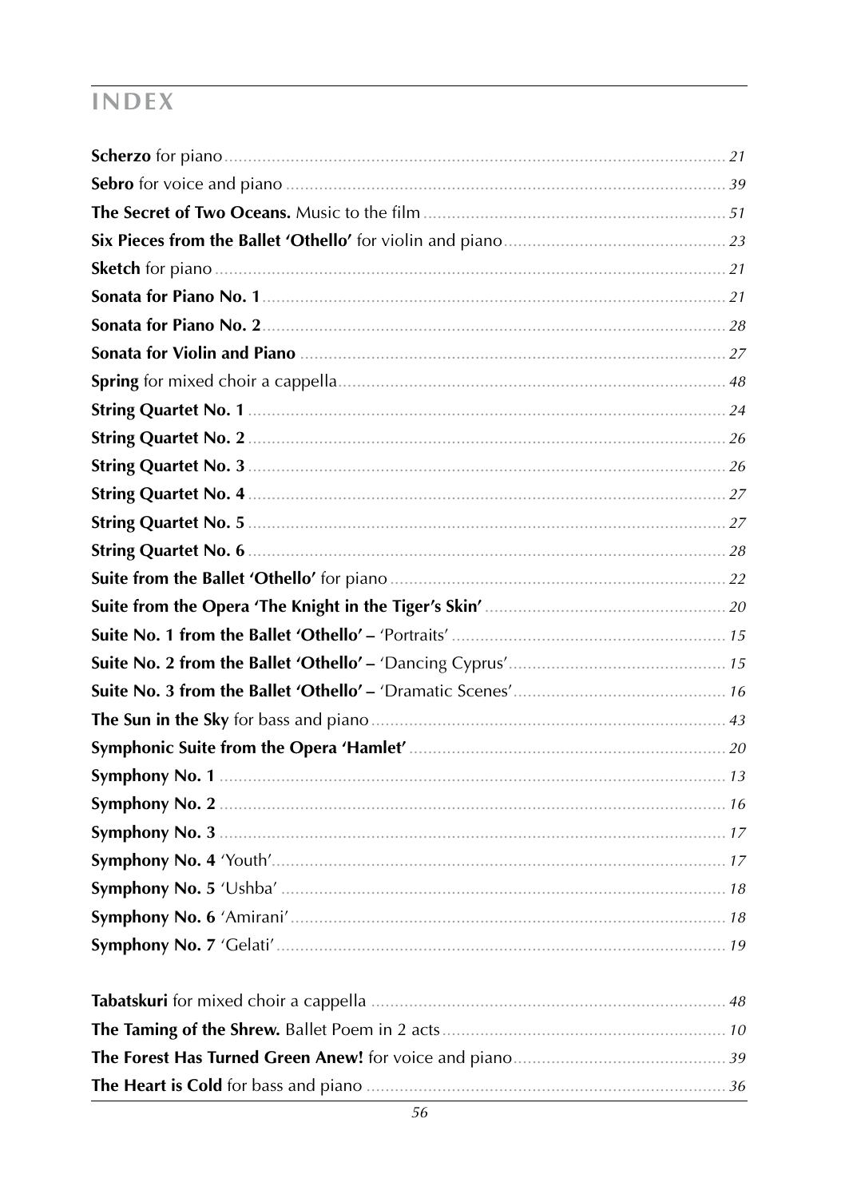# INDEX

**Scherzo** for piano ........ 21
**Sebro** for voice and piano ........ 39
**The Secret of Two Oceans.** Music to the film ........ 51
**Six Pieces from the Ballet 'Othello'** for violin and piano ........ 23
**Sketch** for piano ........ 21
**Sonata for Piano No. 1** ........ 21
**Sonata for Piano No. 2** ........ 28
**Sonata for Violin and Piano** ........ 27
**Spring** for mixed choir a cappella ........ 48
**String Quartet No. 1** ........ 24
**String Quartet No. 2** ........ 26
**String Quartet No. 3** ........ 26
**String Quartet No. 4** ........ 27
**String Quartet No. 5** ........ 27
**String Quartet No. 6** ........ 28
**Suite from the Ballet 'Othello'** for piano ........ 22
**Suite from the Opera 'The Knight in the Tiger's Skin'** ........ 20
**Suite No. 1 from the Ballet 'Othello' –** 'Portraits' ........ 15
**Suite No. 2 from the Ballet 'Othello' –** 'Dancing Cyprus' ........ 15
**Suite No. 3 from the Ballet 'Othello' –** 'Dramatic Scenes' ........ 16
**The Sun in the Sky** for bass and piano ........ 43
**Symphonic Suite from the Opera 'Hamlet'** ........ 20
**Symphony No. 1** ........ 13
**Symphony No. 2** ........ 16
**Symphony No. 3** ........ 17
**Symphony No. 4** 'Youth' ........ 17
**Symphony No. 5** 'Ushba' ........ 18
**Symphony No. 6** 'Amirani' ........ 18
**Symphony No. 7** 'Gelati' ........ 19

**Tabatskuri** for mixed choir a cappella ........ 48
**The Taming of the Shrew.** Ballet Poem in 2 acts ........ 10
**The Forest Has Turned Green Anew!** for voice and piano ........ 39
**The Heart is Cold** for bass and piano ........ 36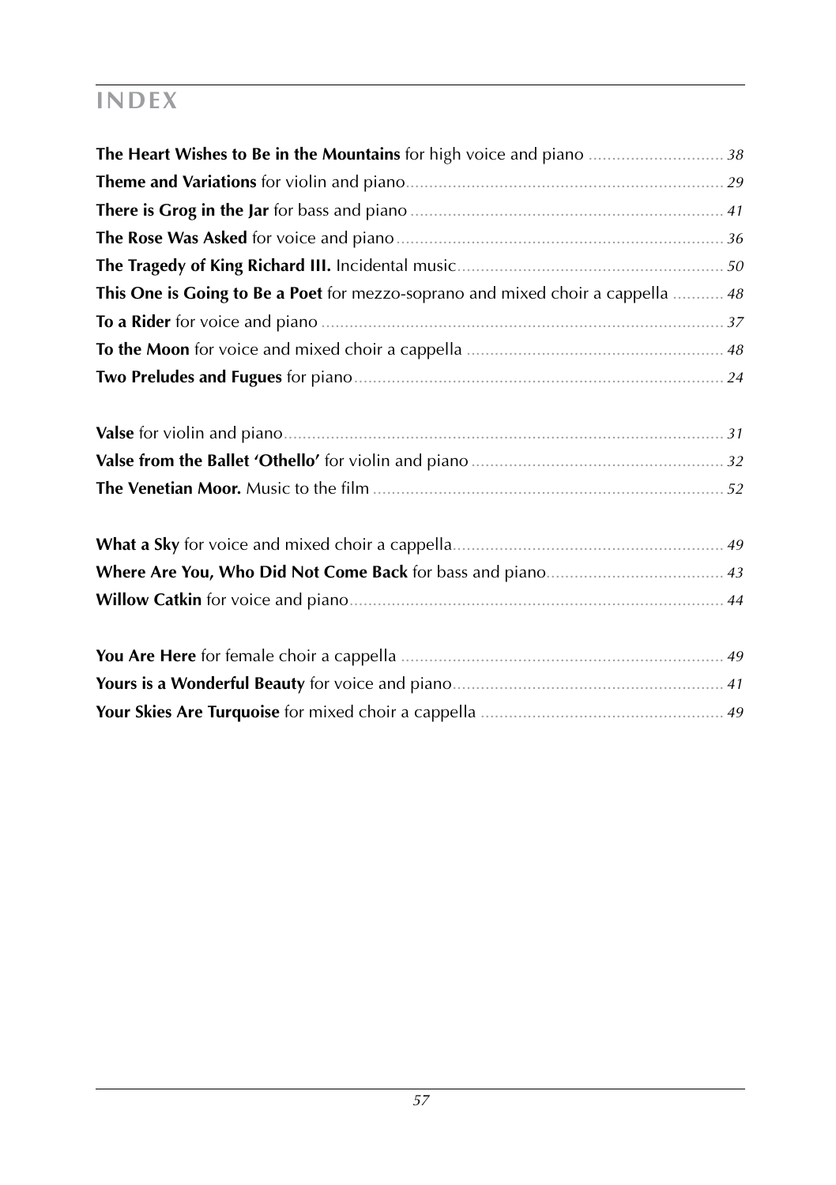## INDEX

**The Heart Wishes to Be in the Mountains** for high voice and piano ............................. *38*

**Theme and Variations** for violin and piano.................................................................... *29*

**There is Grog in the Jar** for bass and piano .................................................................... *41*

**The Rose Was Asked** for voice and piano ...................................................................... *36*

**The Tragedy of King Richard III.** Incidental music.......................................................... *50*

**This One is Going to Be a Poet** for mezzo-soprano and mixed choir a cappella ........... *48*

**To a Rider** for voice and piano ....................................................................................... *37*

**To the Moon** for voice and mixed choir a cappella ....................................................... *48*

**Two Preludes and Fugues** for piano............................................................................... *24*

**Valse** for violin and piano.............................................................................................. *31*

**Valse from the Ballet 'Othello'** for violin and piano ...................................................... *32*

**The Venetian Moor.** Music to the film ........................................................................... *52*

**What a Sky** for voice and mixed choir a cappella.......................................................... *49*

**Where Are You, Who Did Not Come Back** for bass and piano...................................... *43*

**Willow Catkin** for voice and piano................................................................................ *44*

**You Are Here** for female choir a cappella ..................................................................... *49*

**Yours is a Wonderful Beauty** for voice and piano.......................................................... *41*

**Your Skies Are Turquoise** for mixed choir a cappella .................................................... *49*